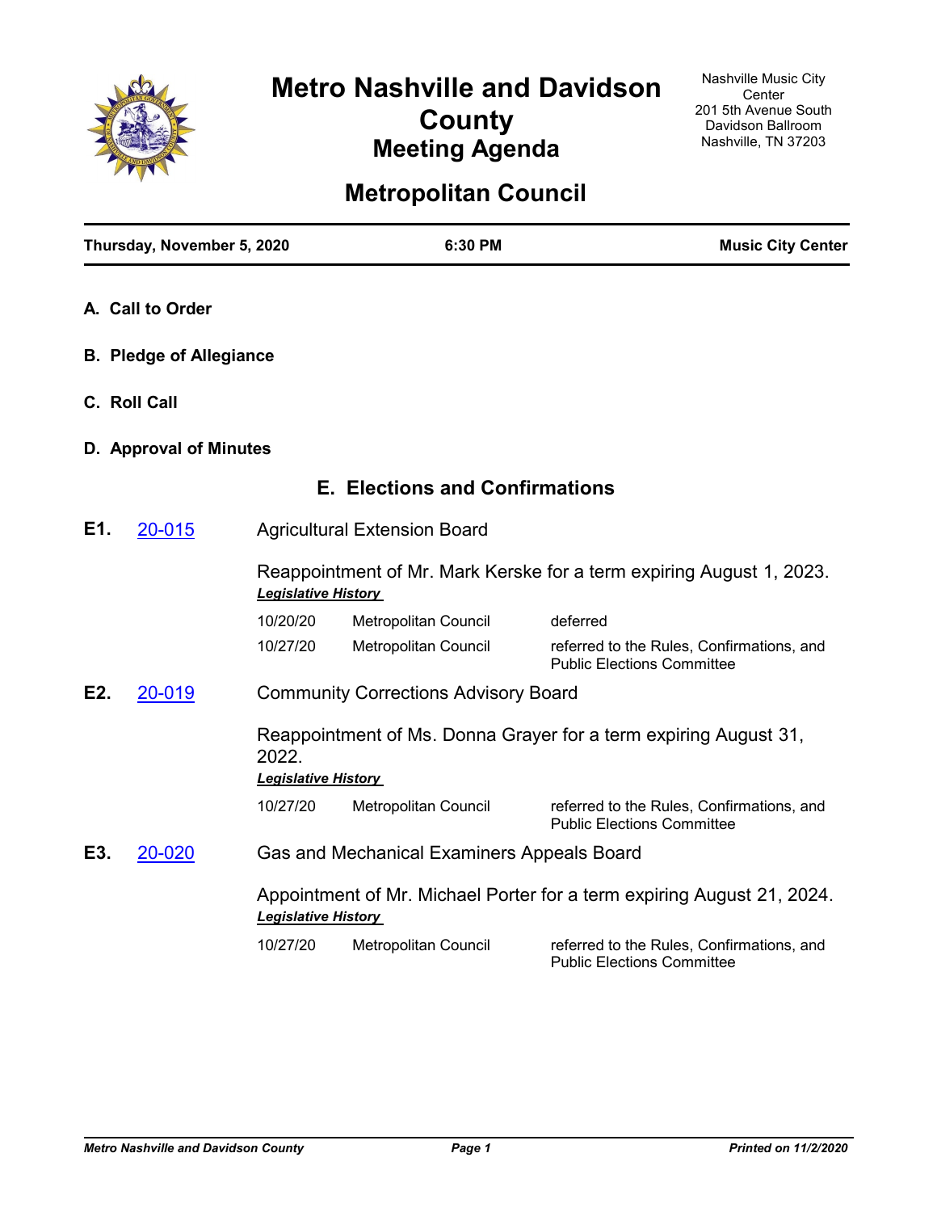# Metro Nashville and Davidson County

## Meeting Agenda

Nashville Music City Center
201 5th Avenue South
Davidson Ballroom
Nashville, TN 37203

# Metropolitan Council

**Thursday, November 5, 2020** | **6:30 PM** | **Music City Center**

**A. Call to Order**

**B. Pledge of Allegiance**

**C. Roll Call**

**D. Approval of Minutes**

## E. Elections and Confirmations

**E1.** 20-015 — Agricultural Extension Board

Reappointment of Mr. Mark Kerske for a term expiring August 1, 2023.

***Legislative History***

| Date | Body | Action |
|---|---|---|
| 10/20/20 | Metropolitan Council | deferred |
| 10/27/20 | Metropolitan Council | referred to the Rules, Confirmations, and Public Elections Committee |

**E2.** 20-019 — Community Corrections Advisory Board

Reappointment of Ms. Donna Grayer for a term expiring August 31, 2022.

***Legislative History***

| Date | Body | Action |
|---|---|---|
| 10/27/20 | Metropolitan Council | referred to the Rules, Confirmations, and Public Elections Committee |

**E3.** 20-020 — Gas and Mechanical Examiners Appeals Board

Appointment of Mr. Michael Porter for a term expiring August 21, 2024.

***Legislative History***

| Date | Body | Action |
|---|---|---|
| 10/27/20 | Metropolitan Council | referred to the Rules, Confirmations, and Public Elections Committee |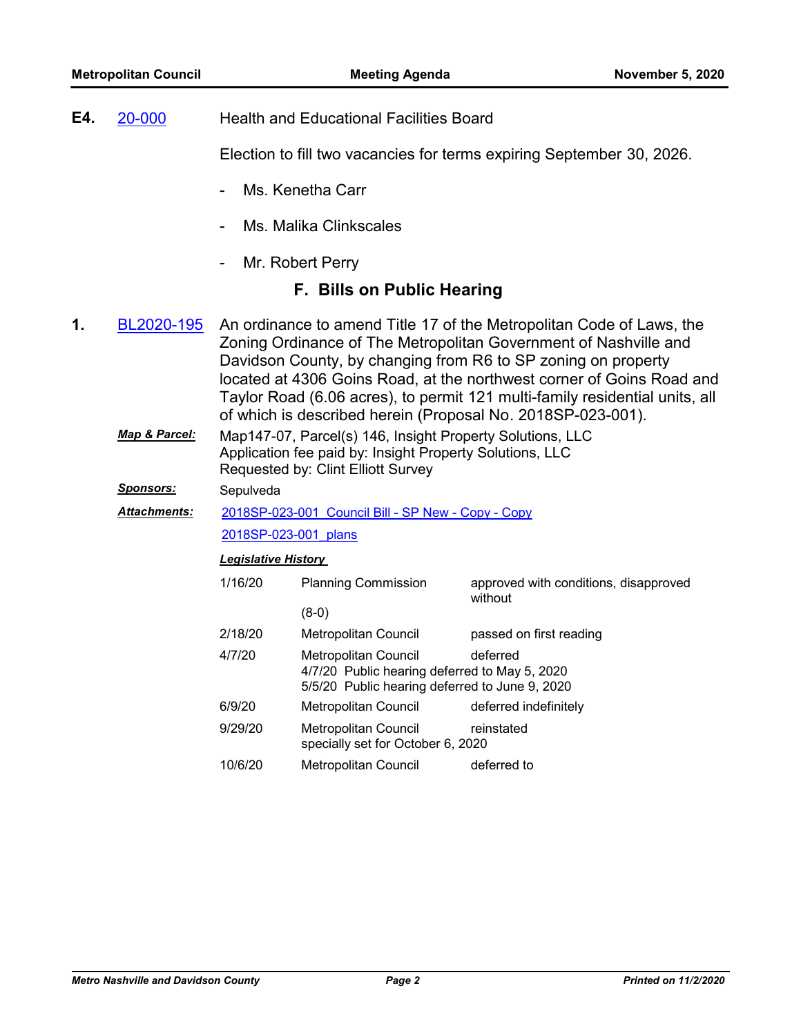**E4.** [20-000] Health and Educational Facilities Board

Election to fill two vacancies for terms expiring September 30, 2026.

- Ms. Kenetha Carr
- Ms. Malika Clinkscales
- Mr. Robert Perry

## F. Bills on Public Hearing

**1.** [BL2020-195] An ordinance to amend Title 17 of the Metropolitan Code of Laws, the Zoning Ordinance of The Metropolitan Government of Nashville and Davidson County, by changing from R6 to SP zoning on property located at 4306 Goins Road, at the northwest corner of Goins Road and Taylor Road (6.06 acres), to permit 121 multi-family residential units, all of which is described herein (Proposal No. 2018SP-023-001).

***Map & Parcel:*** Map147-07, Parcel(s) 146, Insight Property Solutions, LLC
Application fee paid by: Insight Property Solutions, LLC
Requested by: Clint Elliott Survey

***Sponsors:*** Sepulveda

***Attachments:*** 2018SP-023-001 Council Bill - SP New - Copy - Copy
2018SP-023-001 plans

***Legislative History***

| | | |
|---|---|---|
| 1/16/20 | Planning Commission (8-0) | approved with conditions, disapproved without |
| 2/18/20 | Metropolitan Council | passed on first reading |
| 4/7/20 | Metropolitan Council<br>4/7/20 Public hearing deferred to May 5, 2020<br>5/5/20 Public hearing deferred to June 9, 2020 | deferred |
| 6/9/20 | Metropolitan Council | deferred indefinitely |
| 9/29/20 | Metropolitan Council<br>specially set for October 6, 2020 | reinstated |
| 10/6/20 | Metropolitan Council | deferred to |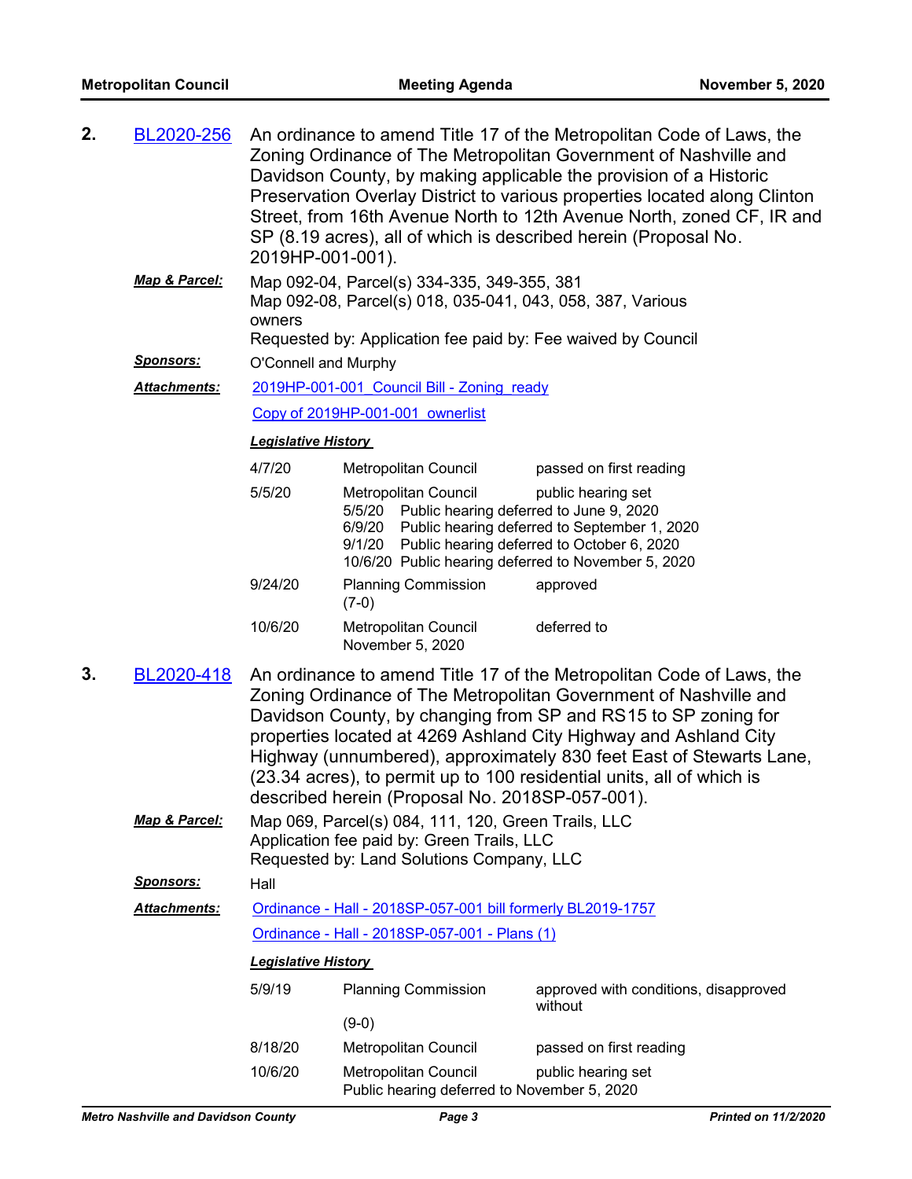**2.** BL2020-256 An ordinance to amend Title 17 of the Metropolitan Code of Laws, the Zoning Ordinance of The Metropolitan Government of Nashville and Davidson County, by making applicable the provision of a Historic Preservation Overlay District to various properties located along Clinton Street, from 16th Avenue North to 12th Avenue North, zoned CF, IR and SP (8.19 acres), all of which is described herein (Proposal No. 2019HP-001-001).

***Map & Parcel:*** Map 092-04, Parcel(s) 334-335, 349-355, 381
Map 092-08, Parcel(s) 018, 035-041, 043, 058, 387, Various owners
Requested by: Application fee paid by: Fee waived by Council

***Sponsors:*** O'Connell and Murphy

***Attachments:*** 2019HP-001-001_Council Bill - Zoning_ready
Copy of 2019HP-001-001_ownerlist

***Legislative History***

| | | |
|---|---|---|
| 4/7/20 | Metropolitan Council | passed on first reading |
| 5/5/20 | Metropolitan Council<br>5/5/20 Public hearing deferred to June 9, 2020<br>6/9/20 Public hearing deferred to September 1, 2020<br>9/1/20 Public hearing deferred to October 6, 2020<br>10/6/20 Public hearing deferred to November 5, 2020 | public hearing set |
| 9/24/20 | Planning Commission (7-0) | approved |
| 10/6/20 | Metropolitan Council November 5, 2020 | deferred to |

**3.** BL2020-418 An ordinance to amend Title 17 of the Metropolitan Code of Laws, the Zoning Ordinance of The Metropolitan Government of Nashville and Davidson County, by changing from SP and RS15 to SP zoning for properties located at 4269 Ashland City Highway and Ashland City Highway (unnumbered), approximately 830 feet East of Stewarts Lane, (23.34 acres), to permit up to 100 residential units, all of which is described herein (Proposal No. 2018SP-057-001).

***Map & Parcel:*** Map 069, Parcel(s) 084, 111, 120, Green Trails, LLC
Application fee paid by: Green Trails, LLC
Requested by: Land Solutions Company, LLC

***Sponsors:*** Hall

***Attachments:*** Ordinance - Hall - 2018SP-057-001 bill formerly BL2019-1757
Ordinance - Hall - 2018SP-057-001 - Plans (1)

***Legislative History***

| | | |
|---|---|---|
| 5/9/19 | Planning Commission (9-0) | approved with conditions, disapproved without |
| 8/18/20 | Metropolitan Council | passed on first reading |
| 10/6/20 | Metropolitan Council<br>Public hearing deferred to November 5, 2020 | public hearing set |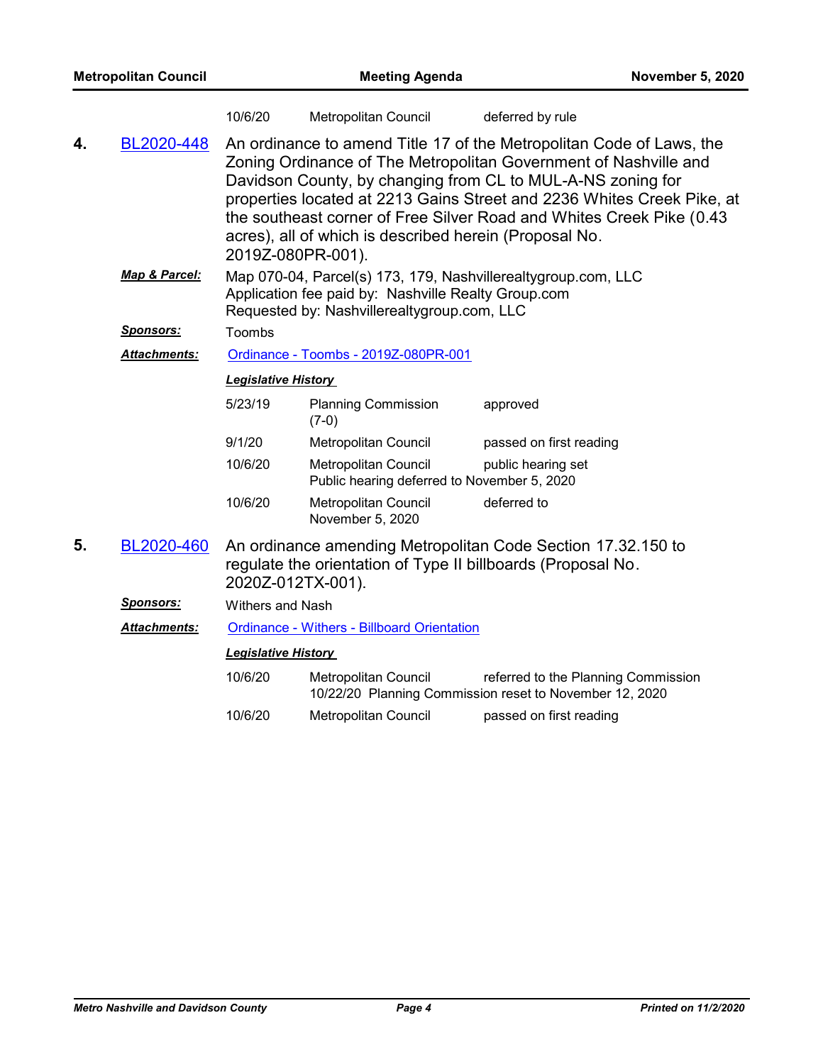| | | |
|---|---|---|
| 10/6/20 | Metropolitan Council | deferred by rule |

**4.** BL2020-448 An ordinance to amend Title 17 of the Metropolitan Code of Laws, the Zoning Ordinance of The Metropolitan Government of Nashville and Davidson County, by changing from CL to MUL-A-NS zoning for properties located at 2213 Gains Street and 2236 Whites Creek Pike, at the southeast corner of Free Silver Road and Whites Creek Pike (0.43 acres), all of which is described herein (Proposal No. 2019Z-080PR-001).

***Map & Parcel:*** Map 070-04, Parcel(s) 173, 179, Nashvillerealtygroup.com, LLC
Application fee paid by: Nashville Realty Group.com
Requested by: Nashvillerealtygroup.com, LLC

***Sponsors:*** Toombs

***Attachments:*** Ordinance - Toombs - 2019Z-080PR-001

***Legislative History***

| Date | Body | Action |
|---|---|---|
| 5/23/19 | Planning Commission (7-0) | approved |
| 9/1/20 | Metropolitan Council | passed on first reading |
| 10/6/20 | Metropolitan Council<br>Public hearing deferred to November 5, 2020 | public hearing set |
| 10/6/20 | Metropolitan Council<br>November 5, 2020 | deferred to |

**5.** BL2020-460 An ordinance amending Metropolitan Code Section 17.32.150 to regulate the orientation of Type II billboards (Proposal No. 2020Z-012TX-001).

***Sponsors:*** Withers and Nash

***Attachments:*** Ordinance - Withers - Billboard Orientation

***Legislative History***

| Date | Body | Action |
|---|---|---|
| 10/6/20 | Metropolitan Council<br>10/22/20 Planning Commission reset to November 12, 2020 | referred to the Planning Commission |
| 10/6/20 | Metropolitan Council | passed on first reading |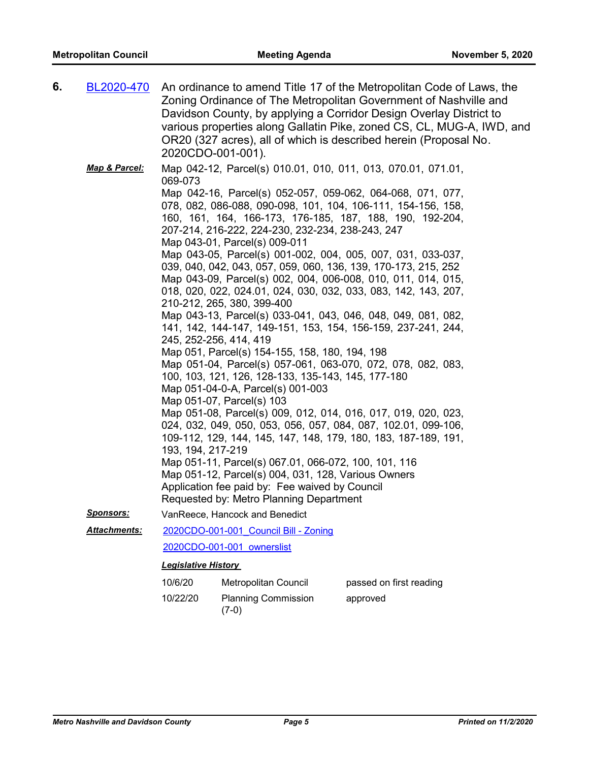**6.** BL2020-470 An ordinance to amend Title 17 of the Metropolitan Code of Laws, the Zoning Ordinance of The Metropolitan Government of Nashville and Davidson County, by applying a Corridor Design Overlay District to various properties along Gallatin Pike, zoned CS, CL, MUG-A, IWD, and OR20 (327 acres), all of which is described herein (Proposal No. 2020CDO-001-001).

***Map & Parcel:***

Map 042-12, Parcel(s) 010.01, 010, 011, 013, 070.01, 071.01, 069-073
Map 042-16, Parcel(s) 052-057, 059-062, 064-068, 071, 077, 078, 082, 086-088, 090-098, 101, 104, 106-111, 154-156, 158, 160, 161, 164, 166-173, 176-185, 187, 188, 190, 192-204, 207-214, 216-222, 224-230, 232-234, 238-243, 247
Map 043-01, Parcel(s) 009-011
Map 043-05, Parcel(s) 001-002, 004, 005, 007, 031, 033-037, 039, 040, 042, 043, 057, 059, 060, 136, 139, 170-173, 215, 252
Map 043-09, Parcel(s) 002, 004, 006-008, 010, 011, 014, 015, 018, 020, 022, 024.01, 024, 030, 032, 033, 083, 142, 143, 207, 210-212, 265, 380, 399-400
Map 043-13, Parcel(s) 033-041, 043, 046, 048, 049, 081, 082, 141, 142, 144-147, 149-151, 153, 154, 156-159, 237-241, 244, 245, 252-256, 414, 419
Map 051, Parcel(s) 154-155, 158, 180, 194, 198
Map 051-04, Parcel(s) 057-061, 063-070, 072, 078, 082, 083, 100, 103, 121, 126, 128-133, 135-143, 145, 177-180
Map 051-04-0-A, Parcel(s) 001-003
Map 051-07, Parcel(s) 103
Map 051-08, Parcel(s) 009, 012, 014, 016, 017, 019, 020, 023, 024, 032, 049, 050, 053, 056, 057, 084, 087, 102.01, 099-106, 109-112, 129, 144, 145, 147, 148, 179, 180, 183, 187-189, 191, 193, 194, 217-219
Map 051-11, Parcel(s) 067.01, 066-072, 100, 101, 116
Map 051-12, Parcel(s) 004, 031, 128, Various Owners
Application fee paid by: Fee waived by Council
Requested by: Metro Planning Department

***Sponsors:*** VanReece, Hancock and Benedict

***Attachments:*** 2020CDO-001-001_Council Bill - Zoning

2020CDO-001-001_ownerslist

***Legislative History***

| | | |
|---|---|---|
| 10/6/20 | Metropolitan Council | passed on first reading |
| 10/22/20 | Planning Commission (7-0) | approved |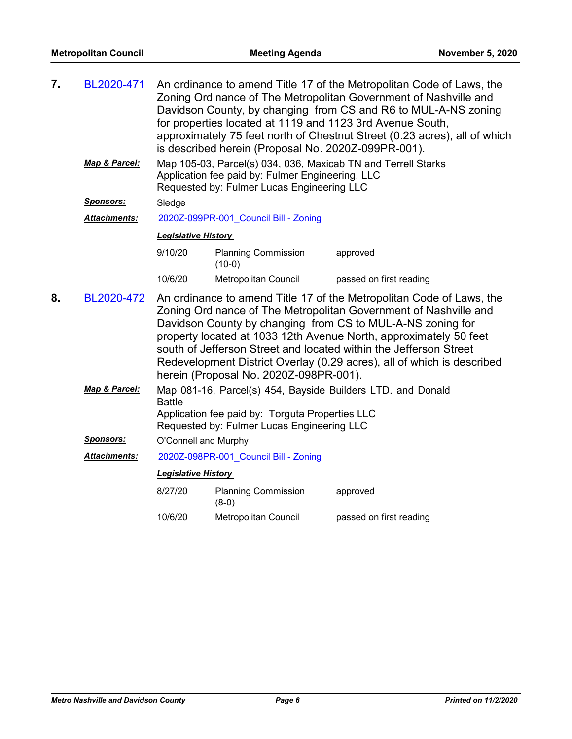**7.** BL2020-471 An ordinance to amend Title 17 of the Metropolitan Code of Laws, the Zoning Ordinance of The Metropolitan Government of Nashville and Davidson County, by changing from CS and R6 to MUL-A-NS zoning for properties located at 1119 and 1123 3rd Avenue South, approximately 75 feet north of Chestnut Street (0.23 acres), all of which is described herein (Proposal No. 2020Z-099PR-001).

***Map & Parcel:*** Map 105-03, Parcel(s) 034, 036, Maxicab TN and Terrell Starks
Application fee paid by: Fulmer Engineering, LLC
Requested by: Fulmer Lucas Engineering LLC

***Sponsors:*** Sledge

***Attachments:*** 2020Z-099PR-001_Council Bill - Zoning

***Legislative History***

| | | |
|---|---|---|
| 9/10/20 | Planning Commission (10-0) | approved |
| 10/6/20 | Metropolitan Council | passed on first reading |

**8.** BL2020-472 An ordinance to amend Title 17 of the Metropolitan Code of Laws, the Zoning Ordinance of The Metropolitan Government of Nashville and Davidson County by changing from CS to MUL-A-NS zoning for property located at 1033 12th Avenue North, approximately 50 feet south of Jefferson Street and located within the Jefferson Street Redevelopment District Overlay (0.29 acres), all of which is described herein (Proposal No. 2020Z-098PR-001).

***Map & Parcel:*** Map 081-16, Parcel(s) 454, Bayside Builders LTD. and Donald Battle
Application fee paid by: Torguta Properties LLC
Requested by: Fulmer Lucas Engineering LLC

***Sponsors:*** O'Connell and Murphy

***Attachments:*** 2020Z-098PR-001_Council Bill - Zoning

***Legislative History***

| | | |
|---|---|---|
| 8/27/20 | Planning Commission (8-0) | approved |
| 10/6/20 | Metropolitan Council | passed on first reading |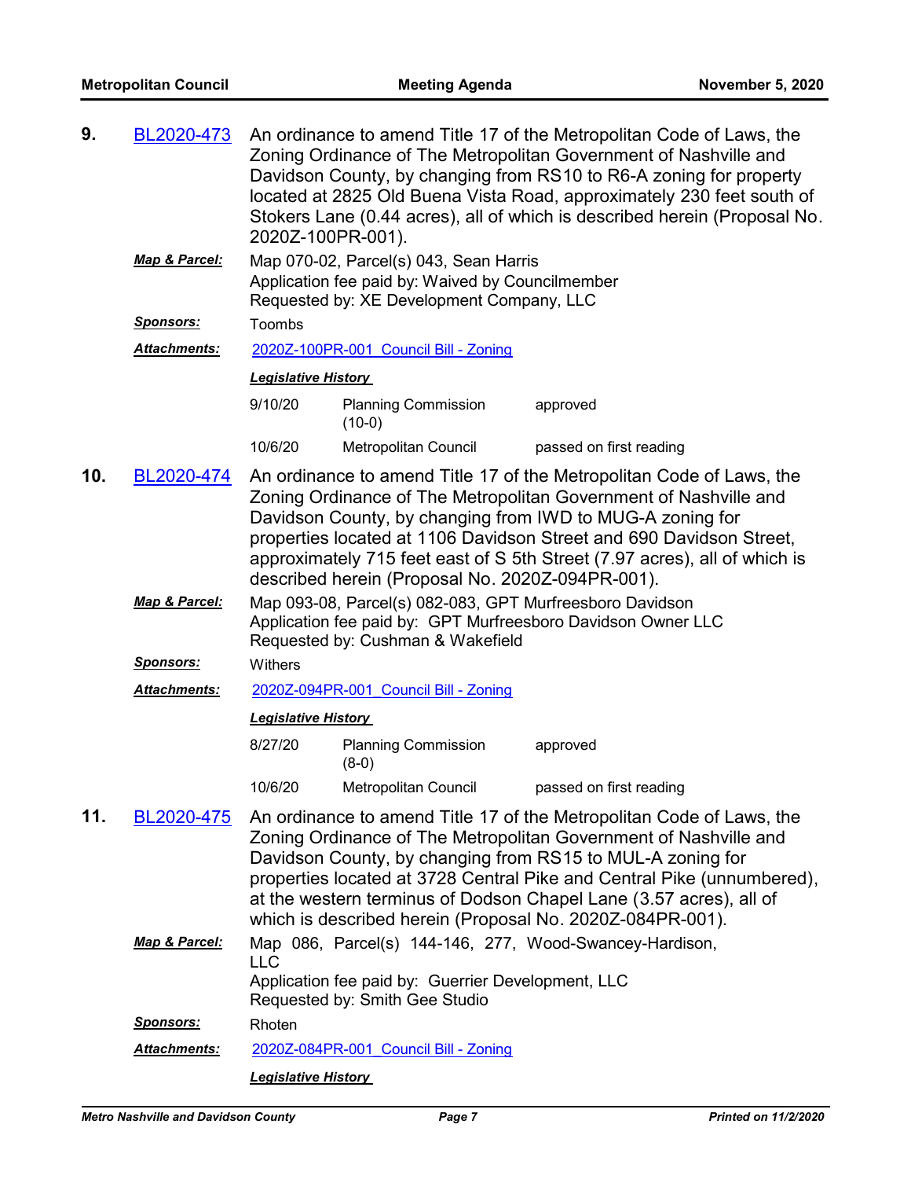**9.** BL2020-473 An ordinance to amend Title 17 of the Metropolitan Code of Laws, the Zoning Ordinance of The Metropolitan Government of Nashville and Davidson County, by changing from RS10 to R6-A zoning for property located at 2825 Old Buena Vista Road, approximately 230 feet south of Stokers Lane (0.44 acres), all of which is described herein (Proposal No. 2020Z-100PR-001).

***Map & Parcel:*** Map 070-02, Parcel(s) 043, Sean Harris
Application fee paid by: Waived by Councilmember
Requested by: XE Development Company, LLC

***Sponsors:*** Toombs

***Attachments:*** 2020Z-100PR-001_Council Bill - Zoning

***Legislative History***

| | | |
|---|---|---|
| 9/10/20 | Planning Commission (10-0) | approved |
| 10/6/20 | Metropolitan Council | passed on first reading |

**10.** BL2020-474 An ordinance to amend Title 17 of the Metropolitan Code of Laws, the Zoning Ordinance of The Metropolitan Government of Nashville and Davidson County, by changing from IWD to MUG-A zoning for properties located at 1106 Davidson Street and 690 Davidson Street, approximately 715 feet east of S 5th Street (7.97 acres), all of which is described herein (Proposal No. 2020Z-094PR-001).

***Map & Parcel:*** Map 093-08, Parcel(s) 082-083, GPT Murfreesboro Davidson
Application fee paid by: GPT Murfreesboro Davidson Owner LLC
Requested by: Cushman & Wakefield

***Sponsors:*** Withers

***Attachments:*** 2020Z-094PR-001_Council Bill - Zoning

***Legislative History***

| | | |
|---|---|---|
| 8/27/20 | Planning Commission (8-0) | approved |
| 10/6/20 | Metropolitan Council | passed on first reading |

**11.** BL2020-475 An ordinance to amend Title 17 of the Metropolitan Code of Laws, the Zoning Ordinance of The Metropolitan Government of Nashville and Davidson County, by changing from RS15 to MUL-A zoning for properties located at 3728 Central Pike and Central Pike (unnumbered), at the western terminus of Dodson Chapel Lane (3.57 acres), all of which is described herein (Proposal No. 2020Z-084PR-001).

***Map & Parcel:*** Map 086, Parcel(s) 144-146, 277, Wood-Swancey-Hardison, LLC
Application fee paid by: Guerrier Development, LLC
Requested by: Smith Gee Studio

***Sponsors:*** Rhoten

***Attachments:*** 2020Z-084PR-001_Council Bill - Zoning

***Legislative History***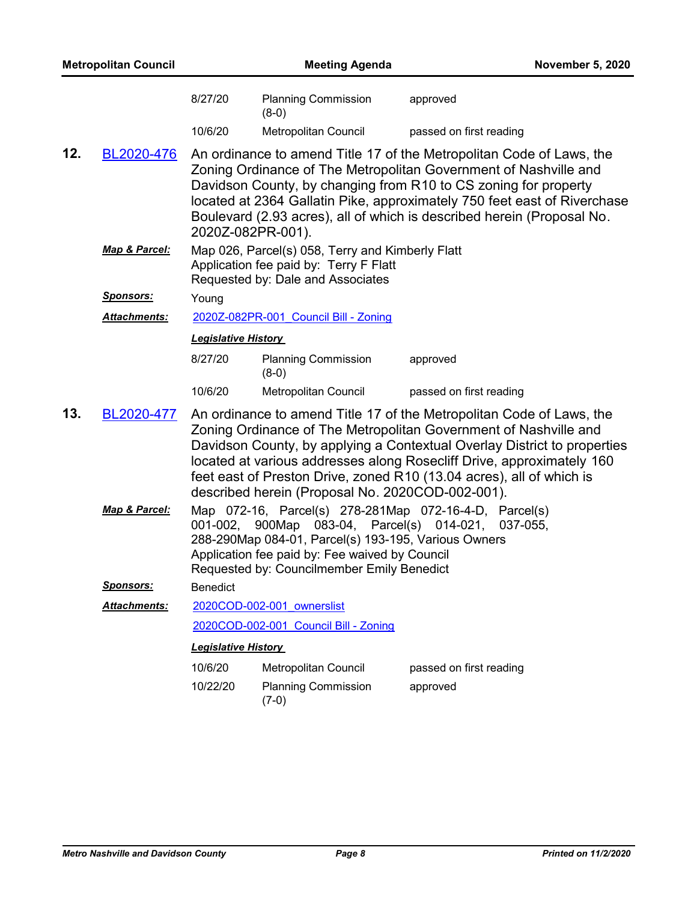| | | |
|---|---|---|
| 8/27/20 | Planning Commission (8-0) | approved |
| 10/6/20 | Metropolitan Council | passed on first reading |

**12.** BL2020-476

An ordinance to amend Title 17 of the Metropolitan Code of Laws, the Zoning Ordinance of The Metropolitan Government of Nashville and Davidson County, by changing from R10 to CS zoning for property located at 2364 Gallatin Pike, approximately 750 feet east of Riverchase Boulevard (2.93 acres), all of which is described herein (Proposal No. 2020Z-082PR-001).

***Map & Parcel:*** Map 026, Parcel(s) 058, Terry and Kimberly Flatt
Application fee paid by: Terry F Flatt
Requested by: Dale and Associates

***Sponsors:*** Young

***Attachments:*** 2020Z-082PR-001_Council Bill - Zoning

***Legislative History***

| | | |
|---|---|---|
| 8/27/20 | Planning Commission (8-0) | approved |
| 10/6/20 | Metropolitan Council | passed on first reading |

**13.** BL2020-477

An ordinance to amend Title 17 of the Metropolitan Code of Laws, the Zoning Ordinance of The Metropolitan Government of Nashville and Davidson County, by applying a Contextual Overlay District to properties located at various addresses along Rosecliff Drive, approximately 160 feet east of Preston Drive, zoned R10 (13.04 acres), all of which is described herein (Proposal No. 2020COD-002-001).

***Map & Parcel:*** Map 072-16, Parcel(s) 278-281Map 072-16-4-D, Parcel(s) 001-002, 900Map 083-04, Parcel(s) 014-021, 037-055, 288-290Map 084-01, Parcel(s) 193-195, Various Owners
Application fee paid by: Fee waived by Council
Requested by: Councilmember Emily Benedict

***Sponsors:*** Benedict

***Attachments:*** 2020COD-002-001_ownerslist
2020COD-002-001_Council Bill - Zoning

***Legislative History***

| | | |
|---|---|---|
| 10/6/20 | Metropolitan Council | passed on first reading |
| 10/22/20 | Planning Commission (7-0) | approved |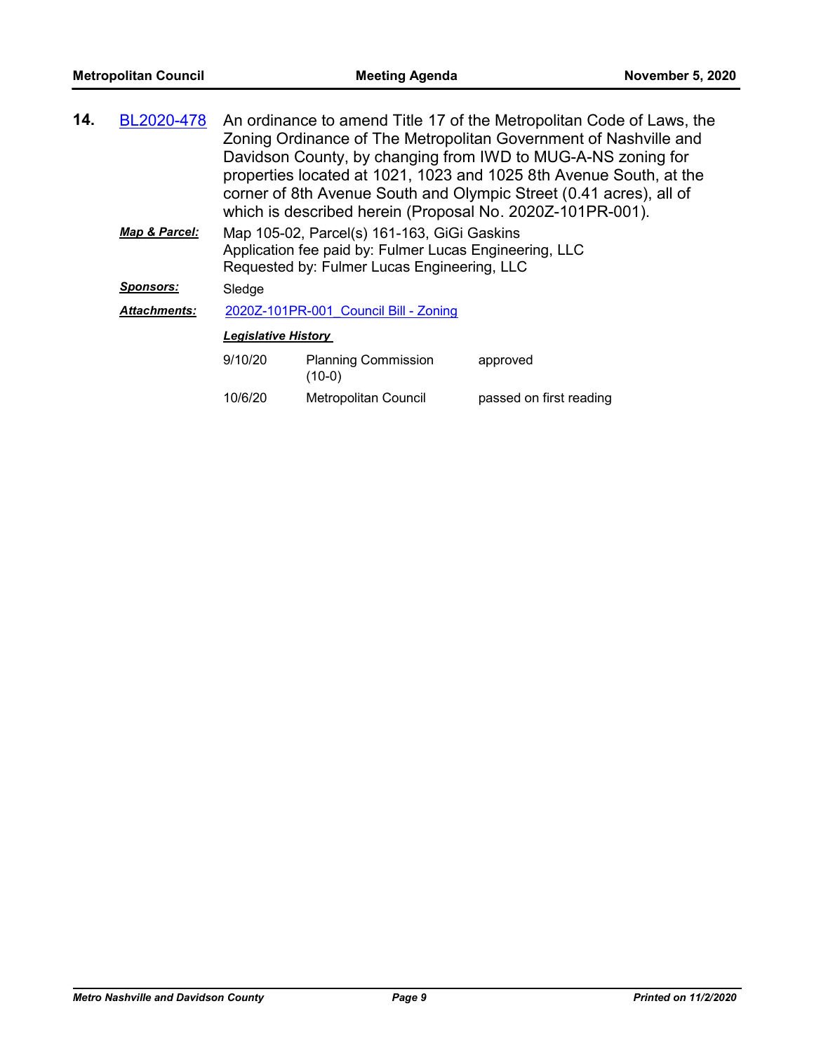**14.** BL2020-478 An ordinance to amend Title 17 of the Metropolitan Code of Laws, the Zoning Ordinance of The Metropolitan Government of Nashville and Davidson County, by changing from IWD to MUG-A-NS zoning for properties located at 1021, 1023 and 1025 8th Avenue South, at the corner of 8th Avenue South and Olympic Street (0.41 acres), all of which is described herein (Proposal No. 2020Z-101PR-001).

***Map & Parcel:*** Map 105-02, Parcel(s) 161-163, GiGi Gaskins
Application fee paid by: Fulmer Lucas Engineering, LLC
Requested by: Fulmer Lucas Engineering, LLC

***Sponsors:*** Sledge

***Attachments:*** 2020Z-101PR-001_Council Bill - Zoning

***Legislative History***

| | | |
|---|---|---|
| 9/10/20 | Planning Commission (10-0) | approved |
| 10/6/20 | Metropolitan Council | passed on first reading |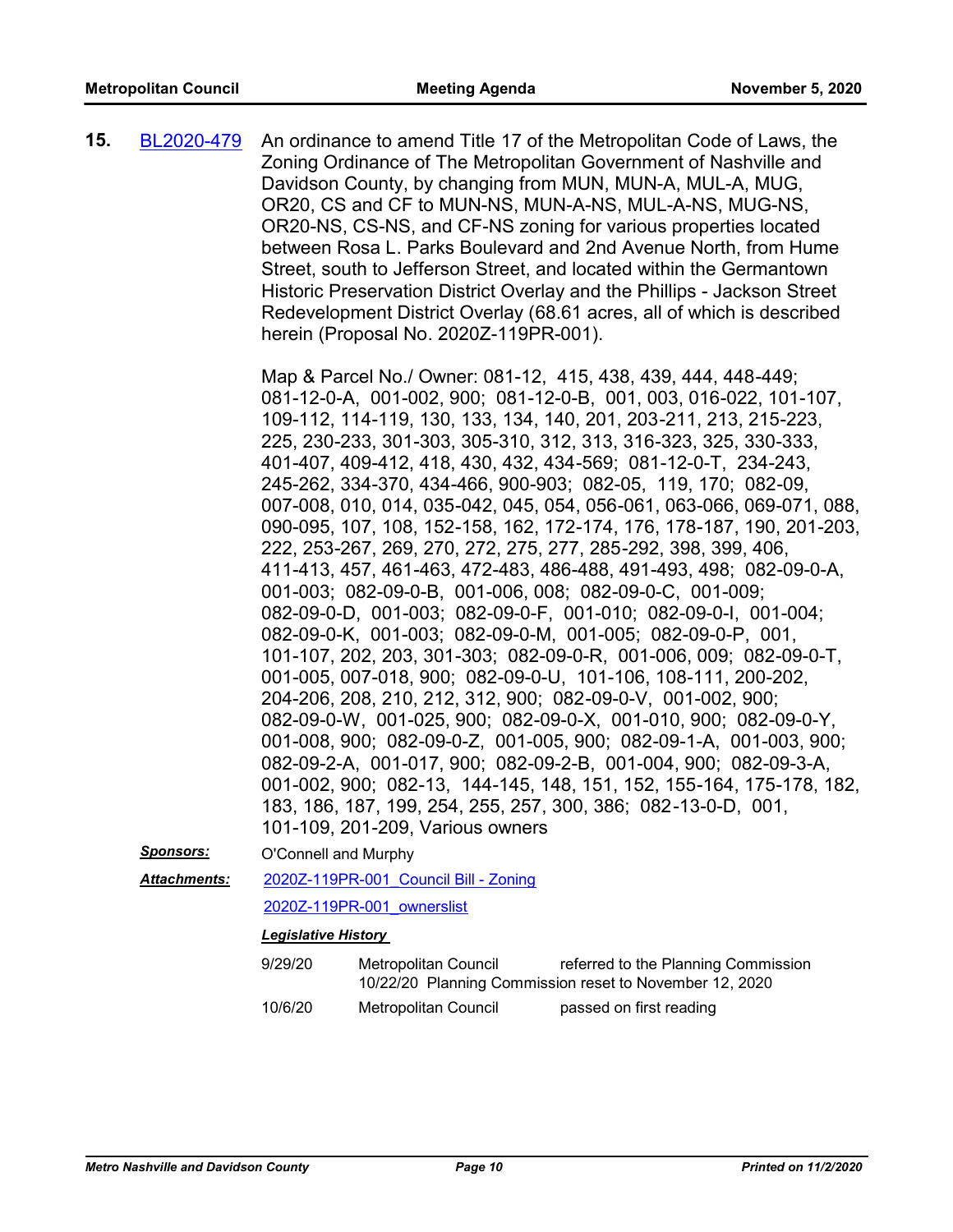**15.** BL2020-479 An ordinance to amend Title 17 of the Metropolitan Code of Laws, the Zoning Ordinance of The Metropolitan Government of Nashville and Davidson County, by changing from MUN, MUN-A, MUL-A, MUG, OR20, CS and CF to MUN-NS, MUN-A-NS, MUL-A-NS, MUG-NS, OR20-NS, CS-NS, and CF-NS zoning for various properties located between Rosa L. Parks Boulevard and 2nd Avenue North, from Hume Street, south to Jefferson Street, and located within the Germantown Historic Preservation District Overlay and the Phillips - Jackson Street Redevelopment District Overlay (68.61 acres, all of which is described herein (Proposal No. 2020Z-119PR-001).

Map & Parcel No./ Owner: 081-12, 415, 438, 439, 444, 448-449; 081-12-0-A, 001-002, 900; 081-12-0-B, 001, 003, 016-022, 101-107, 109-112, 114-119, 130, 133, 134, 140, 201, 203-211, 213, 215-223, 225, 230-233, 301-303, 305-310, 312, 313, 316-323, 325, 330-333, 401-407, 409-412, 418, 430, 432, 434-569; 081-12-0-T, 234-243, 245-262, 334-370, 434-466, 900-903; 082-05, 119, 170; 082-09, 007-008, 010, 014, 035-042, 045, 054, 056-061, 063-066, 069-071, 088, 090-095, 107, 108, 152-158, 162, 172-174, 176, 178-187, 190, 201-203, 222, 253-267, 269, 270, 272, 275, 277, 285-292, 398, 399, 406, 411-413, 457, 461-463, 472-483, 486-488, 491-493, 498; 082-09-0-A, 001-003; 082-09-0-B, 001-006, 008; 082-09-0-C, 001-009; 082-09-0-D, 001-003; 082-09-0-F, 001-010; 082-09-0-I, 001-004; 082-09-0-K, 001-003; 082-09-0-M, 001-005; 082-09-0-P, 001, 101-107, 202, 203, 301-303; 082-09-0-R, 001-006, 009; 082-09-0-T, 001-005, 007-018, 900; 082-09-0-U, 101-106, 108-111, 200-202, 204-206, 208, 210, 212, 312, 900; 082-09-0-V, 001-002, 900; 082-09-0-W, 001-025, 900; 082-09-0-X, 001-010, 900; 082-09-0-Y, 001-008, 900; 082-09-0-Z, 001-005, 900; 082-09-1-A, 001-003, 900; 082-09-2-A, 001-017, 900; 082-09-2-B, 001-004, 900; 082-09-3-A, 001-002, 900; 082-13, 144-145, 148, 151, 152, 155-164, 175-178, 182, 183, 186, 187, 199, 254, 255, 257, 300, 386; 082-13-0-D, 001, 101-109, 201-209, Various owners

***Sponsors:*** O'Connell and Murphy

***Attachments:*** 2020Z-119PR-001_Council Bill - Zoning

2020Z-119PR-001_ownerslist

***Legislative History***

| | | |
|---|---|---|
| 9/29/20 | Metropolitan Council | referred to the Planning Commission |
| | 10/22/20 Planning Commission reset to November 12, 2020 | |
| 10/6/20 | Metropolitan Council | passed on first reading |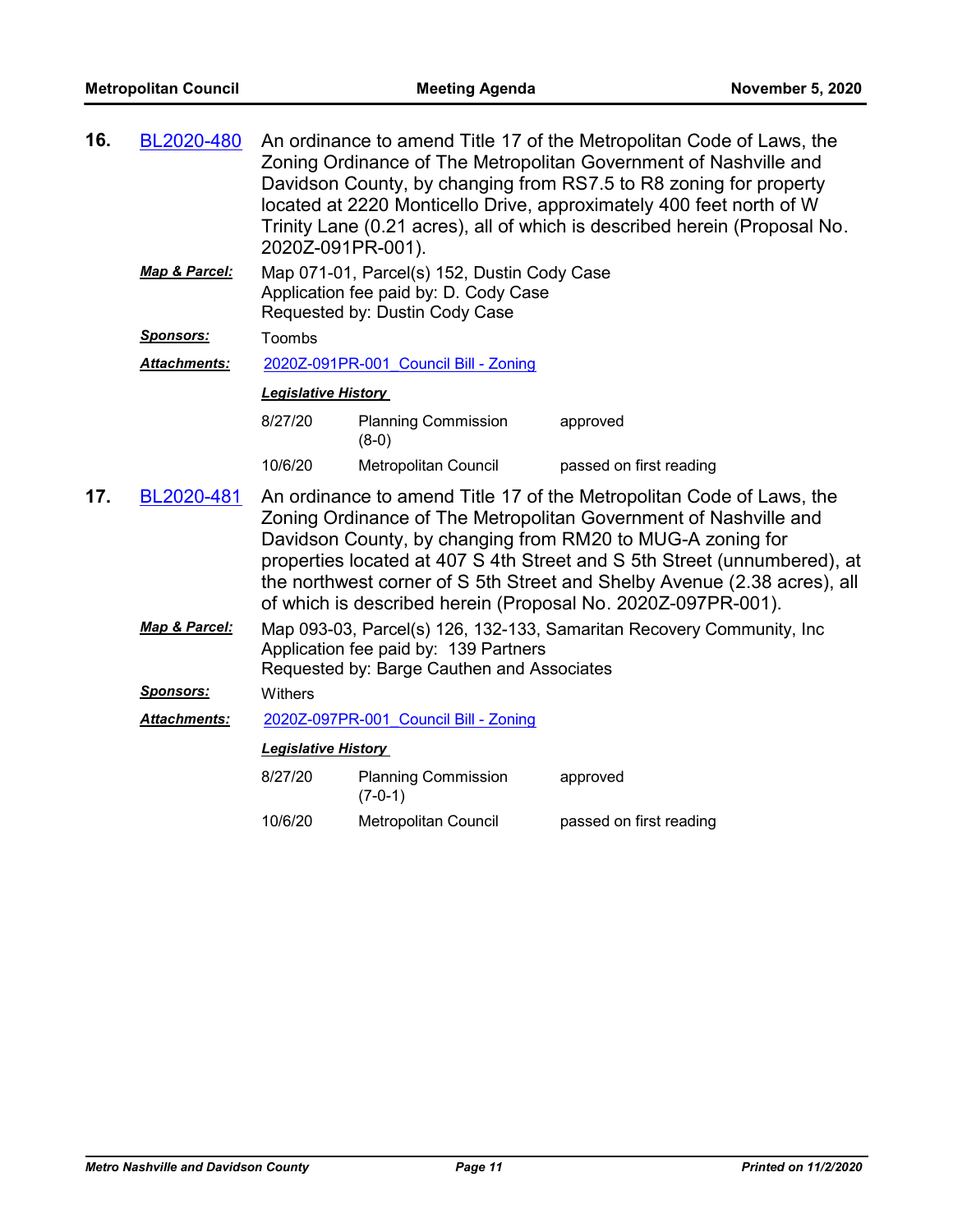**16.** BL2020-480 An ordinance to amend Title 17 of the Metropolitan Code of Laws, the Zoning Ordinance of The Metropolitan Government of Nashville and Davidson County, by changing from RS7.5 to R8 zoning for property located at 2220 Monticello Drive, approximately 400 feet north of W Trinity Lane (0.21 acres), all of which is described herein (Proposal No. 2020Z-091PR-001).

***Map & Parcel:*** Map 071-01, Parcel(s) 152, Dustin Cody Case
Application fee paid by: D. Cody Case
Requested by: Dustin Cody Case

***Sponsors:*** Toombs

***Attachments:*** 2020Z-091PR-001_Council Bill - Zoning

***Legislative History***

| | | |
|---|---|---|
| 8/27/20 | Planning Commission (8-0) | approved |
| 10/6/20 | Metropolitan Council | passed on first reading |

**17.** BL2020-481 An ordinance to amend Title 17 of the Metropolitan Code of Laws, the Zoning Ordinance of The Metropolitan Government of Nashville and Davidson County, by changing from RM20 to MUG-A zoning for properties located at 407 S 4th Street and S 5th Street (unnumbered), at the northwest corner of S 5th Street and Shelby Avenue (2.38 acres), all of which is described herein (Proposal No. 2020Z-097PR-001).

***Map & Parcel:*** Map 093-03, Parcel(s) 126, 132-133, Samaritan Recovery Community, Inc
Application fee paid by: 139 Partners
Requested by: Barge Cauthen and Associates

***Sponsors:*** Withers

***Attachments:*** 2020Z-097PR-001_Council Bill - Zoning

***Legislative History***

| | | |
|---|---|---|
| 8/27/20 | Planning Commission (7-0-1) | approved |
| 10/6/20 | Metropolitan Council | passed on first reading |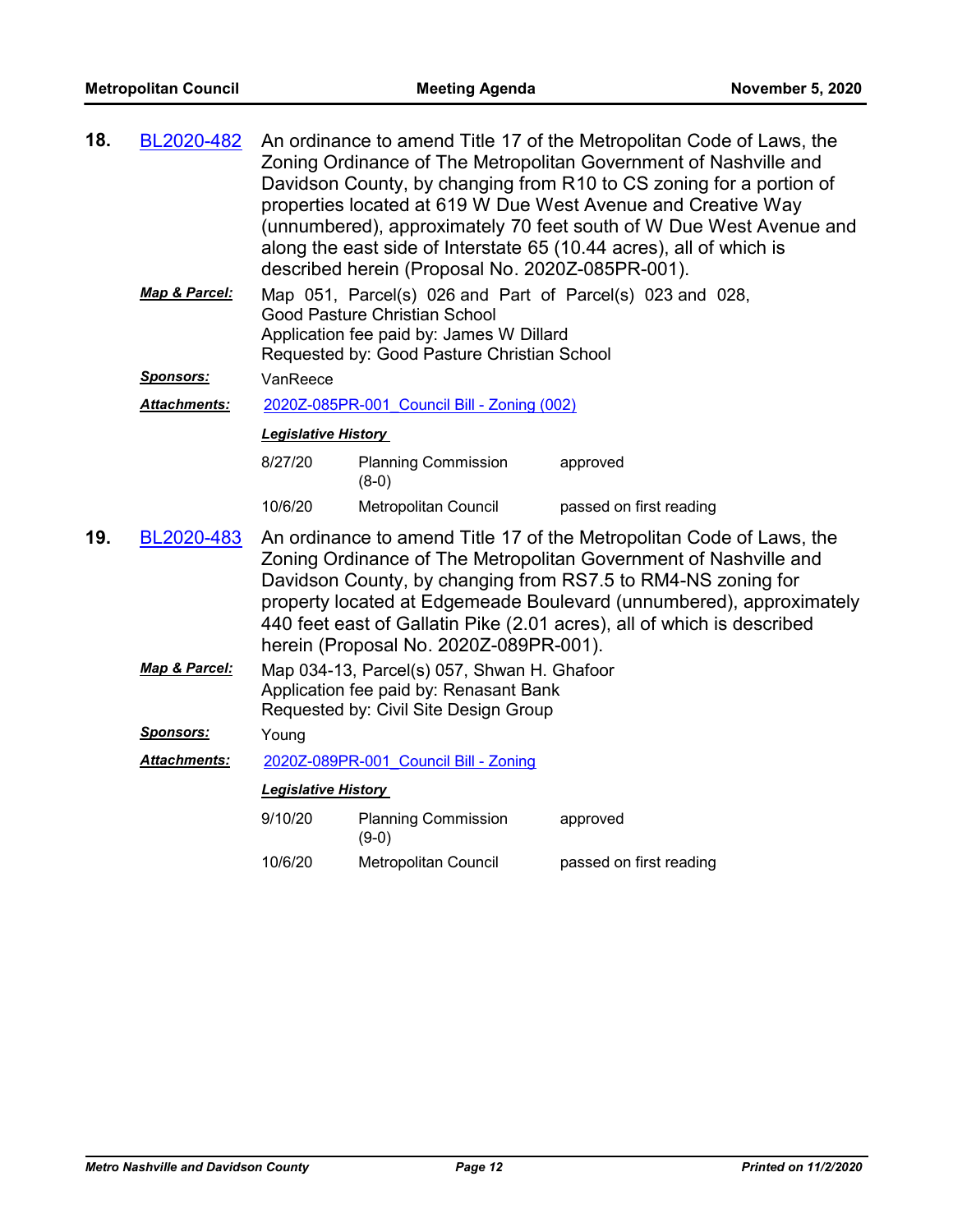**18.** BL2020-482 An ordinance to amend Title 17 of the Metropolitan Code of Laws, the Zoning Ordinance of The Metropolitan Government of Nashville and Davidson County, by changing from R10 to CS zoning for a portion of properties located at 619 W Due West Avenue and Creative Way (unnumbered), approximately 70 feet south of W Due West Avenue and along the east side of Interstate 65 (10.44 acres), all of which is described herein (Proposal No. 2020Z-085PR-001).

***Map & Parcel:*** Map 051, Parcel(s) 026 and Part of Parcel(s) 023 and 028, Good Pasture Christian School
Application fee paid by: James W Dillard
Requested by: Good Pasture Christian School

***Sponsors:*** VanReece

***Attachments:*** 2020Z-085PR-001_Council Bill - Zoning (002)

***Legislative History***

| | | |
|---|---|---|
| 8/27/20 | Planning Commission (8-0) | approved |
| 10/6/20 | Metropolitan Council | passed on first reading |

**19.** BL2020-483 An ordinance to amend Title 17 of the Metropolitan Code of Laws, the Zoning Ordinance of The Metropolitan Government of Nashville and Davidson County, by changing from RS7.5 to RM4-NS zoning for property located at Edgemeade Boulevard (unnumbered), approximately 440 feet east of Gallatin Pike (2.01 acres), all of which is described herein (Proposal No. 2020Z-089PR-001).

***Map & Parcel:*** Map 034-13, Parcel(s) 057, Shwan H. Ghafoor
Application fee paid by: Renasant Bank
Requested by: Civil Site Design Group

***Sponsors:*** Young

***Attachments:*** 2020Z-089PR-001_Council Bill - Zoning

***Legislative History***

| | | |
|---|---|---|
| 9/10/20 | Planning Commission (9-0) | approved |
| 10/6/20 | Metropolitan Council | passed on first reading |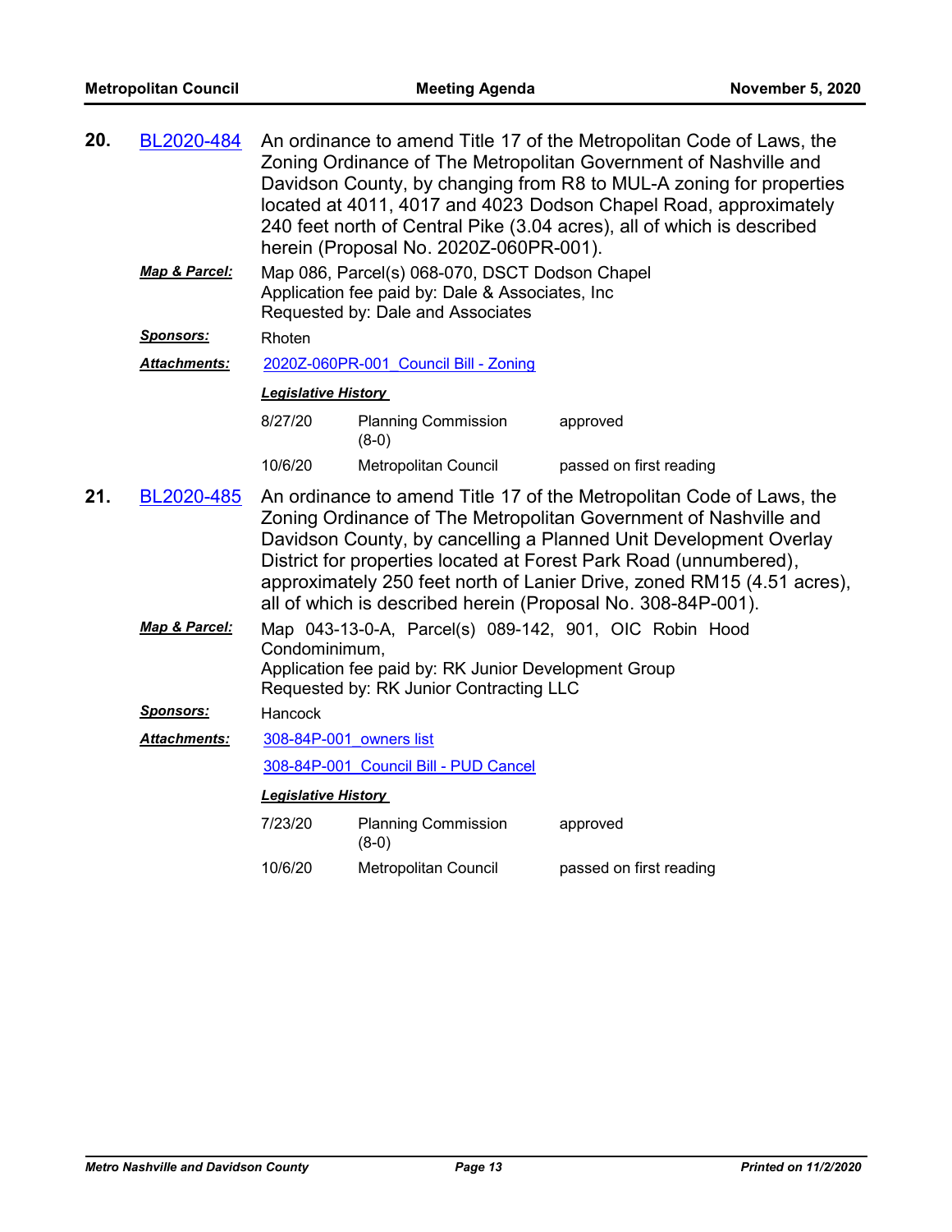**20.** BL2020-484 An ordinance to amend Title 17 of the Metropolitan Code of Laws, the Zoning Ordinance of The Metropolitan Government of Nashville and Davidson County, by changing from R8 to MUL-A zoning for properties located at 4011, 4017 and 4023 Dodson Chapel Road, approximately 240 feet north of Central Pike (3.04 acres), all of which is described herein (Proposal No. 2020Z-060PR-001).

***Map & Parcel:*** Map 086, Parcel(s) 068-070, DSCT Dodson Chapel
Application fee paid by: Dale & Associates, Inc
Requested by: Dale and Associates

***Sponsors:*** Rhoten

***Attachments:*** 2020Z-060PR-001_Council Bill - Zoning

***Legislative History***

| | | |
|---|---|---|
| 8/27/20 | Planning Commission (8-0) | approved |
| 10/6/20 | Metropolitan Council | passed on first reading |

**21.** BL2020-485 An ordinance to amend Title 17 of the Metropolitan Code of Laws, the Zoning Ordinance of The Metropolitan Government of Nashville and Davidson County, by cancelling a Planned Unit Development Overlay District for properties located at Forest Park Road (unnumbered), approximately 250 feet north of Lanier Drive, zoned RM15 (4.51 acres), all of which is described herein (Proposal No. 308-84P-001).

***Map & Parcel:*** Map 043-13-0-A, Parcel(s) 089-142, 901, OIC Robin Hood Condominimum,
Application fee paid by: RK Junior Development Group
Requested by: RK Junior Contracting LLC

***Sponsors:*** Hancock

***Attachments:*** 308-84P-001_owners list

308-84P-001_Council Bill - PUD Cancel

***Legislative History***

| | | |
|---|---|---|
| 7/23/20 | Planning Commission (8-0) | approved |
| 10/6/20 | Metropolitan Council | passed on first reading |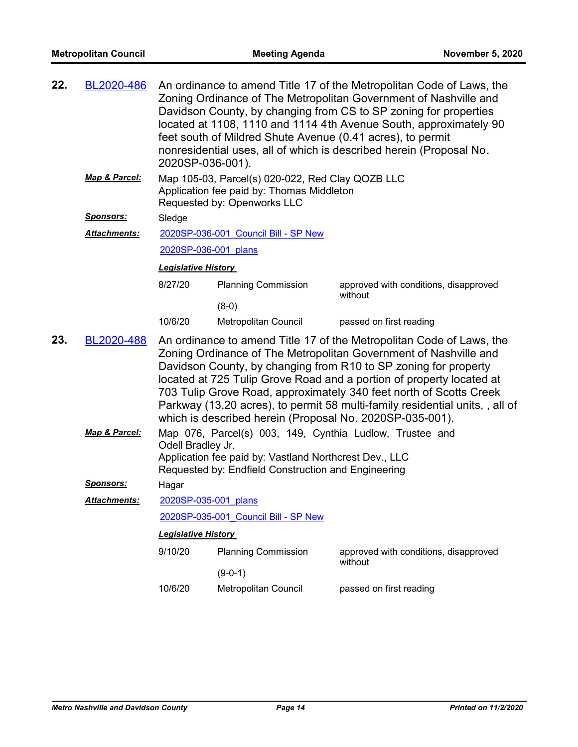**22.** BL2020-486

An ordinance to amend Title 17 of the Metropolitan Code of Laws, the Zoning Ordinance of The Metropolitan Government of Nashville and Davidson County, by changing from CS to SP zoning for properties located at 1108, 1110 and 1114 4th Avenue South, approximately 90 feet south of Mildred Shute Avenue (0.41 acres), to permit nonresidential uses, all of which is described herein (Proposal No. 2020SP-036-001).

***Map & Parcel:*** Map 105-03, Parcel(s) 020-022, Red Clay QOZB LLC
Application fee paid by: Thomas Middleton
Requested by: Openworks LLC

***Sponsors:*** Sledge

***Attachments:*** 2020SP-036-001_Council Bill - SP New
2020SP-036-001_plans

***Legislative History***

| | | |
|---|---|---|
| 8/27/20 | Planning Commission (8-0) | approved with conditions, disapproved without |
| 10/6/20 | Metropolitan Council | passed on first reading |

**23.** BL2020-488

An ordinance to amend Title 17 of the Metropolitan Code of Laws, the Zoning Ordinance of The Metropolitan Government of Nashville and Davidson County, by changing from R10 to SP zoning for property located at 725 Tulip Grove Road and a portion of property located at 703 Tulip Grove Road, approximately 340 feet north of Scotts Creek Parkway (13.20 acres), to permit 58 multi-family residential units, , all of which is described herein (Proposal No. 2020SP-035-001).

***Map & Parcel:*** Map 076, Parcel(s) 003, 149, Cynthia Ludlow, Trustee and Odell Bradley Jr.
Application fee paid by: Vastland Northcrest Dev., LLC
Requested by: Endfield Construction and Engineering

***Sponsors:*** Hagar

***Attachments:*** 2020SP-035-001_plans
2020SP-035-001_Council Bill - SP New

***Legislative History***

| | | |
|---|---|---|
| 9/10/20 | Planning Commission (9-0-1) | approved with conditions, disapproved without |
| 10/6/20 | Metropolitan Council | passed on first reading |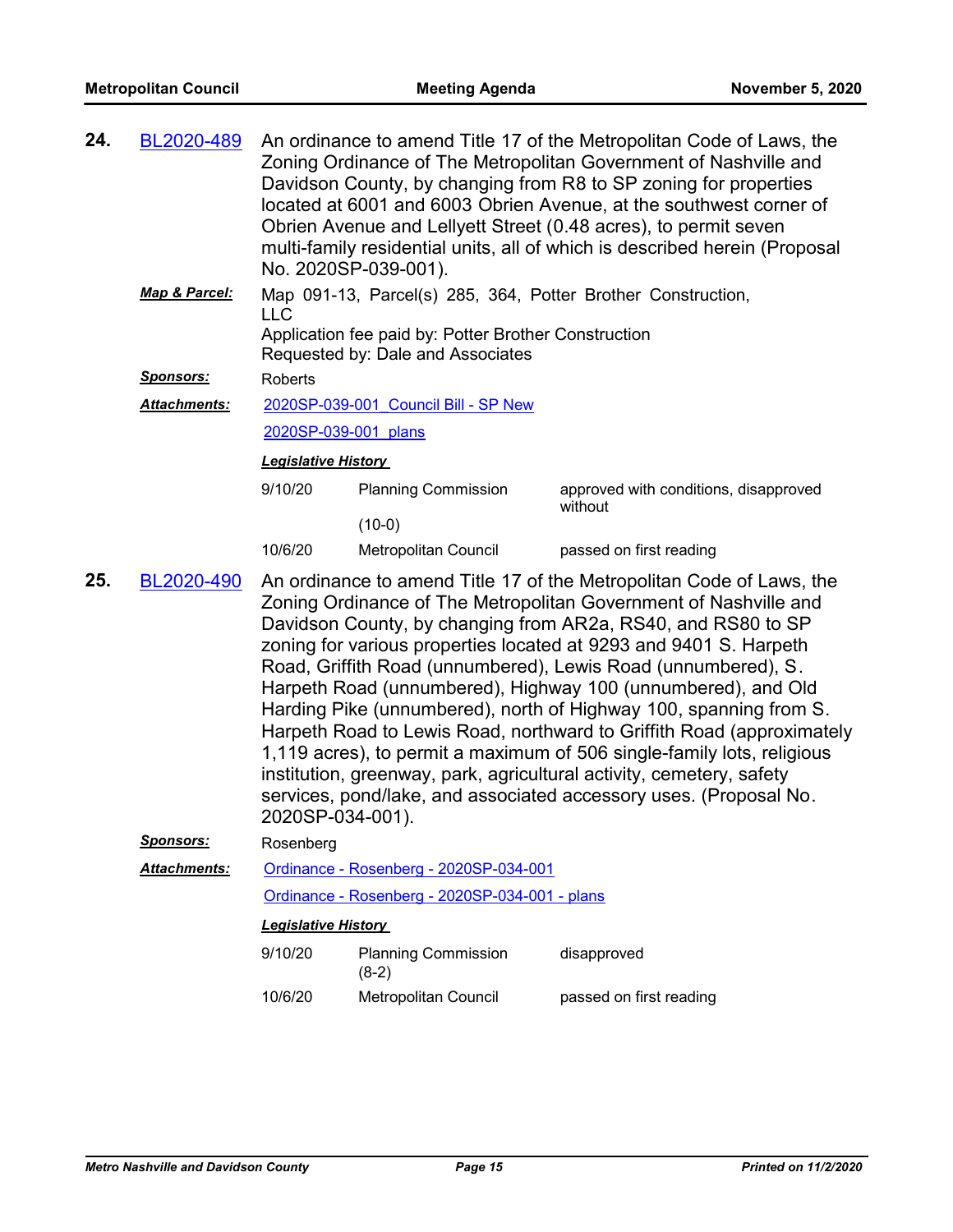**24.** BL2020-489 An ordinance to amend Title 17 of the Metropolitan Code of Laws, the Zoning Ordinance of The Metropolitan Government of Nashville and Davidson County, by changing from R8 to SP zoning for properties located at 6001 and 6003 Obrien Avenue, at the southwest corner of Obrien Avenue and Lellyett Street (0.48 acres), to permit seven multi-family residential units, all of which is described herein (Proposal No. 2020SP-039-001).

***Map & Parcel:*** Map 091-13, Parcel(s) 285, 364, Potter Brother Construction, LLC

Application fee paid by: Potter Brother Construction

Requested by: Dale and Associates

***Sponsors:*** Roberts

***Attachments:*** 2020SP-039-001_Council Bill - SP New

2020SP-039-001_plans

***Legislative History***

| | | |
|---|---|---|
| 9/10/20 | Planning Commission (10-0) | approved with conditions, disapproved without |
| 10/6/20 | Metropolitan Council | passed on first reading |

**25.** BL2020-490 An ordinance to amend Title 17 of the Metropolitan Code of Laws, the Zoning Ordinance of The Metropolitan Government of Nashville and Davidson County, by changing from AR2a, RS40, and RS80 to SP zoning for various properties located at 9293 and 9401 S. Harpeth Road, Griffith Road (unnumbered), Lewis Road (unnumbered), S. Harpeth Road (unnumbered), Highway 100 (unnumbered), and Old Harding Pike (unnumbered), north of Highway 100, spanning from S. Harpeth Road to Lewis Road, northward to Griffith Road (approximately 1,119 acres), to permit a maximum of 506 single-family lots, religious institution, greenway, park, agricultural activity, cemetery, safety services, pond/lake, and associated accessory uses. (Proposal No. 2020SP-034-001).

***Sponsors:*** Rosenberg

***Attachments:*** Ordinance - Rosenberg - 2020SP-034-001

Ordinance - Rosenberg - 2020SP-034-001 - plans

***Legislative History***

| | | |
|---|---|---|
| 9/10/20 | Planning Commission (8-2) | disapproved |
| 10/6/20 | Metropolitan Council | passed on first reading |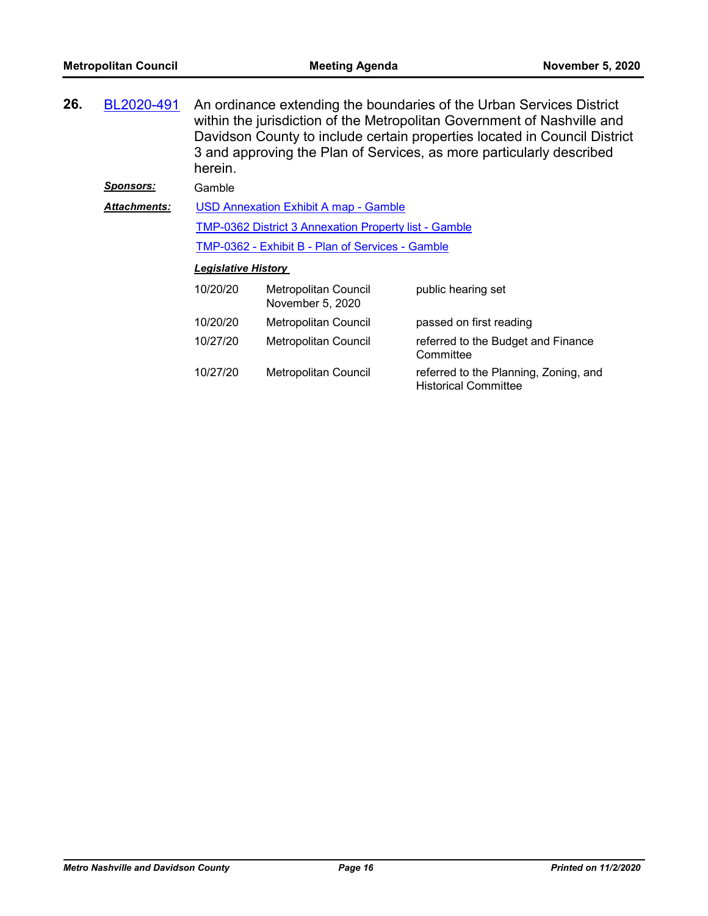**26.** BL2020-491 An ordinance extending the boundaries of the Urban Services District within the jurisdiction of the Metropolitan Government of Nashville and Davidson County to include certain properties located in Council District 3 and approving the Plan of Services, as more particularly described herein.

***Sponsors:*** Gamble

***Attachments:*** USD Annexation Exhibit A map - Gamble

TMP-0362 District 3 Annexation Property list - Gamble

TMP-0362 - Exhibit B - Plan of Services - Gamble

***Legislative History***

| | | |
|---|---|---|
| 10/20/20 | Metropolitan Council November 5, 2020 | public hearing set |
| 10/20/20 | Metropolitan Council | passed on first reading |
| 10/27/20 | Metropolitan Council | referred to the Budget and Finance Committee |
| 10/27/20 | Metropolitan Council | referred to the Planning, Zoning, and Historical Committee |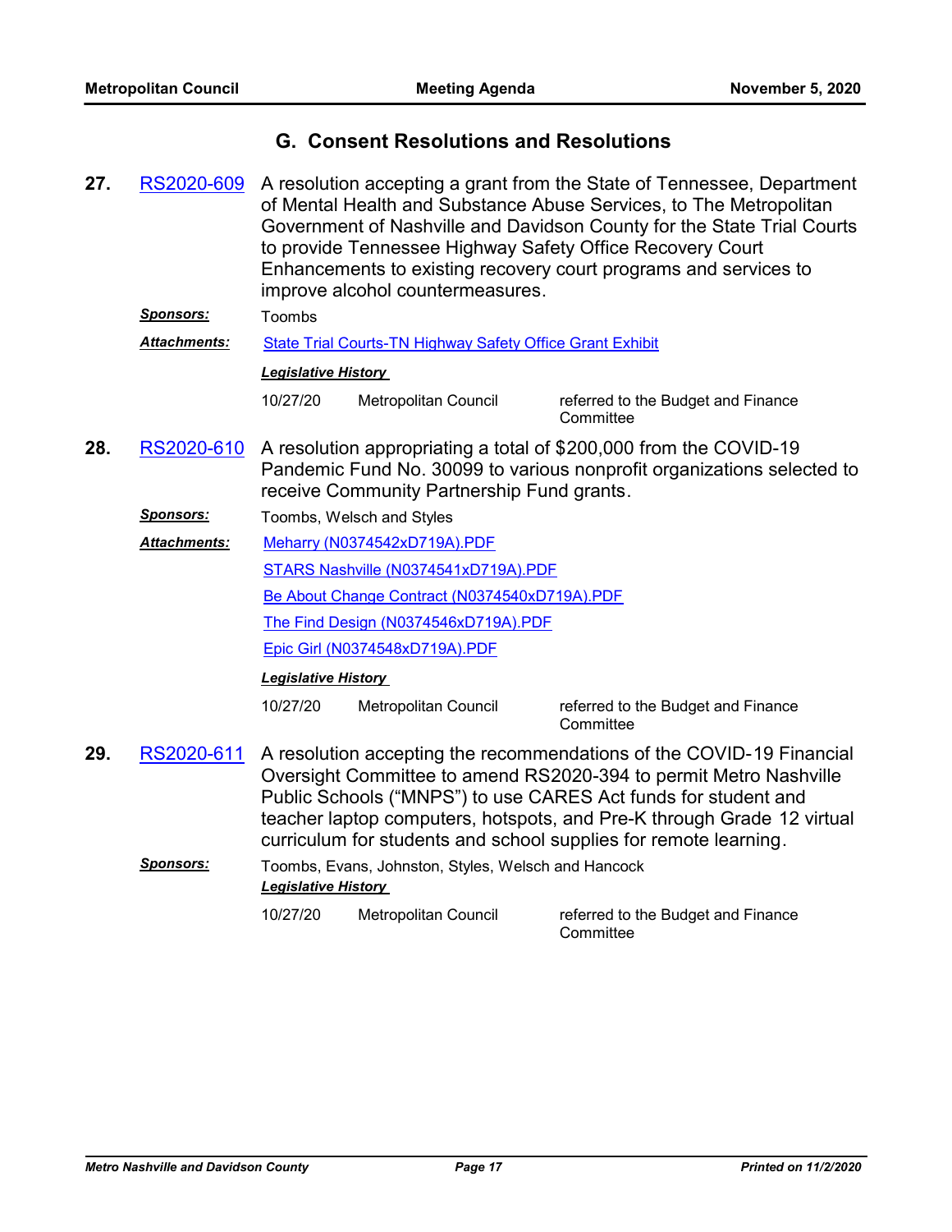## G. Consent Resolutions and Resolutions

**27.** RS2020-609 A resolution accepting a grant from the State of Tennessee, Department of Mental Health and Substance Abuse Services, to The Metropolitan Government of Nashville and Davidson County for the State Trial Courts to provide Tennessee Highway Safety Office Recovery Court Enhancements to existing recovery court programs and services to improve alcohol countermeasures.

***Sponsors:*** Toombs

***Attachments:*** State Trial Courts-TN Highway Safety Office Grant Exhibit

***Legislative History***

| | | |
|---|---|---|
| 10/27/20 | Metropolitan Council | referred to the Budget and Finance Committee |

**28.** RS2020-610 A resolution appropriating a total of $200,000 from the COVID-19 Pandemic Fund No. 30099 to various nonprofit organizations selected to receive Community Partnership Fund grants.

***Sponsors:*** Toombs, Welsch and Styles

***Attachments:*** Meharry (N0374542xD719A).PDF

STARS Nashville (N0374541xD719A).PDF

Be About Change Contract (N0374540xD719A).PDF

The Find Design (N0374546xD719A).PDF

Epic Girl (N0374548xD719A).PDF

***Legislative History***

| | | |
|---|---|---|
| 10/27/20 | Metropolitan Council | referred to the Budget and Finance Committee |

**29.** RS2020-611 A resolution accepting the recommendations of the COVID-19 Financial Oversight Committee to amend RS2020-394 to permit Metro Nashville Public Schools ("MNPS") to use CARES Act funds for student and teacher laptop computers, hotspots, and Pre-K through Grade 12 virtual curriculum for students and school supplies for remote learning.

***Sponsors:*** Toombs, Evans, Johnston, Styles, Welsch and Hancock

***Legislative History***

| | | |
|---|---|---|
| 10/27/20 | Metropolitan Council | referred to the Budget and Finance Committee |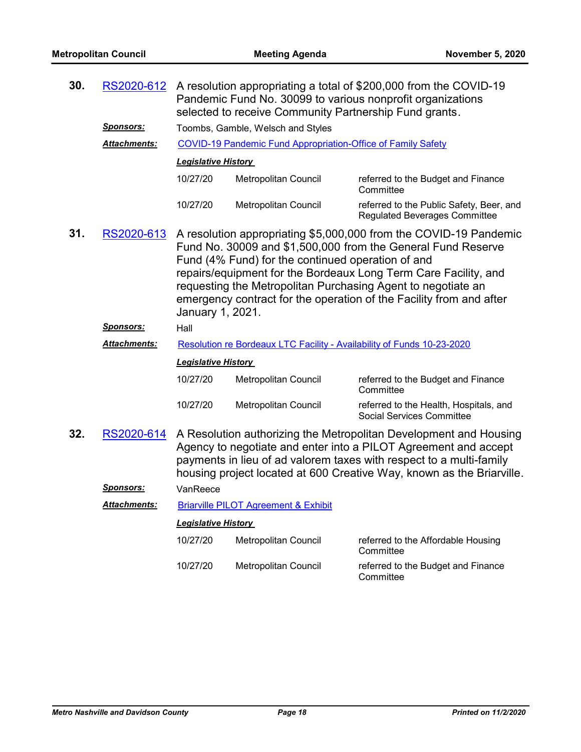**30.** RS2020-612 A resolution appropriating a total of $200,000 from the COVID-19 Pandemic Fund No. 30099 to various nonprofit organizations selected to receive Community Partnership Fund grants.

***Sponsors:*** Toombs, Gamble, Welsch and Styles

***Attachments:*** COVID-19 Pandemic Fund Appropriation-Office of Family Safety

***Legislative History***

| | | |
|---|---|---|
| 10/27/20 | Metropolitan Council | referred to the Budget and Finance Committee |
| 10/27/20 | Metropolitan Council | referred to the Public Safety, Beer, and Regulated Beverages Committee |

**31.** RS2020-613 A resolution appropriating $5,000,000 from the COVID-19 Pandemic Fund No. 30009 and $1,500,000 from the General Fund Reserve Fund (4% Fund) for the continued operation of and repairs/equipment for the Bordeaux Long Term Care Facility, and requesting the Metropolitan Purchasing Agent to negotiate an emergency contract for the operation of the Facility from and after January 1, 2021.

***Sponsors:*** Hall

***Attachments:*** Resolution re Bordeaux LTC Facility - Availability of Funds 10-23-2020

***Legislative History***

| | | |
|---|---|---|
| 10/27/20 | Metropolitan Council | referred to the Budget and Finance Committee |
| 10/27/20 | Metropolitan Council | referred to the Health, Hospitals, and Social Services Committee |

**32.** RS2020-614 A Resolution authorizing the Metropolitan Development and Housing Agency to negotiate and enter into a PILOT Agreement and accept payments in lieu of ad valorem taxes with respect to a multi-family housing project located at 600 Creative Way, known as the Briarville.

***Sponsors:*** VanReece

***Attachments:*** Briarville PILOT Agreement & Exhibit

***Legislative History***

| | | |
|---|---|---|
| 10/27/20 | Metropolitan Council | referred to the Affordable Housing Committee |
| 10/27/20 | Metropolitan Council | referred to the Budget and Finance Committee |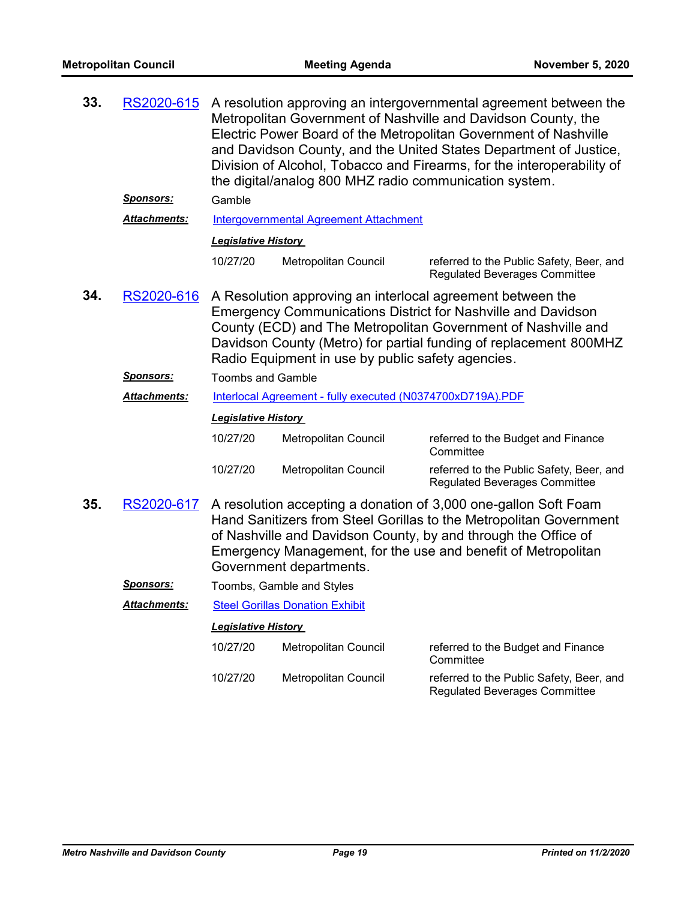**33.** RS2020-615 A resolution approving an intergovernmental agreement between the Metropolitan Government of Nashville and Davidson County, the Electric Power Board of the Metropolitan Government of Nashville and Davidson County, and the United States Department of Justice, Division of Alcohol, Tobacco and Firearms, for the interoperability of the digital/analog 800 MHZ radio communication system.

***Sponsors:*** Gamble

***Attachments:*** Intergovernmental Agreement Attachment

***Legislative History***

| | | |
|---|---|---|
| 10/27/20 | Metropolitan Council | referred to the Public Safety, Beer, and Regulated Beverages Committee |

**34.** RS2020-616 A Resolution approving an interlocal agreement between the Emergency Communications District for Nashville and Davidson County (ECD) and The Metropolitan Government of Nashville and Davidson County (Metro) for partial funding of replacement 800MHZ Radio Equipment in use by public safety agencies.

***Sponsors:*** Toombs and Gamble

***Attachments:*** Interlocal Agreement - fully executed (N0374700xD719A).PDF

***Legislative History***

| | | |
|---|---|---|
| 10/27/20 | Metropolitan Council | referred to the Budget and Finance Committee |
| 10/27/20 | Metropolitan Council | referred to the Public Safety, Beer, and Regulated Beverages Committee |

**35.** RS2020-617 A resolution accepting a donation of 3,000 one-gallon Soft Foam Hand Sanitizers from Steel Gorillas to the Metropolitan Government of Nashville and Davidson County, by and through the Office of Emergency Management, for the use and benefit of Metropolitan Government departments.

***Sponsors:*** Toombs, Gamble and Styles

***Attachments:*** Steel Gorillas Donation Exhibit

***Legislative History***

| | | |
|---|---|---|
| 10/27/20 | Metropolitan Council | referred to the Budget and Finance Committee |
| 10/27/20 | Metropolitan Council | referred to the Public Safety, Beer, and Regulated Beverages Committee |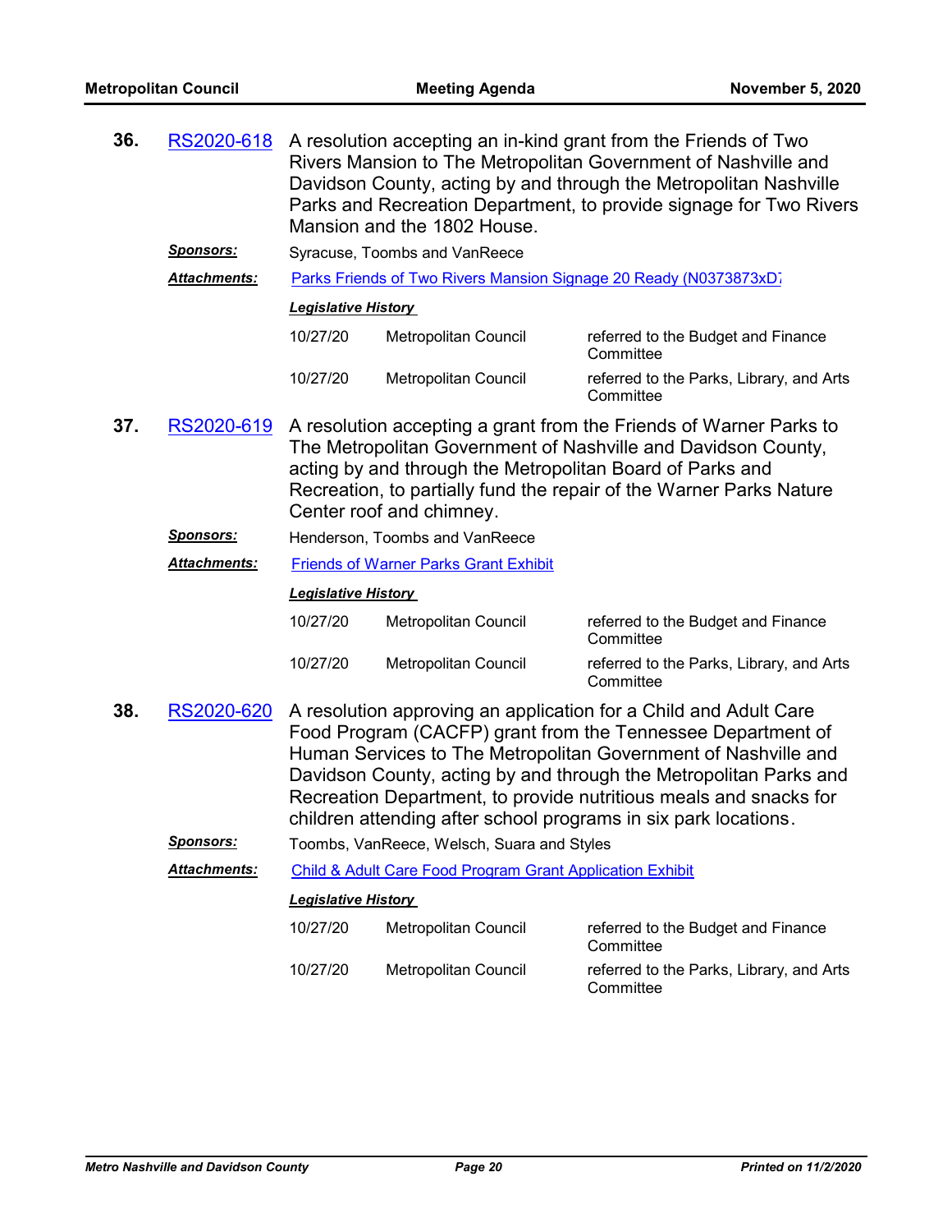**36.** RS2020-618 A resolution accepting an in-kind grant from the Friends of Two Rivers Mansion to The Metropolitan Government of Nashville and Davidson County, acting by and through the Metropolitan Nashville Parks and Recreation Department, to provide signage for Two Rivers Mansion and the 1802 House.

***Sponsors:*** Syracuse, Toombs and VanReece

***Attachments:*** Parks Friends of Two Rivers Mansion Signage 20 Ready (N0373873xD7

***Legislative History***

| | | |
|---|---|---|
| 10/27/20 | Metropolitan Council | referred to the Budget and Finance Committee |
| 10/27/20 | Metropolitan Council | referred to the Parks, Library, and Arts Committee |

**37.** RS2020-619 A resolution accepting a grant from the Friends of Warner Parks to The Metropolitan Government of Nashville and Davidson County, acting by and through the Metropolitan Board of Parks and Recreation, to partially fund the repair of the Warner Parks Nature Center roof and chimney.

***Sponsors:*** Henderson, Toombs and VanReece

***Attachments:*** Friends of Warner Parks Grant Exhibit

***Legislative History***

| | | |
|---|---|---|
| 10/27/20 | Metropolitan Council | referred to the Budget and Finance Committee |
| 10/27/20 | Metropolitan Council | referred to the Parks, Library, and Arts Committee |

**38.** RS2020-620 A resolution approving an application for a Child and Adult Care Food Program (CACFP) grant from the Tennessee Department of Human Services to The Metropolitan Government of Nashville and Davidson County, acting by and through the Metropolitan Parks and Recreation Department, to provide nutritious meals and snacks for children attending after school programs in six park locations.

***Sponsors:*** Toombs, VanReece, Welsch, Suara and Styles

***Attachments:*** Child & Adult Care Food Program Grant Application Exhibit

***Legislative History***

| | | |
|---|---|---|
| 10/27/20 | Metropolitan Council | referred to the Budget and Finance Committee |
| 10/27/20 | Metropolitan Council | referred to the Parks, Library, and Arts Committee |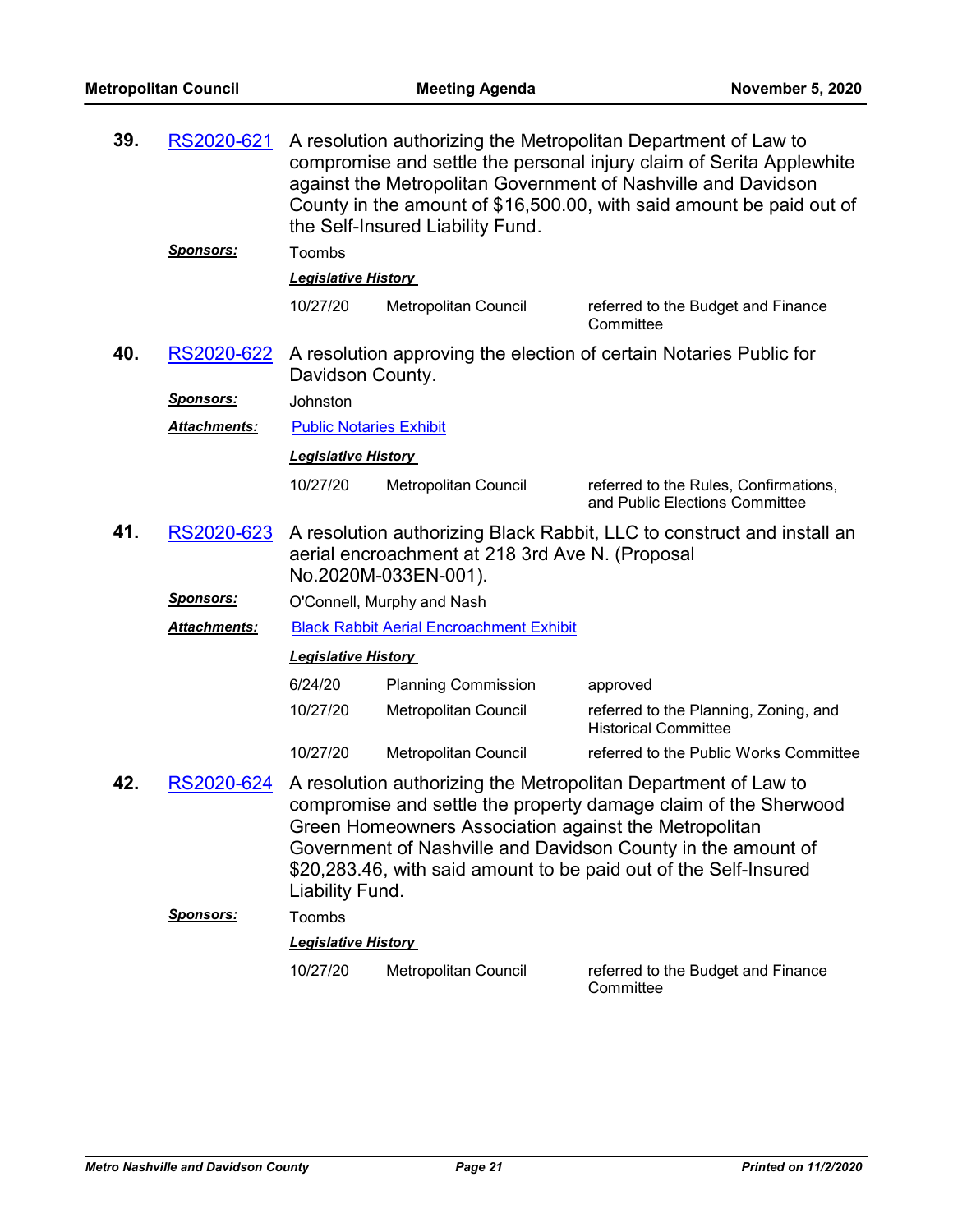**39.** RS2020-621 A resolution authorizing the Metropolitan Department of Law to compromise and settle the personal injury claim of Serita Applewhite against the Metropolitan Government of Nashville and Davidson County in the amount of $16,500.00, with said amount be paid out of the Self-Insured Liability Fund.

***Sponsors:*** Toombs

***Legislative History***

| | | |
|---|---|---|
| 10/27/20 | Metropolitan Council | referred to the Budget and Finance Committee |

**40.** RS2020-622 A resolution approving the election of certain Notaries Public for Davidson County.

***Sponsors:*** Johnston

***Attachments:*** Public Notaries Exhibit

***Legislative History***

| | | |
|---|---|---|
| 10/27/20 | Metropolitan Council | referred to the Rules, Confirmations, and Public Elections Committee |

**41.** RS2020-623 A resolution authorizing Black Rabbit, LLC to construct and install an aerial encroachment at 218 3rd Ave N. (Proposal No.2020M-033EN-001).

***Sponsors:*** O'Connell, Murphy and Nash

***Attachments:*** Black Rabbit Aerial Encroachment Exhibit

***Legislative History***

| | | |
|---|---|---|
| 6/24/20 | Planning Commission | approved |
| 10/27/20 | Metropolitan Council | referred to the Planning, Zoning, and Historical Committee |
| 10/27/20 | Metropolitan Council | referred to the Public Works Committee |

**42.** RS2020-624 A resolution authorizing the Metropolitan Department of Law to compromise and settle the property damage claim of the Sherwood Green Homeowners Association against the Metropolitan Government of Nashville and Davidson County in the amount of $20,283.46, with said amount to be paid out of the Self-Insured Liability Fund.

***Sponsors:*** Toombs

***Legislative History***

| | | |
|---|---|---|
| 10/27/20 | Metropolitan Council | referred to the Budget and Finance Committee |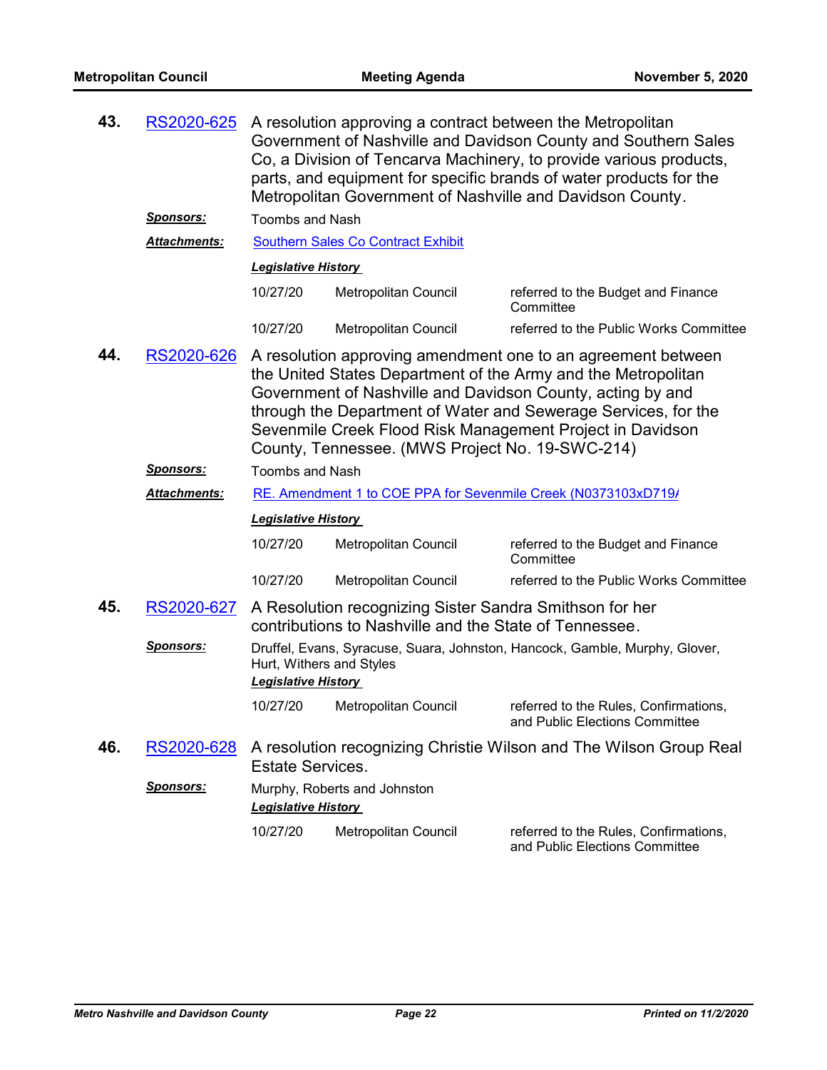**43.** RS2020-625 A resolution approving a contract between the Metropolitan Government of Nashville and Davidson County and Southern Sales Co, a Division of Tencarva Machinery, to provide various products, parts, and equipment for specific brands of water products for the Metropolitan Government of Nashville and Davidson County.

***Sponsors:*** Toombs and Nash

***Attachments:*** Southern Sales Co Contract Exhibit

***Legislative History***

| | | |
|---|---|---|
| 10/27/20 | Metropolitan Council | referred to the Budget and Finance Committee |
| 10/27/20 | Metropolitan Council | referred to the Public Works Committee |

**44.** RS2020-626 A resolution approving amendment one to an agreement between the United States Department of the Army and the Metropolitan Government of Nashville and Davidson County, acting by and through the Department of Water and Sewerage Services, for the Sevenmile Creek Flood Risk Management Project in Davidson County, Tennessee. (MWS Project No. 19-SWC-214)

***Sponsors:*** Toombs and Nash

***Attachments:*** RE. Amendment 1 to COE PPA for Sevenmile Creek (N0373103xD719/

***Legislative History***

| | | |
|---|---|---|
| 10/27/20 | Metropolitan Council | referred to the Budget and Finance Committee |
| 10/27/20 | Metropolitan Council | referred to the Public Works Committee |

**45.** RS2020-627 A Resolution recognizing Sister Sandra Smithson for her contributions to Nashville and the State of Tennessee.

***Sponsors:*** Druffel, Evans, Syracuse, Suara, Johnston, Hancock, Gamble, Murphy, Glover, Hurt, Withers and Styles

***Legislative History***

| | | |
|---|---|---|
| 10/27/20 | Metropolitan Council | referred to the Rules, Confirmations, and Public Elections Committee |

**46.** RS2020-628 A resolution recognizing Christie Wilson and The Wilson Group Real Estate Services.

***Sponsors:*** Murphy, Roberts and Johnston

***Legislative History***

| | | |
|---|---|---|
| 10/27/20 | Metropolitan Council | referred to the Rules, Confirmations, and Public Elections Committee |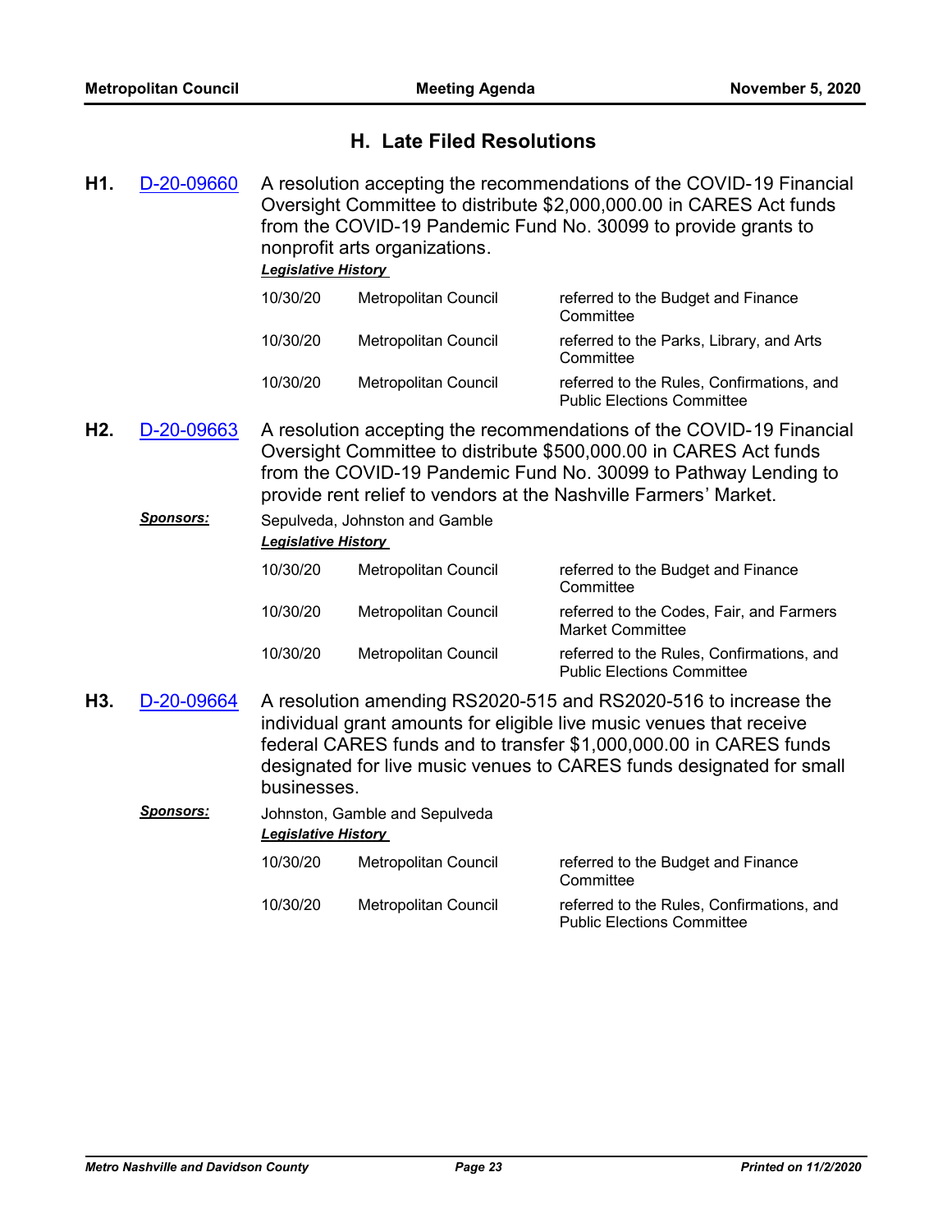## H. Late Filed Resolutions

**H1.** D-20-09660 A resolution accepting the recommendations of the COVID-19 Financial Oversight Committee to distribute $2,000,000.00 in CARES Act funds from the COVID-19 Pandemic Fund No. 30099 to provide grants to nonprofit arts organizations.

***Legislative History***

| | | |
|---|---|---|
| 10/30/20 | Metropolitan Council | referred to the Budget and Finance Committee |
| 10/30/20 | Metropolitan Council | referred to the Parks, Library, and Arts Committee |
| 10/30/20 | Metropolitan Council | referred to the Rules, Confirmations, and Public Elections Committee |

**H2.** D-20-09663 A resolution accepting the recommendations of the COVID-19 Financial Oversight Committee to distribute $500,000.00 in CARES Act funds from the COVID-19 Pandemic Fund No. 30099 to Pathway Lending to provide rent relief to vendors at the Nashville Farmers' Market.

***Sponsors:*** Sepulveda, Johnston and Gamble

***Legislative History***

| | | |
|---|---|---|
| 10/30/20 | Metropolitan Council | referred to the Budget and Finance Committee |
| 10/30/20 | Metropolitan Council | referred to the Codes, Fair, and Farmers Market Committee |
| 10/30/20 | Metropolitan Council | referred to the Rules, Confirmations, and Public Elections Committee |

**H3.** D-20-09664 A resolution amending RS2020-515 and RS2020-516 to increase the individual grant amounts for eligible live music venues that receive federal CARES funds and to transfer $1,000,000.00 in CARES funds designated for live music venues to CARES funds designated for small businesses.

***Sponsors:*** Johnston, Gamble and Sepulveda

***Legislative History***

| | | |
|---|---|---|
| 10/30/20 | Metropolitan Council | referred to the Budget and Finance Committee |
| 10/30/20 | Metropolitan Council | referred to the Rules, Confirmations, and Public Elections Committee |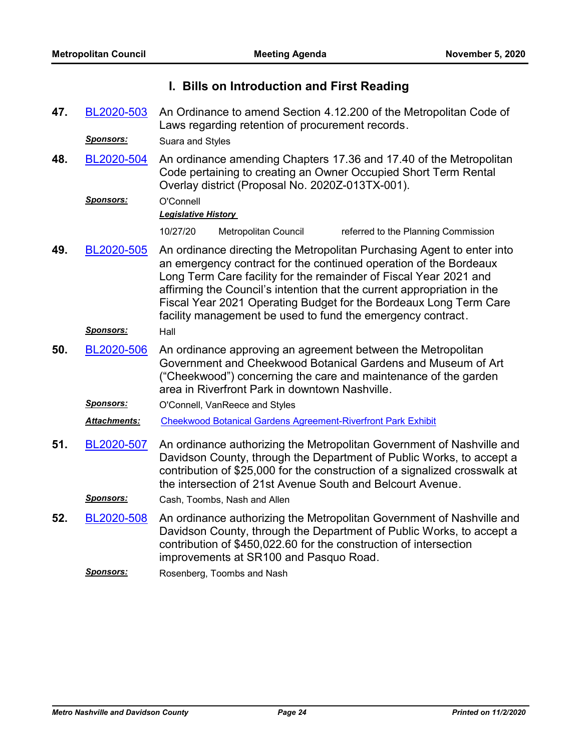## I. Bills on Introduction and First Reading

**47.** BL2020-503 An Ordinance to amend Section 4.12.200 of the Metropolitan Code of Laws regarding retention of procurement records.

***Sponsors:*** Suara and Styles

**48.** BL2020-504 An ordinance amending Chapters 17.36 and 17.40 of the Metropolitan Code pertaining to creating an Owner Occupied Short Term Rental Overlay district (Proposal No. 2020Z-013TX-001).

***Sponsors:*** O'Connell

***Legislative History***

10/27/20 Metropolitan Council referred to the Planning Commission

**49.** BL2020-505 An ordinance directing the Metropolitan Purchasing Agent to enter into an emergency contract for the continued operation of the Bordeaux Long Term Care facility for the remainder of Fiscal Year 2021 and affirming the Council's intention that the current appropriation in the Fiscal Year 2021 Operating Budget for the Bordeaux Long Term Care facility management be used to fund the emergency contract.

***Sponsors:*** Hall

**50.** BL2020-506 An ordinance approving an agreement between the Metropolitan Government and Cheekwood Botanical Gardens and Museum of Art ("Cheekwood") concerning the care and maintenance of the garden area in Riverfront Park in downtown Nashville.

***Sponsors:*** O'Connell, VanReece and Styles

***Attachments:*** Cheekwood Botanical Gardens Agreement-Riverfront Park Exhibit

**51.** BL2020-507 An ordinance authorizing the Metropolitan Government of Nashville and Davidson County, through the Department of Public Works, to accept a contribution of $25,000 for the construction of a signalized crosswalk at the intersection of 21st Avenue South and Belcourt Avenue.

***Sponsors:*** Cash, Toombs, Nash and Allen

**52.** BL2020-508 An ordinance authorizing the Metropolitan Government of Nashville and Davidson County, through the Department of Public Works, to accept a contribution of $450,022.60 for the construction of intersection improvements at SR100 and Pasquo Road.

***Sponsors:*** Rosenberg, Toombs and Nash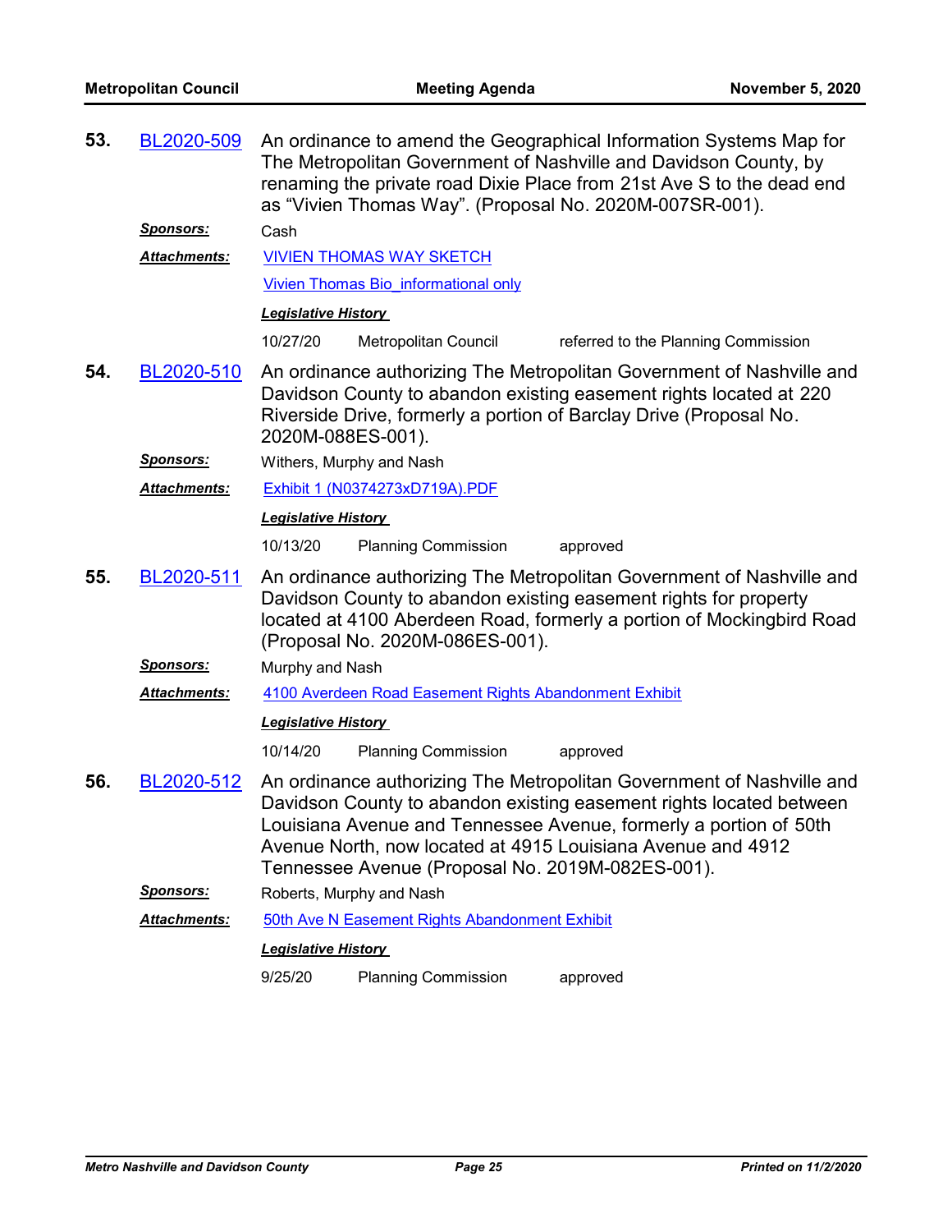**53. BL2020-509** An ordinance to amend the Geographical Information Systems Map for The Metropolitan Government of Nashville and Davidson County, by renaming the private road Dixie Place from 21st Ave S to the dead end as "Vivien Thomas Way". (Proposal No. 2020M-007SR-001).

***Sponsors:*** Cash

***Attachments:*** VIVIEN THOMAS WAY SKETCH

Vivien Thomas Bio_informational only

***Legislative History***

| | | |
|---|---|---|
| 10/27/20 | Metropolitan Council | referred to the Planning Commission |

**54. BL2020-510** An ordinance authorizing The Metropolitan Government of Nashville and Davidson County to abandon existing easement rights located at 220 Riverside Drive, formerly a portion of Barclay Drive (Proposal No. 2020M-088ES-001).

***Sponsors:*** Withers, Murphy and Nash

***Attachments:*** Exhibit 1 (N0374273xD719A).PDF

***Legislative History***

| | | |
|---|---|---|
| 10/13/20 | Planning Commission | approved |

**55. BL2020-511** An ordinance authorizing The Metropolitan Government of Nashville and Davidson County to abandon existing easement rights for property located at 4100 Aberdeen Road, formerly a portion of Mockingbird Road (Proposal No. 2020M-086ES-001).

***Sponsors:*** Murphy and Nash

***Attachments:*** 4100 Averdeen Road Easement Rights Abandonment Exhibit

***Legislative History***

| | | |
|---|---|---|
| 10/14/20 | Planning Commission | approved |

**56. BL2020-512** An ordinance authorizing The Metropolitan Government of Nashville and Davidson County to abandon existing easement rights located between Louisiana Avenue and Tennessee Avenue, formerly a portion of 50th Avenue North, now located at 4915 Louisiana Avenue and 4912 Tennessee Avenue (Proposal No. 2019M-082ES-001).

***Sponsors:*** Roberts, Murphy and Nash

***Attachments:*** 50th Ave N Easement Rights Abandonment Exhibit

***Legislative History***

| | | |
|---|---|---|
| 9/25/20 | Planning Commission | approved |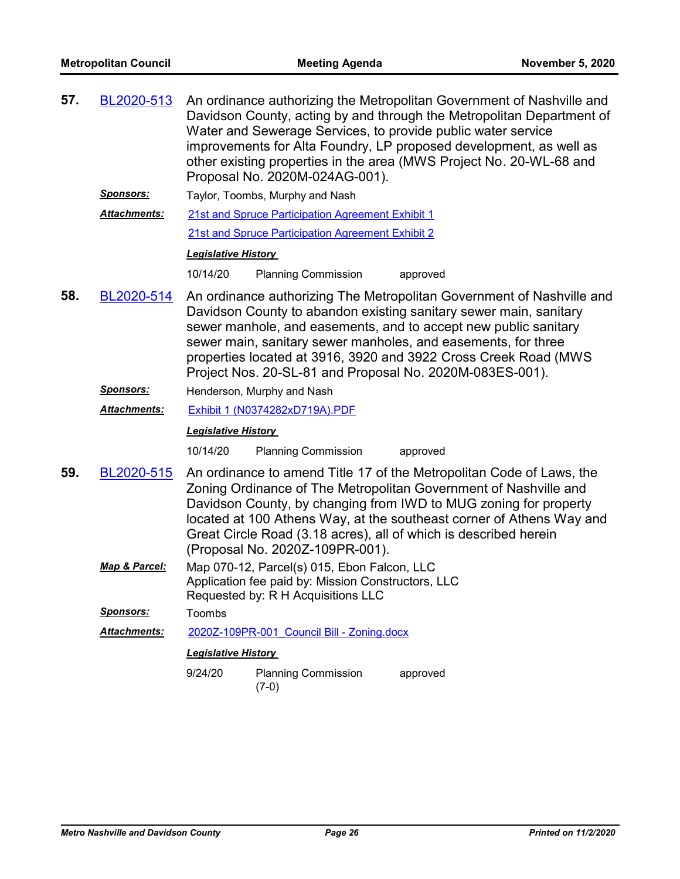**57.** BL2020-513 An ordinance authorizing the Metropolitan Government of Nashville and Davidson County, acting by and through the Metropolitan Department of Water and Sewerage Services, to provide public water service improvements for Alta Foundry, LP proposed development, as well as other existing properties in the area (MWS Project No. 20-WL-68 and Proposal No. 2020M-024AG-001).

***Sponsors:*** Taylor, Toombs, Murphy and Nash

***Attachments:*** 21st and Spruce Participation Agreement Exhibit 1

21st and Spruce Participation Agreement Exhibit 2

***Legislative History***

| | | |
|---|---|---|
| 10/14/20 | Planning Commission | approved |

**58.** BL2020-514 An ordinance authorizing The Metropolitan Government of Nashville and Davidson County to abandon existing sanitary sewer main, sanitary sewer manhole, and easements, and to accept new public sanitary sewer main, sanitary sewer manholes, and easements, for three properties located at 3916, 3920 and 3922 Cross Creek Road (MWS Project Nos. 20-SL-81 and Proposal No. 2020M-083ES-001).

***Sponsors:*** Henderson, Murphy and Nash

***Attachments:*** Exhibit 1 (N0374282xD719A).PDF

***Legislative History***

| | | |
|---|---|---|
| 10/14/20 | Planning Commission | approved |

**59.** BL2020-515 An ordinance to amend Title 17 of the Metropolitan Code of Laws, the Zoning Ordinance of The Metropolitan Government of Nashville and Davidson County, by changing from IWD to MUG zoning for property located at 100 Athens Way, at the southeast corner of Athens Way and Great Circle Road (3.18 acres), all of which is described herein (Proposal No. 2020Z-109PR-001).

***Map & Parcel:*** Map 070-12, Parcel(s) 015, Ebon Falcon, LLC
Application fee paid by: Mission Constructors, LLC
Requested by: R H Acquisitions LLC

***Sponsors:*** Toombs

***Attachments:*** 2020Z-109PR-001_Council Bill - Zoning.docx

***Legislative History***

| | | |
|---|---|---|
| 9/24/20 | Planning Commission (7-0) | approved |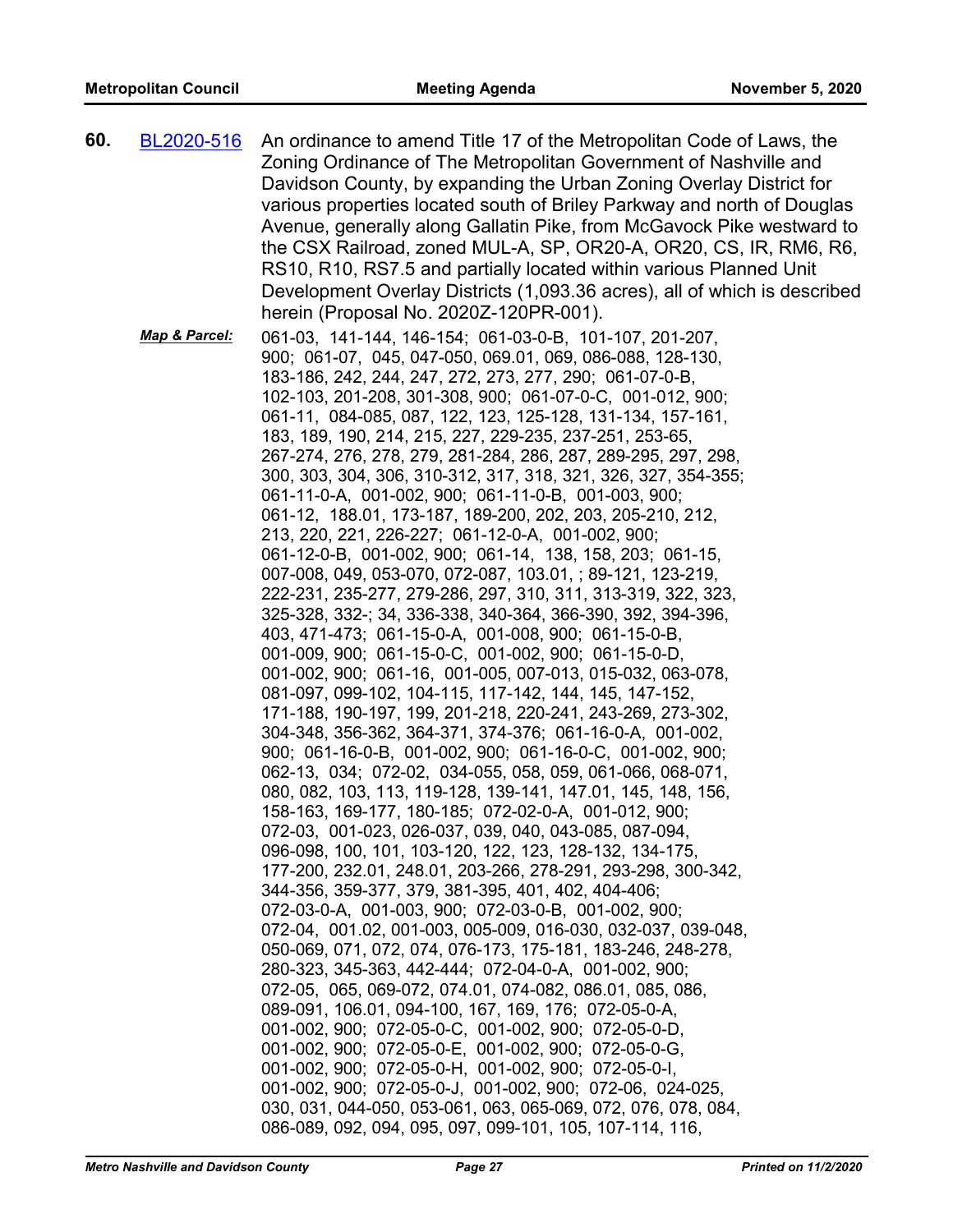**60.** BL2020-516 An ordinance to amend Title 17 of the Metropolitan Code of Laws, the Zoning Ordinance of The Metropolitan Government of Nashville and Davidson County, by expanding the Urban Zoning Overlay District for various properties located south of Briley Parkway and north of Douglas Avenue, generally along Gallatin Pike, from McGavock Pike westward to the CSX Railroad, zoned MUL-A, SP, OR20-A, OR20, CS, IR, RM6, R6, RS10, R10, RS7.5 and partially located within various Planned Unit Development Overlay Districts (1,093.36 acres), all of which is described herein (Proposal No. 2020Z-120PR-001).

***Map & Parcel:*** 061-03, 141-144, 146-154; 061-03-0-B, 101-107, 201-207, 900; 061-07, 045, 047-050, 069.01, 069, 086-088, 128-130, 183-186, 242, 244, 247, 272, 273, 277, 290; 061-07-0-B, 102-103, 201-208, 301-308, 900; 061-07-0-C, 001-012, 900; 061-11, 084-085, 087, 122, 123, 125-128, 131-134, 157-161, 183, 189, 190, 214, 215, 227, 229-235, 237-251, 253-65, 267-274, 276, 278, 279, 281-284, 286, 287, 289-295, 297, 298, 300, 303, 304, 306, 310-312, 317, 318, 321, 326, 327, 354-355; 061-11-0-A, 001-002, 900; 061-11-0-B, 001-003, 900; 061-12, 188.01, 173-187, 189-200, 202, 203, 205-210, 212, 213, 220, 221, 226-227; 061-12-0-A, 001-002, 900; 061-12-0-B, 001-002, 900; 061-14, 138, 158, 203; 061-15, 007-008, 049, 053-070, 072-087, 103.01, ; 89-121, 123-219, 222-231, 235-277, 279-286, 297, 310, 311, 313-319, 322, 323, 325-328, 332-; 34, 336-338, 340-364, 366-390, 392, 394-396, 403, 471-473; 061-15-0-A, 001-008, 900; 061-15-0-B, 001-009, 900; 061-15-0-C, 001-002, 900; 061-15-0-D, 001-002, 900; 061-16, 001-005, 007-013, 015-032, 063-078, 081-097, 099-102, 104-115, 117-142, 144, 145, 147-152, 171-188, 190-197, 199, 201-218, 220-241, 243-269, 273-302, 304-348, 356-362, 364-371, 374-376; 061-16-0-A, 001-002, 900; 061-16-0-B, 001-002, 900; 061-16-0-C, 001-002, 900; 062-13, 034; 072-02, 034-055, 058, 059, 061-066, 068-071, 080, 082, 103, 113, 119-128, 139-141, 147.01, 145, 148, 156, 158-163, 169-177, 180-185; 072-02-0-A, 001-012, 900; 072-03, 001-023, 026-037, 039, 040, 043-085, 087-094, 096-098, 100, 101, 103-120, 122, 123, 128-132, 134-175, 177-200, 232.01, 248.01, 203-266, 278-291, 293-298, 300-342, 344-356, 359-377, 379, 381-395, 401, 402, 404-406; 072-03-0-A, 001-003, 900; 072-03-0-B, 001-002, 900; 072-04, 001.02, 001-003, 005-009, 016-030, 032-037, 039-048, 050-069, 071, 072, 074, 076-173, 175-181, 183-246, 248-278, 280-323, 345-363, 442-444; 072-04-0-A, 001-002, 900; 072-05, 065, 069-072, 074.01, 074-082, 086.01, 085, 086, 089-091, 106.01, 094-100, 167, 169, 176; 072-05-0-A, 001-002, 900; 072-05-0-C, 001-002, 900; 072-05-0-D, 001-002, 900; 072-05-0-E, 001-002, 900; 072-05-0-G, 001-002, 900; 072-05-0-H, 001-002, 900; 072-05-0-I, 001-002, 900; 072-05-0-J, 001-002, 900; 072-06, 024-025, 030, 031, 044-050, 053-061, 063, 065-069, 072, 076, 078, 084, 086-089, 092, 094, 095, 097, 099-101, 105, 107-114, 116,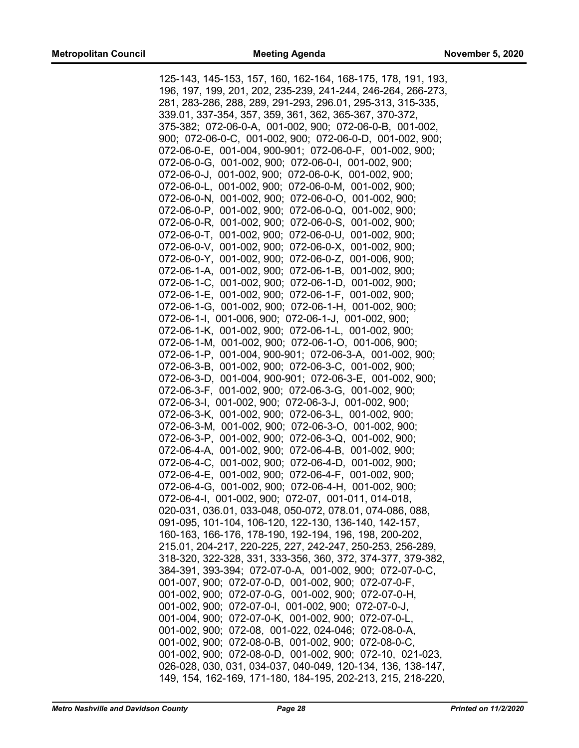125-143, 145-153, 157, 160, 162-164, 168-175, 178, 191, 193, 196, 197, 199, 201, 202, 235-239, 241-244, 246-264, 266-273, 281, 283-286, 288, 289, 291-293, 296.01, 295-313, 315-335, 339.01, 337-354, 357, 359, 361, 362, 365-367, 370-372, 375-382; 072-06-0-A, 001-002, 900; 072-06-0-B, 001-002, 900; 072-06-0-C, 001-002, 900; 072-06-0-D, 001-002, 900; 072-06-0-E, 001-004, 900-901; 072-06-0-F, 001-002, 900; 072-06-0-G, 001-002, 900; 072-06-0-I, 001-002, 900; 072-06-0-J, 001-002, 900; 072-06-0-K, 001-002, 900; 072-06-0-L, 001-002, 900; 072-06-0-M, 001-002, 900; 072-06-0-N, 001-002, 900; 072-06-0-O, 001-002, 900; 072-06-0-P, 001-002, 900; 072-06-0-Q, 001-002, 900; 072-06-0-R, 001-002, 900; 072-06-0-S, 001-002, 900; 072-06-0-T, 001-002, 900; 072-06-0-U, 001-002, 900; 072-06-0-V, 001-002, 900; 072-06-0-X, 001-002, 900; 072-06-0-Y, 001-002, 900; 072-06-0-Z, 001-006, 900; 072-06-1-A, 001-002, 900; 072-06-1-B, 001-002, 900; 072-06-1-C, 001-002, 900; 072-06-1-D, 001-002, 900; 072-06-1-E, 001-002, 900; 072-06-1-F, 001-002, 900; 072-06-1-G, 001-002, 900; 072-06-1-H, 001-002, 900; 072-06-1-I, 001-006, 900; 072-06-1-J, 001-002, 900; 072-06-1-K, 001-002, 900; 072-06-1-L, 001-002, 900; 072-06-1-M, 001-002, 900; 072-06-1-O, 001-006, 900; 072-06-1-P, 001-004, 900-901; 072-06-3-A, 001-002, 900; 072-06-3-B, 001-002, 900; 072-06-3-C, 001-002, 900; 072-06-3-D, 001-004, 900-901; 072-06-3-E, 001-002, 900; 072-06-3-F, 001-002, 900; 072-06-3-G, 001-002, 900; 072-06-3-I, 001-002, 900; 072-06-3-J, 001-002, 900; 072-06-3-K, 001-002, 900; 072-06-3-L, 001-002, 900; 072-06-3-M, 001-002, 900; 072-06-3-O, 001-002, 900; 072-06-3-P, 001-002, 900; 072-06-3-Q, 001-002, 900; 072-06-4-A, 001-002, 900; 072-06-4-B, 001-002, 900; 072-06-4-C, 001-002, 900; 072-06-4-D, 001-002, 900; 072-06-4-E, 001-002, 900; 072-06-4-F, 001-002, 900; 072-06-4-G, 001-002, 900; 072-06-4-H, 001-002, 900; 072-06-4-I, 001-002, 900; 072-07, 001-011, 014-018, 020-031, 036.01, 033-048, 050-072, 078.01, 074-086, 088, 091-095, 101-104, 106-120, 122-130, 136-140, 142-157, 160-163, 166-176, 178-190, 192-194, 196, 198, 200-202, 215.01, 204-217, 220-225, 227, 242-247, 250-253, 256-289, 318-320, 322-328, 331, 333-356, 360, 372, 374-377, 379-382, 384-391, 393-394; 072-07-0-A, 001-002, 900; 072-07-0-C, 001-007, 900; 072-07-0-D, 001-002, 900; 072-07-0-F, 001-002, 900; 072-07-0-G, 001-002, 900; 072-07-0-H, 001-002, 900; 072-07-0-I, 001-002, 900; 072-07-0-J, 001-004, 900; 072-07-0-K, 001-002, 900; 072-07-0-L, 001-002, 900; 072-08, 001-022, 024-046; 072-08-0-A, 001-002, 900; 072-08-0-B, 001-002, 900; 072-08-0-C, 001-002, 900; 072-08-0-D, 001-002, 900; 072-10, 021-023, 026-028, 030, 031, 034-037, 040-049, 120-134, 136, 138-147, 149, 154, 162-169, 171-180, 184-195, 202-213, 215, 218-220,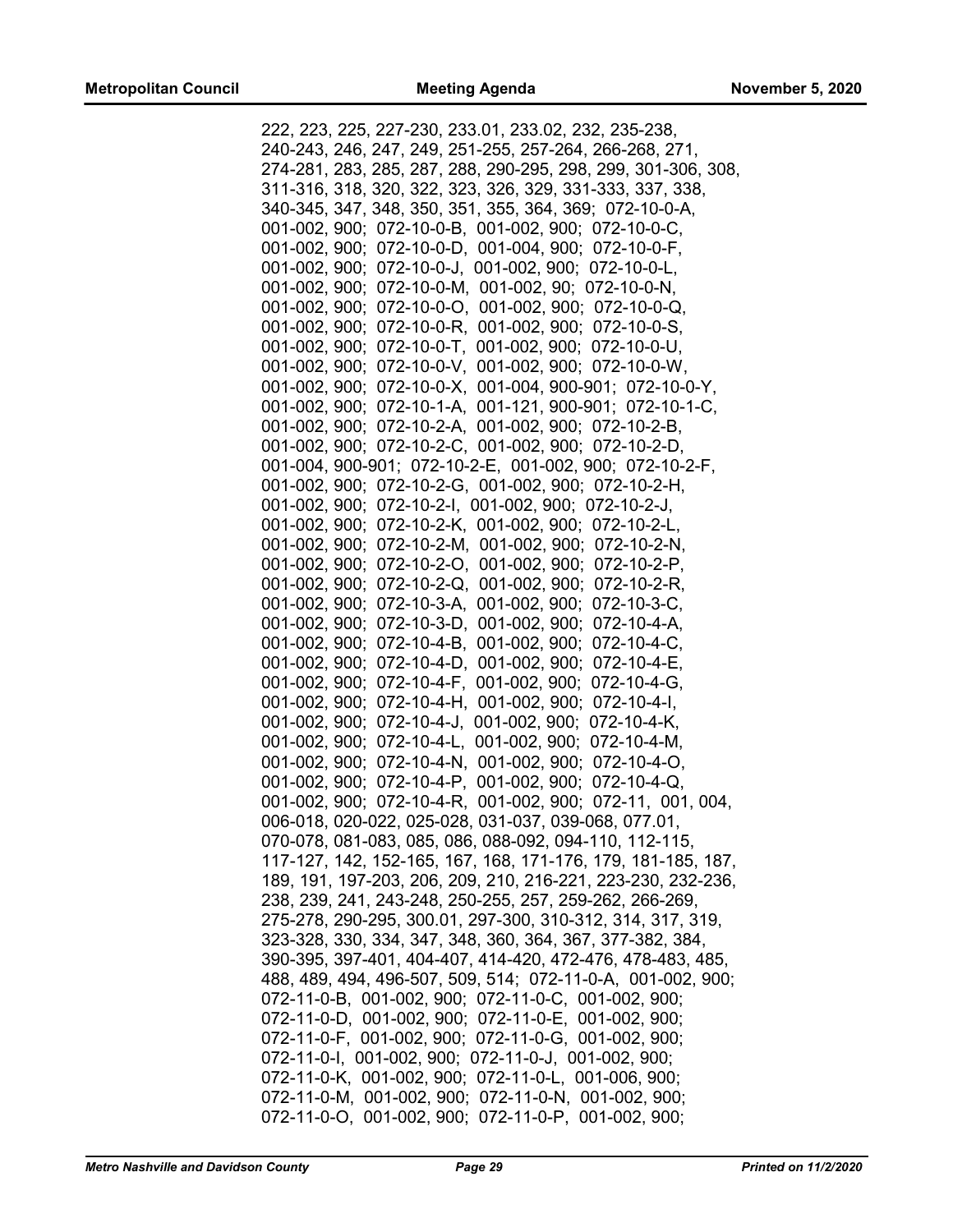222, 223, 225, 227-230, 233.01, 233.02, 232, 235-238, 240-243, 246, 247, 249, 251-255, 257-264, 266-268, 271, 274-281, 283, 285, 287, 288, 290-295, 298, 299, 301-306, 308, 311-316, 318, 320, 322, 323, 326, 329, 331-333, 337, 338, 340-345, 347, 348, 350, 351, 355, 364, 369; 072-10-0-A, 001-002, 900; 072-10-0-B, 001-002, 900; 072-10-0-C, 001-002, 900; 072-10-0-D, 001-004, 900; 072-10-0-F, 001-002, 900; 072-10-0-J, 001-002, 900; 072-10-0-L, 001-002, 900; 072-10-0-M, 001-002, 90; 072-10-0-N, 001-002, 900; 072-10-0-O, 001-002, 900; 072-10-0-Q, 001-002, 900; 072-10-0-R, 001-002, 900; 072-10-0-S, 001-002, 900; 072-10-0-T, 001-002, 900; 072-10-0-U, 001-002, 900; 072-10-0-V, 001-002, 900; 072-10-0-W, 001-002, 900; 072-10-0-X, 001-004, 900-901; 072-10-0-Y, 001-002, 900; 072-10-1-A, 001-121, 900-901; 072-10-1-C, 001-002, 900; 072-10-2-A, 001-002, 900; 072-10-2-B, 001-002, 900; 072-10-2-C, 001-002, 900; 072-10-2-D, 001-004, 900-901; 072-10-2-E, 001-002, 900; 072-10-2-F, 001-002, 900; 072-10-2-G, 001-002, 900; 072-10-2-H, 001-002, 900; 072-10-2-I, 001-002, 900; 072-10-2-J, 001-002, 900; 072-10-2-K, 001-002, 900; 072-10-2-L, 001-002, 900; 072-10-2-M, 001-002, 900; 072-10-2-N, 001-002, 900; 072-10-2-O, 001-002, 900; 072-10-2-P, 001-002, 900; 072-10-2-Q, 001-002, 900; 072-10-2-R, 001-002, 900; 072-10-3-A, 001-002, 900; 072-10-3-C, 001-002, 900; 072-10-3-D, 001-002, 900; 072-10-4-A, 001-002, 900; 072-10-4-B, 001-002, 900; 072-10-4-C, 001-002, 900; 072-10-4-D, 001-002, 900; 072-10-4-E, 001-002, 900; 072-10-4-F, 001-002, 900; 072-10-4-G, 001-002, 900; 072-10-4-H, 001-002, 900; 072-10-4-I, 001-002, 900; 072-10-4-J, 001-002, 900; 072-10-4-K, 001-002, 900; 072-10-4-L, 001-002, 900; 072-10-4-M, 001-002, 900; 072-10-4-N, 001-002, 900; 072-10-4-O, 001-002, 900; 072-10-4-P, 001-002, 900; 072-10-4-Q, 001-002, 900; 072-10-4-R, 001-002, 900; 072-11, 001, 004, 006-018, 020-022, 025-028, 031-037, 039-068, 077.01, 070-078, 081-083, 085, 086, 088-092, 094-110, 112-115, 117-127, 142, 152-165, 167, 168, 171-176, 179, 181-185, 187, 189, 191, 197-203, 206, 209, 210, 216-221, 223-230, 232-236, 238, 239, 241, 243-248, 250-255, 257, 259-262, 266-269, 275-278, 290-295, 300.01, 297-300, 310-312, 314, 317, 319, 323-328, 330, 334, 347, 348, 360, 364, 367, 377-382, 384, 390-395, 397-401, 404-407, 414-420, 472-476, 478-483, 485, 488, 489, 494, 496-507, 509, 514; 072-11-0-A, 001-002, 900; 072-11-0-B, 001-002, 900; 072-11-0-C, 001-002, 900; 072-11-0-D, 001-002, 900; 072-11-0-E, 001-002, 900; 072-11-0-F, 001-002, 900; 072-11-0-G, 001-002, 900; 072-11-0-I, 001-002, 900; 072-11-0-J, 001-002, 900; 072-11-0-K, 001-002, 900; 072-11-0-L, 001-006, 900; 072-11-0-M, 001-002, 900; 072-11-0-N, 001-002, 900; 072-11-0-O, 001-002, 900; 072-11-0-P, 001-002, 900;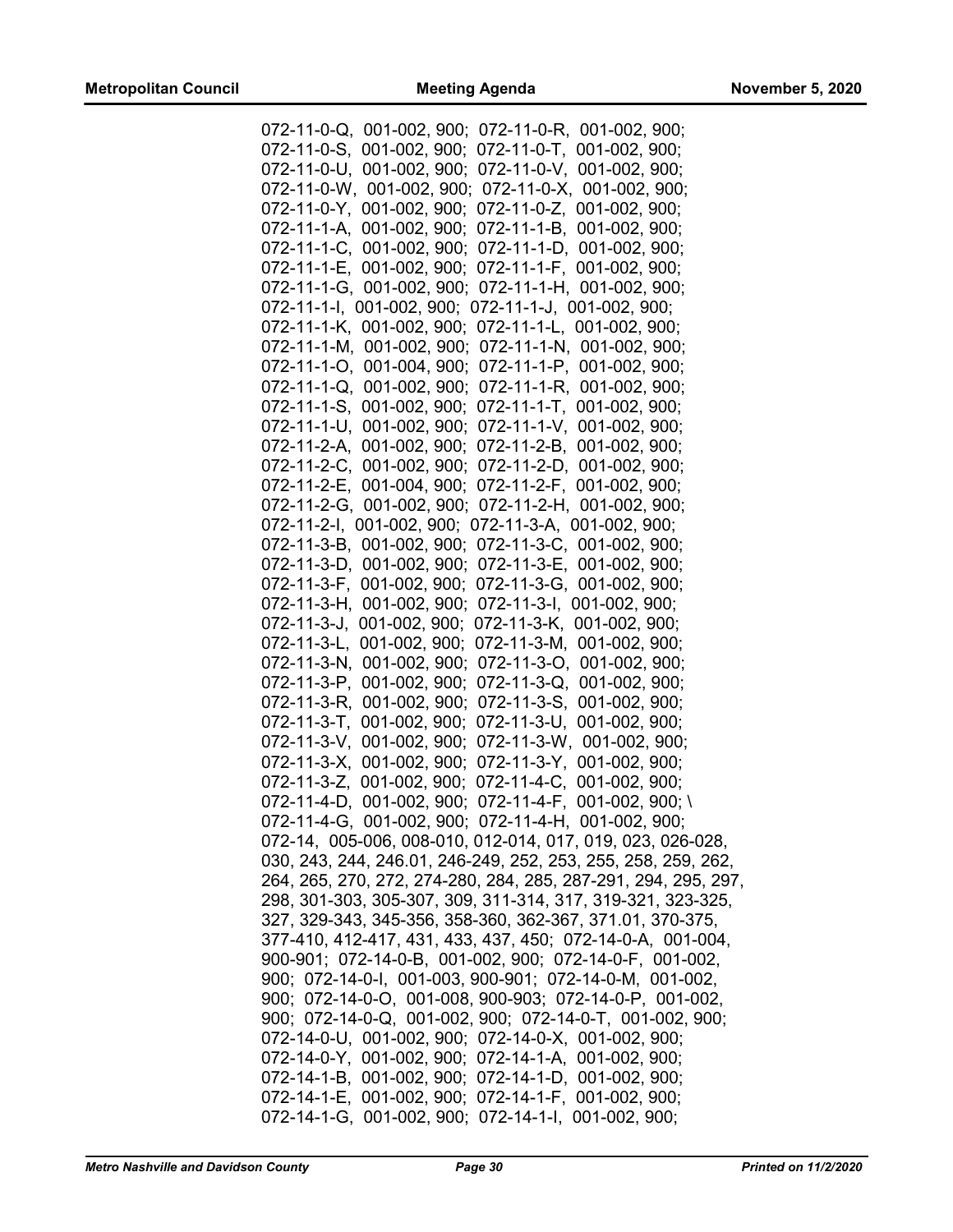072-11-0-Q, 001-002, 900; 072-11-0-R, 001-002, 900;
072-11-0-S, 001-002, 900; 072-11-0-T, 001-002, 900;
072-11-0-U, 001-002, 900; 072-11-0-V, 001-002, 900;
072-11-0-W, 001-002, 900; 072-11-0-X, 001-002, 900;
072-11-0-Y, 001-002, 900; 072-11-0-Z, 001-002, 900;
072-11-1-A, 001-002, 900; 072-11-1-B, 001-002, 900;
072-11-1-C, 001-002, 900; 072-11-1-D, 001-002, 900;
072-11-1-E, 001-002, 900; 072-11-1-F, 001-002, 900;
072-11-1-G, 001-002, 900; 072-11-1-H, 001-002, 900;
072-11-1-I, 001-002, 900; 072-11-1-J, 001-002, 900;
072-11-1-K, 001-002, 900; 072-11-1-L, 001-002, 900;
072-11-1-M, 001-002, 900; 072-11-1-N, 001-002, 900;
072-11-1-O, 001-004, 900; 072-11-1-P, 001-002, 900;
072-11-1-Q, 001-002, 900; 072-11-1-R, 001-002, 900;
072-11-1-S, 001-002, 900; 072-11-1-T, 001-002, 900;
072-11-1-U, 001-002, 900; 072-11-1-V, 001-002, 900;
072-11-2-A, 001-002, 900; 072-11-2-B, 001-002, 900;
072-11-2-C, 001-002, 900; 072-11-2-D, 001-002, 900;
072-11-2-E, 001-004, 900; 072-11-2-F, 001-002, 900;
072-11-2-G, 001-002, 900; 072-11-2-H, 001-002, 900;
072-11-2-I, 001-002, 900; 072-11-3-A, 001-002, 900;
072-11-3-B, 001-002, 900; 072-11-3-C, 001-002, 900;
072-11-3-D, 001-002, 900; 072-11-3-E, 001-002, 900;
072-11-3-F, 001-002, 900; 072-11-3-G, 001-002, 900;
072-11-3-H, 001-002, 900; 072-11-3-I, 001-002, 900;
072-11-3-J, 001-002, 900; 072-11-3-K, 001-002, 900;
072-11-3-L, 001-002, 900; 072-11-3-M, 001-002, 900;
072-11-3-N, 001-002, 900; 072-11-3-O, 001-002, 900;
072-11-3-P, 001-002, 900; 072-11-3-Q, 001-002, 900;
072-11-3-R, 001-002, 900; 072-11-3-S, 001-002, 900;
072-11-3-T, 001-002, 900; 072-11-3-U, 001-002, 900;
072-11-3-V, 001-002, 900; 072-11-3-W, 001-002, 900;
072-11-3-X, 001-002, 900; 072-11-3-Y, 001-002, 900;
072-11-3-Z, 001-002, 900; 072-11-4-C, 001-002, 900;
072-11-4-D, 001-002, 900; 072-11-4-F, 001-002, 900; \
072-11-4-G, 001-002, 900; 072-11-4-H, 001-002, 900;
072-14, 005-006, 008-010, 012-014, 017, 019, 023, 026-028,
030, 243, 244, 246.01, 246-249, 252, 253, 255, 258, 259, 262,
264, 265, 270, 272, 274-280, 284, 285, 287-291, 294, 295, 297,
298, 301-303, 305-307, 309, 311-314, 317, 319-321, 323-325,
327, 329-343, 345-356, 358-360, 362-367, 371.01, 370-375,
377-410, 412-417, 431, 433, 437, 450; 072-14-0-A, 001-004,
900-901; 072-14-0-B, 001-002, 900; 072-14-0-F, 001-002,
900; 072-14-0-I, 001-003, 900-901; 072-14-0-M, 001-002,
900; 072-14-0-O, 001-008, 900-903; 072-14-0-P, 001-002,
900; 072-14-0-Q, 001-002, 900; 072-14-0-T, 001-002, 900;
072-14-0-U, 001-002, 900; 072-14-0-X, 001-002, 900;
072-14-0-Y, 001-002, 900; 072-14-1-A, 001-002, 900;
072-14-1-B, 001-002, 900; 072-14-1-D, 001-002, 900;
072-14-1-E, 001-002, 900; 072-14-1-F, 001-002, 900;
072-14-1-G, 001-002, 900; 072-14-1-I, 001-002, 900;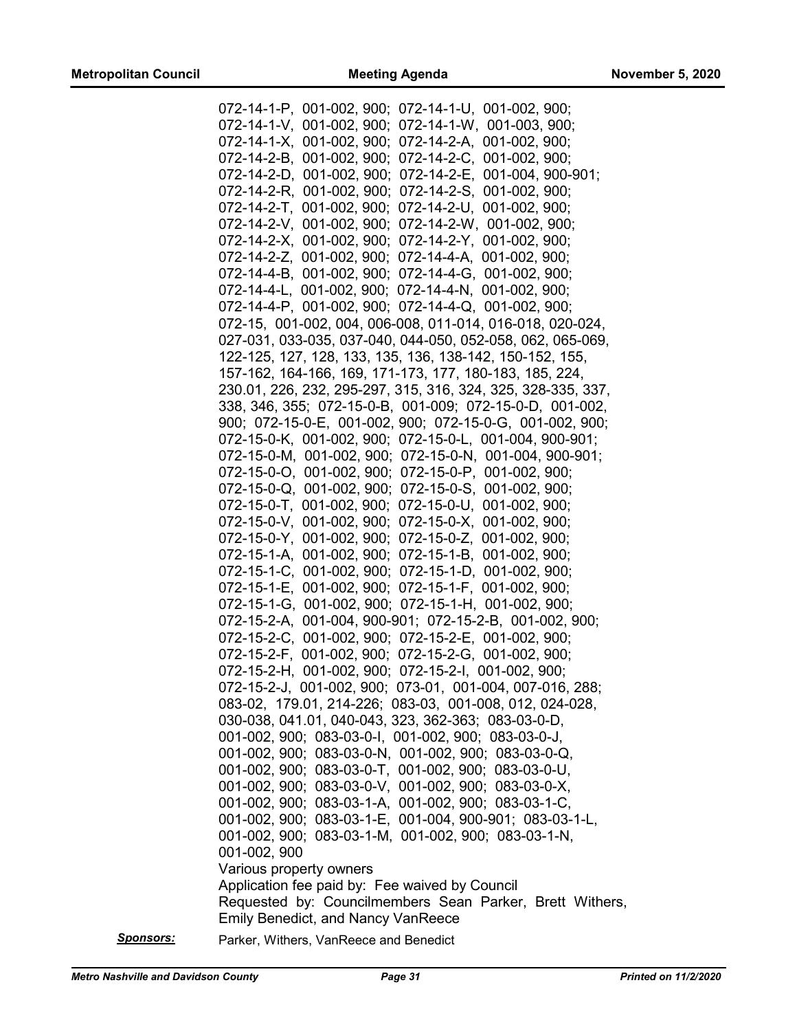072-14-1-P, 001-002, 900; 072-14-1-U, 001-002, 900; 072-14-1-V, 001-002, 900; 072-14-1-W, 001-003, 900; 072-14-1-X, 001-002, 900; 072-14-2-A, 001-002, 900; 072-14-2-B, 001-002, 900; 072-14-2-C, 001-002, 900; 072-14-2-D, 001-002, 900; 072-14-2-E, 001-004, 900-901; 072-14-2-R, 001-002, 900; 072-14-2-S, 001-002, 900; 072-14-2-T, 001-002, 900; 072-14-2-U, 001-002, 900; 072-14-2-V, 001-002, 900; 072-14-2-W, 001-002, 900; 072-14-2-X, 001-002, 900; 072-14-2-Y, 001-002, 900; 072-14-2-Z, 001-002, 900; 072-14-4-A, 001-002, 900; 072-14-4-B, 001-002, 900; 072-14-4-G, 001-002, 900; 072-14-4-L, 001-002, 900; 072-14-4-N, 001-002, 900; 072-14-4-P, 001-002, 900; 072-14-4-Q, 001-002, 900; 072-15, 001-002, 004, 006-008, 011-014, 016-018, 020-024, 027-031, 033-035, 037-040, 044-050, 052-058, 062, 065-069, 122-125, 127, 128, 133, 135, 136, 138-142, 150-152, 155, 157-162, 164-166, 169, 171-173, 177, 180-183, 185, 224, 230.01, 226, 232, 295-297, 315, 316, 324, 325, 328-335, 337, 338, 346, 355; 072-15-0-B, 001-009; 072-15-0-D, 001-002, 900; 072-15-0-E, 001-002, 900; 072-15-0-G, 001-002, 900; 072-15-0-K, 001-002, 900; 072-15-0-L, 001-004, 900-901; 072-15-0-M, 001-002, 900; 072-15-0-N, 001-004, 900-901; 072-15-0-O, 001-002, 900; 072-15-0-P, 001-002, 900; 072-15-0-Q, 001-002, 900; 072-15-0-S, 001-002, 900; 072-15-0-T, 001-002, 900; 072-15-0-U, 001-002, 900; 072-15-0-V, 001-002, 900; 072-15-0-X, 001-002, 900; 072-15-0-Y, 001-002, 900; 072-15-0-Z, 001-002, 900; 072-15-1-A, 001-002, 900; 072-15-1-B, 001-002, 900; 072-15-1-C, 001-002, 900; 072-15-1-D, 001-002, 900; 072-15-1-E, 001-002, 900; 072-15-1-F, 001-002, 900; 072-15-1-G, 001-002, 900; 072-15-1-H, 001-002, 900; 072-15-2-A, 001-004, 900-901; 072-15-2-B, 001-002, 900; 072-15-2-C, 001-002, 900; 072-15-2-E, 001-002, 900; 072-15-2-F, 001-002, 900; 072-15-2-G, 001-002, 900; 072-15-2-H, 001-002, 900; 072-15-2-I, 001-002, 900; 072-15-2-J, 001-002, 900; 073-01, 001-004, 007-016, 288; 083-02, 179.01, 214-226; 083-03, 001-008, 012, 024-028, 030-038, 041.01, 040-043, 323, 362-363; 083-03-0-D, 001-002, 900; 083-03-0-I, 001-002, 900; 083-03-0-J, 001-002, 900; 083-03-0-N, 001-002, 900; 083-03-0-Q, 001-002, 900; 083-03-0-T, 001-002, 900; 083-03-0-U, 001-002, 900; 083-03-0-V, 001-002, 900; 083-03-0-X, 001-002, 900; 083-03-1-A, 001-002, 900; 083-03-1-C, 001-002, 900; 083-03-1-E, 001-004, 900-901; 083-03-1-L, 001-002, 900; 083-03-1-M, 001-002, 900; 083-03-1-N, 001-002, 900

Various property owners

Application fee paid by: Fee waived by Council

Requested by: Councilmembers Sean Parker, Brett Withers, Emily Benedict, and Nancy VanReece

***Sponsors:*** Parker, Withers, VanReece and Benedict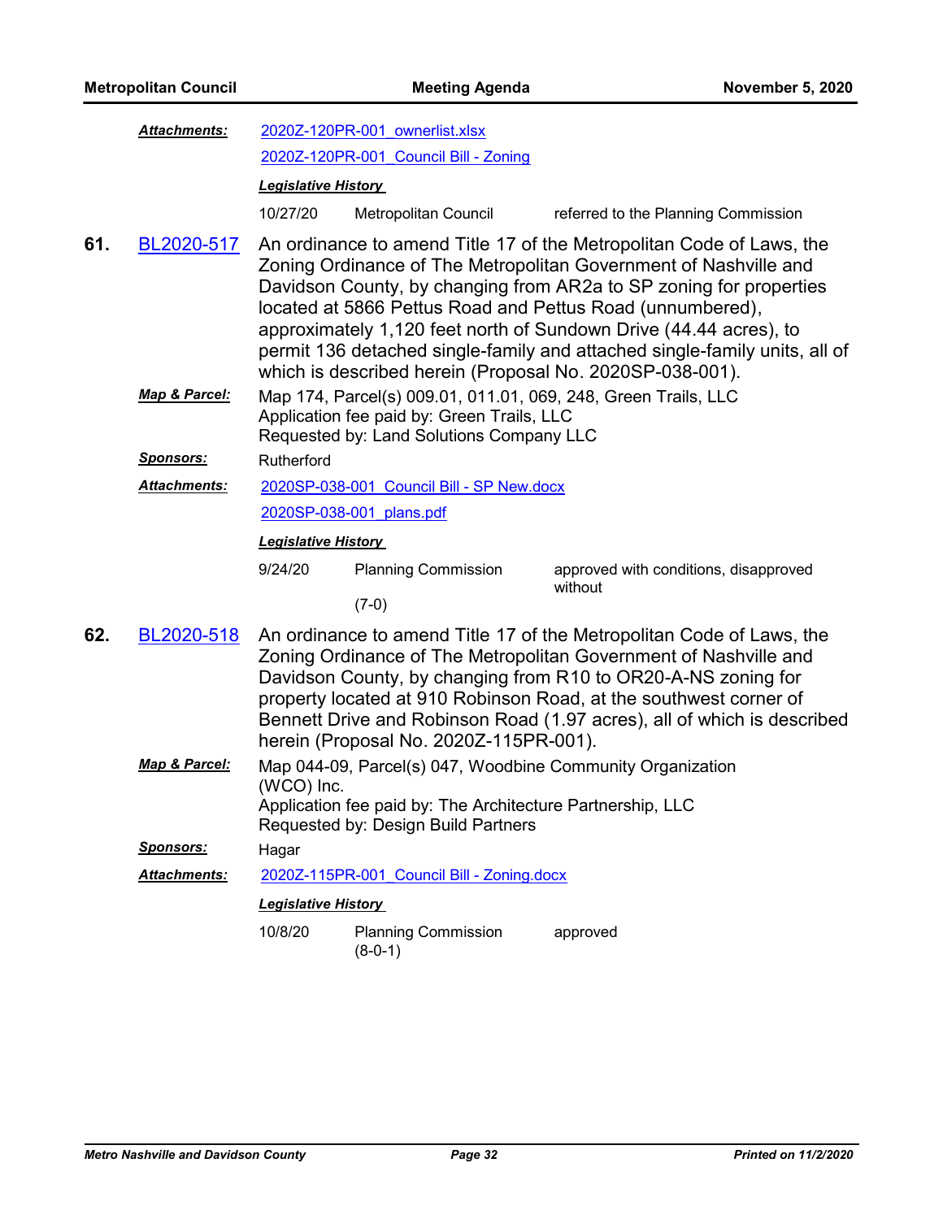***Attachments:*** [2020Z-120PR-001_ownerlist.xlsx]

[2020Z-120PR-001_Council Bill - Zoning]

***Legislative History***

| | | |
|---|---|---|
| 10/27/20 | Metropolitan Council | referred to the Planning Commission |

**61.** [BL2020-517] An ordinance to amend Title 17 of the Metropolitan Code of Laws, the Zoning Ordinance of The Metropolitan Government of Nashville and Davidson County, by changing from AR2a to SP zoning for properties located at 5866 Pettus Road and Pettus Road (unnumbered), approximately 1,120 feet north of Sundown Drive (44.44 acres), to permit 136 detached single-family and attached single-family units, all of which is described herein (Proposal No. 2020SP-038-001).

***Map & Parcel:*** Map 174, Parcel(s) 009.01, 011.01, 069, 248, Green Trails, LLC
Application fee paid by: Green Trails, LLC
Requested by: Land Solutions Company LLC

***Sponsors:*** Rutherford

***Attachments:*** [2020SP-038-001_Council Bill - SP New.docx]

[2020SP-038-001_plans.pdf]

***Legislative History***

| | | |
|---|---|---|
| 9/24/20 | Planning Commission (7-0) | approved with conditions, disapproved without |

**62.** [BL2020-518] An ordinance to amend Title 17 of the Metropolitan Code of Laws, the Zoning Ordinance of The Metropolitan Government of Nashville and Davidson County, by changing from R10 to OR20-A-NS zoning for property located at 910 Robinson Road, at the southwest corner of Bennett Drive and Robinson Road (1.97 acres), all of which is described herein (Proposal No. 2020Z-115PR-001).

***Map & Parcel:*** Map 044-09, Parcel(s) 047, Woodbine Community Organization (WCO) Inc.
Application fee paid by: The Architecture Partnership, LLC
Requested by: Design Build Partners

***Sponsors:*** Hagar

***Attachments:*** [2020Z-115PR-001_Council Bill - Zoning.docx]

***Legislative History***

| | | |
|---|---|---|
| 10/8/20 | Planning Commission (8-0-1) | approved |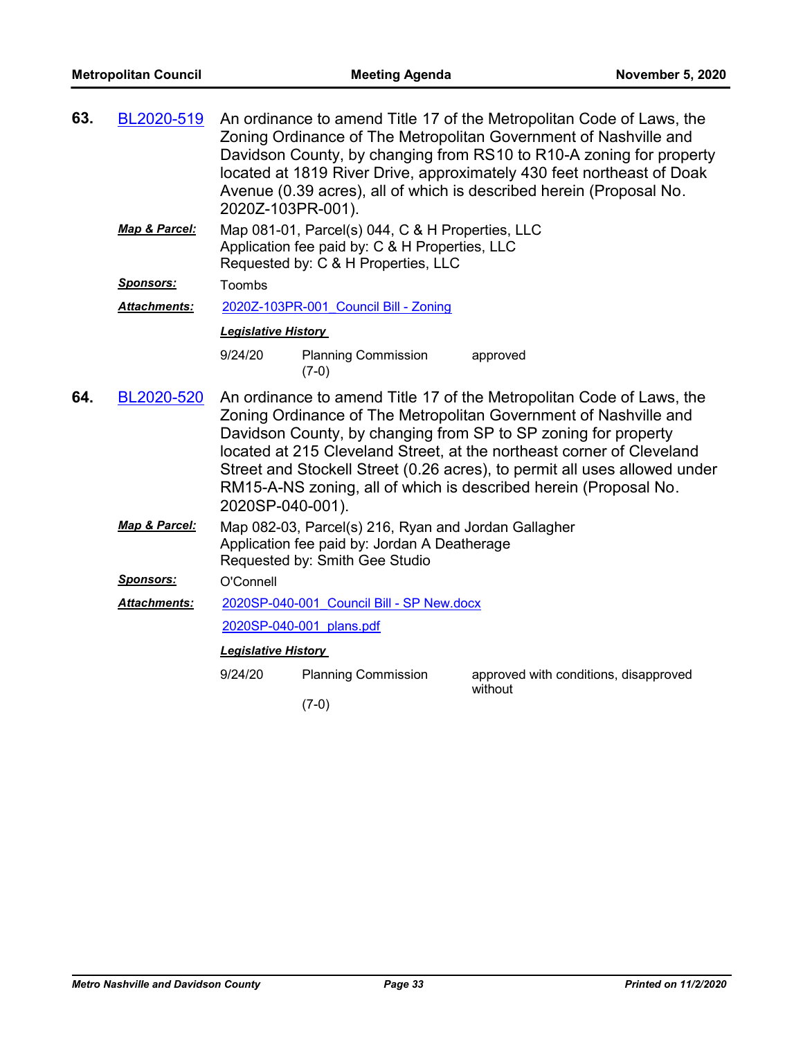**63. BL2020-519** An ordinance to amend Title 17 of the Metropolitan Code of Laws, the Zoning Ordinance of The Metropolitan Government of Nashville and Davidson County, by changing from RS10 to R10-A zoning for property located at 1819 River Drive, approximately 430 feet northeast of Doak Avenue (0.39 acres), all of which is described herein (Proposal No. 2020Z-103PR-001).

***Map & Parcel:*** Map 081-01, Parcel(s) 044, C & H Properties, LLC
Application fee paid by: C & H Properties, LLC
Requested by: C & H Properties, LLC

***Sponsors:*** Toombs

***Attachments:*** 2020Z-103PR-001_Council Bill - Zoning

***Legislative History***

| | | |
|---|---|---|
| 9/24/20 | Planning Commission (7-0) | approved |

**64. BL2020-520** An ordinance to amend Title 17 of the Metropolitan Code of Laws, the Zoning Ordinance of The Metropolitan Government of Nashville and Davidson County, by changing from SP to SP zoning for property located at 215 Cleveland Street, at the northeast corner of Cleveland Street and Stockell Street (0.26 acres), to permit all uses allowed under RM15-A-NS zoning, all of which is described herein (Proposal No. 2020SP-040-001).

***Map & Parcel:*** Map 082-03, Parcel(s) 216, Ryan and Jordan Gallagher
Application fee paid by: Jordan A Deatherage
Requested by: Smith Gee Studio

***Sponsors:*** O'Connell

***Attachments:*** 2020SP-040-001_Council Bill - SP New.docx
2020SP-040-001_plans.pdf

***Legislative History***

| | | |
|---|---|---|
| 9/24/20 | Planning Commission (7-0) | approved with conditions, disapproved without |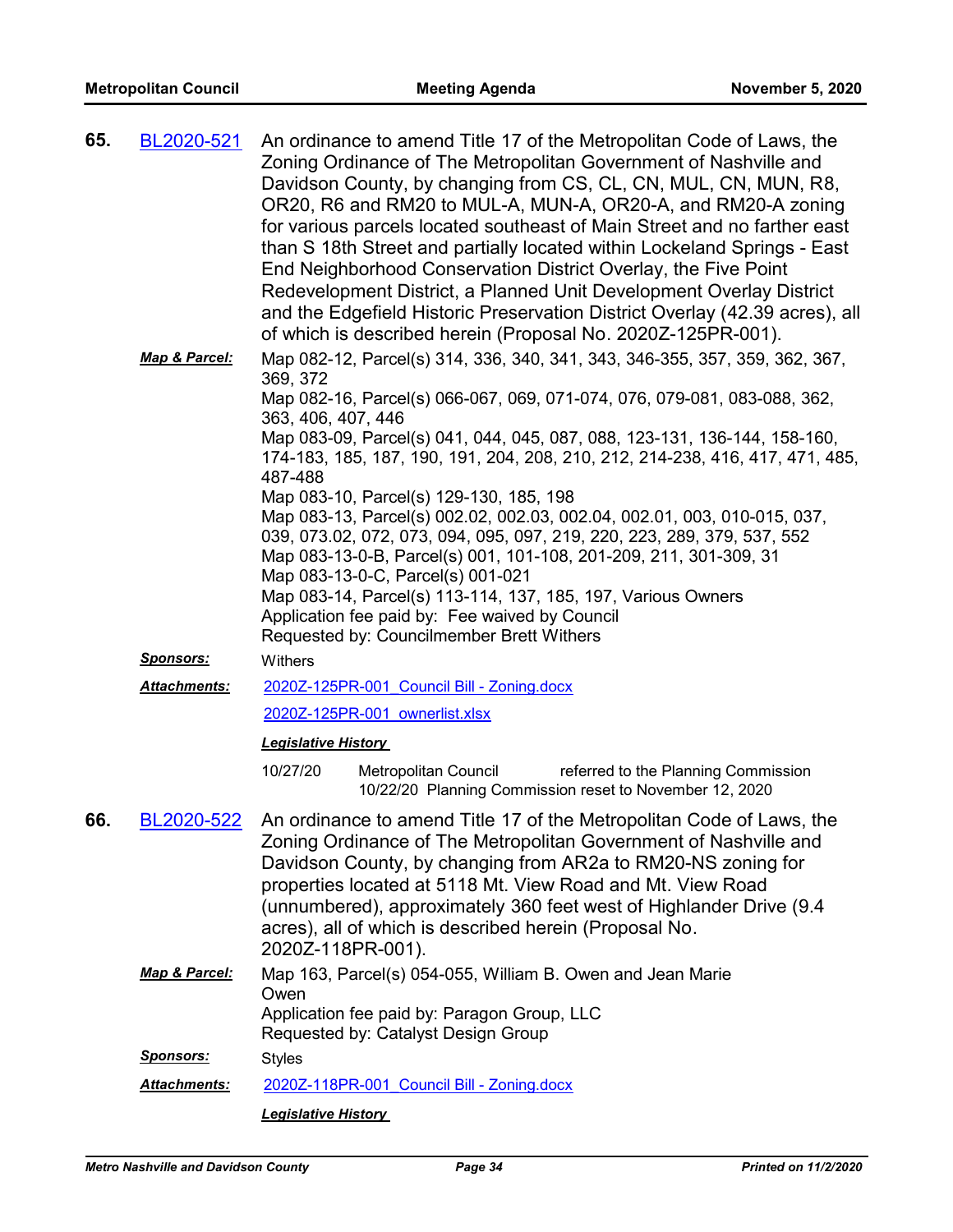**65.** BL2020-521

An ordinance to amend Title 17 of the Metropolitan Code of Laws, the Zoning Ordinance of The Metropolitan Government of Nashville and Davidson County, by changing from CS, CL, CN, MUL, CN, MUN, R8, OR20, R6 and RM20 to MUL-A, MUN-A, OR20-A, and RM20-A zoning for various parcels located southeast of Main Street and no farther east than S 18th Street and partially located within Lockeland Springs - East End Neighborhood Conservation District Overlay, the Five Point Redevelopment District, a Planned Unit Development Overlay District and the Edgefield Historic Preservation District Overlay (42.39 acres), all of which is described herein (Proposal No. 2020Z-125PR-001).

***Map & Parcel:***
Map 082-12, Parcel(s) 314, 336, 340, 341, 343, 346-355, 357, 359, 362, 367, 369, 372
Map 082-16, Parcel(s) 066-067, 069, 071-074, 076, 079-081, 083-088, 362, 363, 406, 407, 446
Map 083-09, Parcel(s) 041, 044, 045, 087, 088, 123-131, 136-144, 158-160, 174-183, 185, 187, 190, 191, 204, 208, 210, 212, 214-238, 416, 417, 471, 485, 487-488
Map 083-10, Parcel(s) 129-130, 185, 198
Map 083-13, Parcel(s) 002.02, 002.03, 002.04, 002.01, 003, 010-015, 037, 039, 073.02, 072, 073, 094, 095, 097, 219, 220, 223, 289, 379, 537, 552
Map 083-13-0-B, Parcel(s) 001, 101-108, 201-209, 211, 301-309, 31
Map 083-13-0-C, Parcel(s) 001-021
Map 083-14, Parcel(s) 113-114, 137, 185, 197, Various Owners
Application fee paid by: Fee waived by Council
Requested by: Councilmember Brett Withers

***Sponsors:*** Withers

***Attachments:*** 2020Z-125PR-001_Council Bill - Zoning.docx
2020Z-125PR-001_ownerlist.xlsx

***Legislative History***

10/27/20 Metropolitan Council referred to the Planning Commission
10/22/20 Planning Commission reset to November 12, 2020

**66.** BL2020-522

An ordinance to amend Title 17 of the Metropolitan Code of Laws, the Zoning Ordinance of The Metropolitan Government of Nashville and Davidson County, by changing from AR2a to RM20-NS zoning for properties located at 5118 Mt. View Road and Mt. View Road (unnumbered), approximately 360 feet west of Highlander Drive (9.4 acres), all of which is described herein (Proposal No. 2020Z-118PR-001).

***Map & Parcel:***
Map 163, Parcel(s) 054-055, William B. Owen and Jean Marie Owen
Application fee paid by: Paragon Group, LLC
Requested by: Catalyst Design Group

***Sponsors:*** Styles

***Attachments:*** 2020Z-118PR-001_Council Bill - Zoning.docx

***Legislative History***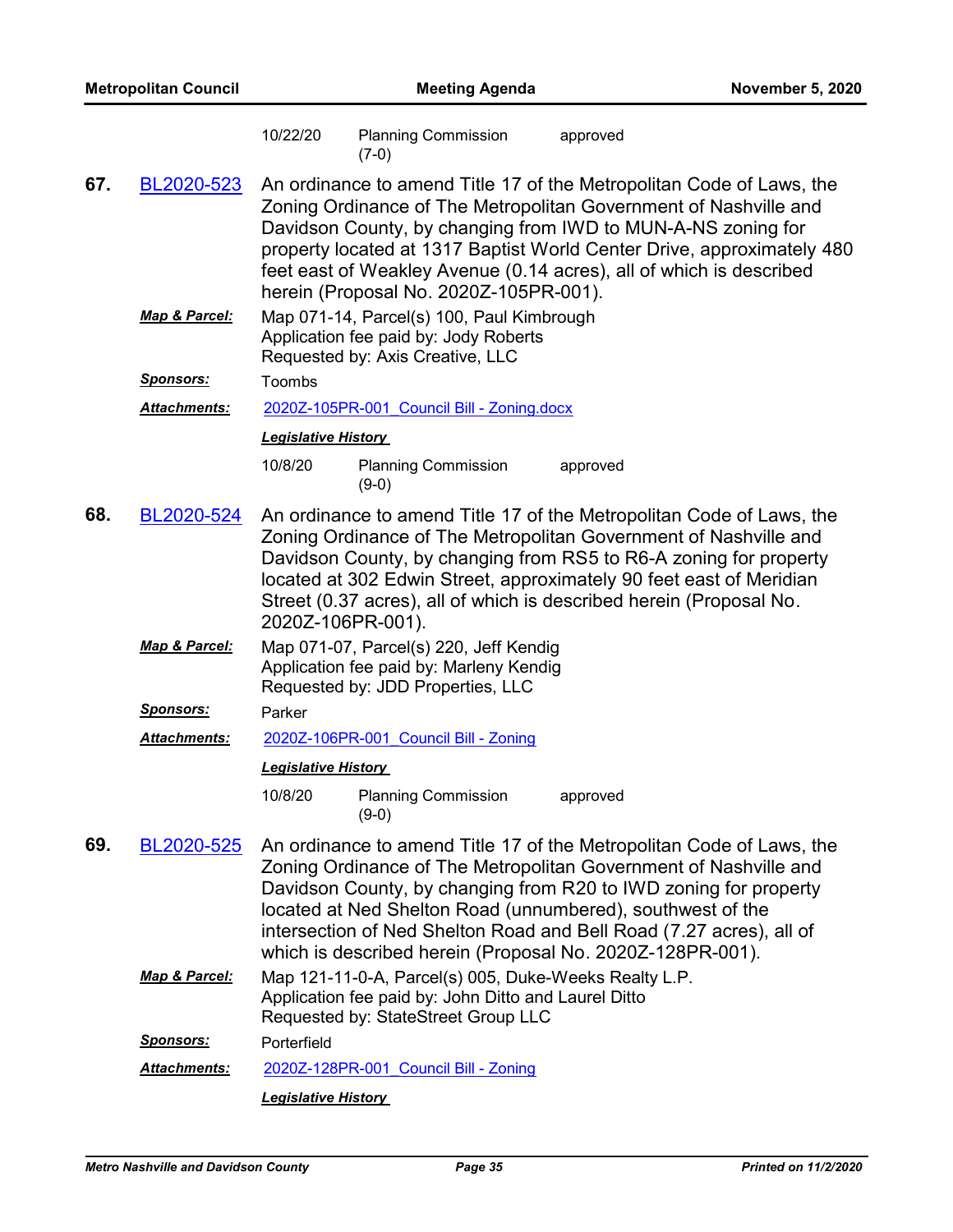| | | |
|---|---|---|
| 10/22/20 | Planning Commission (7-0) | approved |

**67.** BL2020-523

An ordinance to amend Title 17 of the Metropolitan Code of Laws, the Zoning Ordinance of The Metropolitan Government of Nashville and Davidson County, by changing from IWD to MUN-A-NS zoning for property located at 1317 Baptist World Center Drive, approximately 480 feet east of Weakley Avenue (0.14 acres), all of which is described herein (Proposal No. 2020Z-105PR-001).

***Map & Parcel:*** Map 071-14, Parcel(s) 100, Paul Kimbrough
Application fee paid by: Jody Roberts
Requested by: Axis Creative, LLC

***Sponsors:*** Toombs

***Attachments:*** 2020Z-105PR-001_Council Bill - Zoning.docx

***Legislative History***

| | | |
|---|---|---|
| 10/8/20 | Planning Commission (9-0) | approved |

**68.** BL2020-524

An ordinance to amend Title 17 of the Metropolitan Code of Laws, the Zoning Ordinance of The Metropolitan Government of Nashville and Davidson County, by changing from RS5 to R6-A zoning for property located at 302 Edwin Street, approximately 90 feet east of Meridian Street (0.37 acres), all of which is described herein (Proposal No. 2020Z-106PR-001).

***Map & Parcel:*** Map 071-07, Parcel(s) 220, Jeff Kendig
Application fee paid by: Marleny Kendig
Requested by: JDD Properties, LLC

***Sponsors:*** Parker

***Attachments:*** 2020Z-106PR-001_Council Bill - Zoning

***Legislative History***

| | | |
|---|---|---|
| 10/8/20 | Planning Commission (9-0) | approved |

**69.** BL2020-525

An ordinance to amend Title 17 of the Metropolitan Code of Laws, the Zoning Ordinance of The Metropolitan Government of Nashville and Davidson County, by changing from R20 to IWD zoning for property located at Ned Shelton Road (unnumbered), southwest of the intersection of Ned Shelton Road and Bell Road (7.27 acres), all of which is described herein (Proposal No. 2020Z-128PR-001).

***Map & Parcel:*** Map 121-11-0-A, Parcel(s) 005, Duke-Weeks Realty L.P.
Application fee paid by: John Ditto and Laurel Ditto
Requested by: StateStreet Group LLC

***Sponsors:*** Porterfield

***Attachments:*** 2020Z-128PR-001_Council Bill - Zoning

***Legislative History***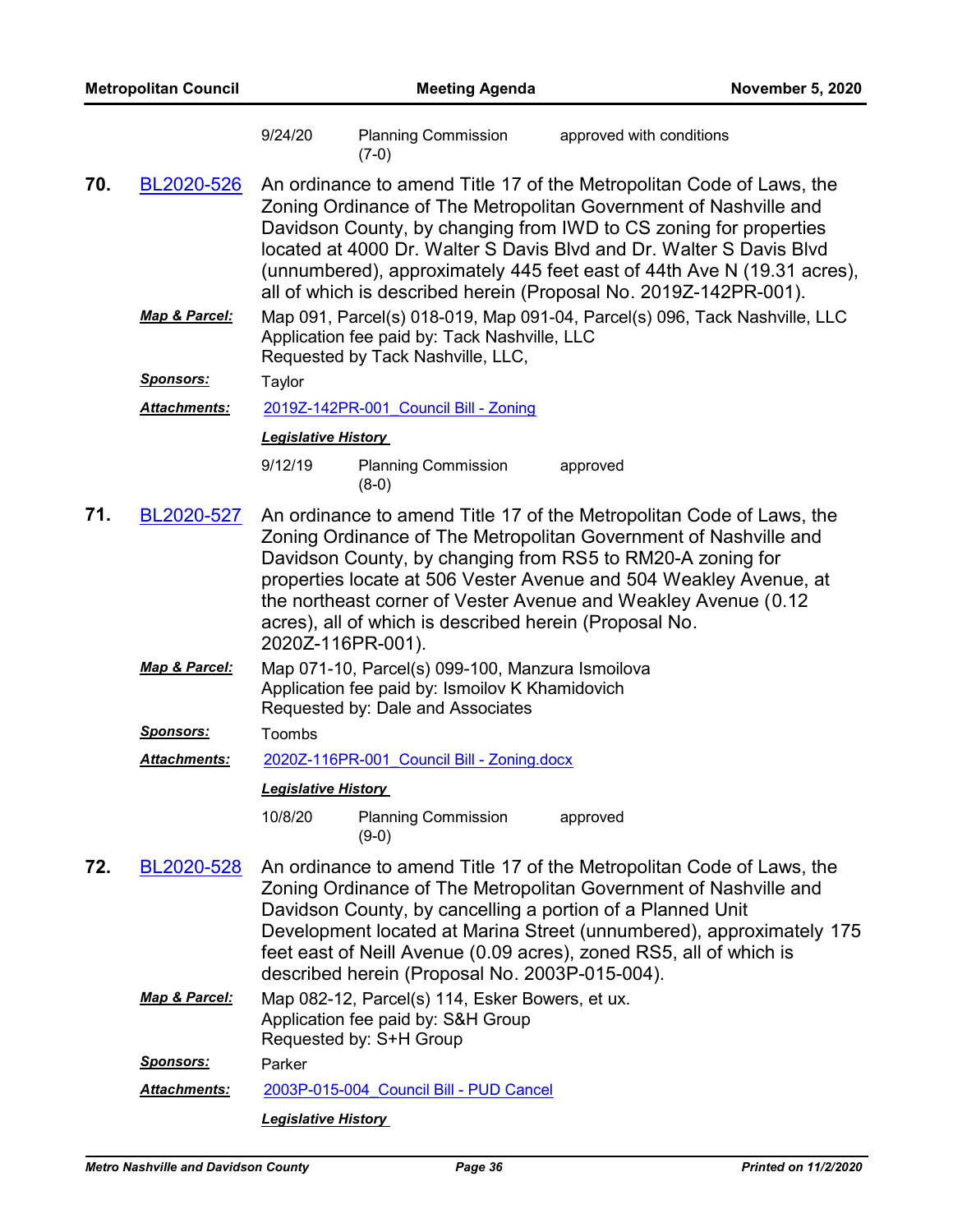| | | |
|---|---|---|
| 9/24/20 | Planning Commission (7-0) | approved with conditions |

**70.** BL2020-526 An ordinance to amend Title 17 of the Metropolitan Code of Laws, the Zoning Ordinance of The Metropolitan Government of Nashville and Davidson County, by changing from IWD to CS zoning for properties located at 4000 Dr. Walter S Davis Blvd and Dr. Walter S Davis Blvd (unnumbered), approximately 445 feet east of 44th Ave N (19.31 acres), all of which is described herein (Proposal No. 2019Z-142PR-001).

***Map & Parcel:*** Map 091, Parcel(s) 018-019, Map 091-04, Parcel(s) 096, Tack Nashville, LLC
Application fee paid by: Tack Nashville, LLC
Requested by Tack Nashville, LLC,

***Sponsors:*** Taylor

***Attachments:*** 2019Z-142PR-001_Council Bill - Zoning

***Legislative History***

| | | |
|---|---|---|
| 9/12/19 | Planning Commission (8-0) | approved |

**71.** BL2020-527 An ordinance to amend Title 17 of the Metropolitan Code of Laws, the Zoning Ordinance of The Metropolitan Government of Nashville and Davidson County, by changing from RS5 to RM20-A zoning for properties locate at 506 Vester Avenue and 504 Weakley Avenue, at the northeast corner of Vester Avenue and Weakley Avenue (0.12 acres), all of which is described herein (Proposal No. 2020Z-116PR-001).

***Map & Parcel:*** Map 071-10, Parcel(s) 099-100, Manzura Ismoilova
Application fee paid by: Ismoilov K Khamidovich
Requested by: Dale and Associates

***Sponsors:*** Toombs

***Attachments:*** 2020Z-116PR-001_Council Bill - Zoning.docx

***Legislative History***

| | | |
|---|---|---|
| 10/8/20 | Planning Commission (9-0) | approved |

**72.** BL2020-528 An ordinance to amend Title 17 of the Metropolitan Code of Laws, the Zoning Ordinance of The Metropolitan Government of Nashville and Davidson County, by cancelling a portion of a Planned Unit Development located at Marina Street (unnumbered), approximately 175 feet east of Neill Avenue (0.09 acres), zoned RS5, all of which is described herein (Proposal No. 2003P-015-004).

***Map & Parcel:*** Map 082-12, Parcel(s) 114, Esker Bowers, et ux.
Application fee paid by: S&H Group
Requested by: S+H Group

***Sponsors:*** Parker

***Attachments:*** 2003P-015-004_Council Bill - PUD Cancel

***Legislative History***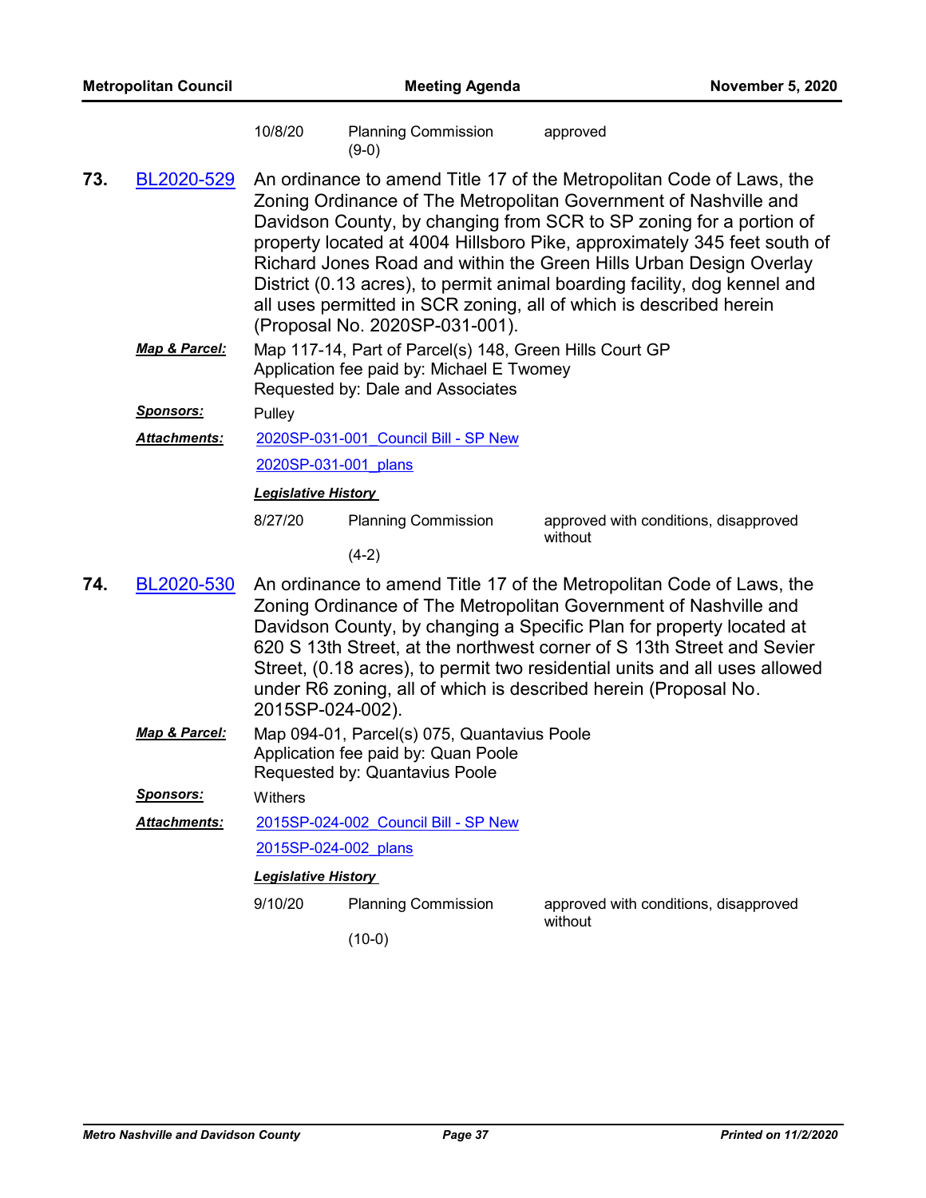| | | |
|---|---|---|
| 10/8/20 | Planning Commission (9-0) | approved |

**73.** BL2020-529 An ordinance to amend Title 17 of the Metropolitan Code of Laws, the Zoning Ordinance of The Metropolitan Government of Nashville and Davidson County, by changing from SCR to SP zoning for a portion of property located at 4004 Hillsboro Pike, approximately 345 feet south of Richard Jones Road and within the Green Hills Urban Design Overlay District (0.13 acres), to permit animal boarding facility, dog kennel and all uses permitted in SCR zoning, all of which is described herein (Proposal No. 2020SP-031-001).

***Map & Parcel:*** Map 117-14, Part of Parcel(s) 148, Green Hills Court GP
Application fee paid by: Michael E Twomey
Requested by: Dale and Associates

***Sponsors:*** Pulley

***Attachments:*** 2020SP-031-001_Council Bill - SP New
2020SP-031-001_plans

***Legislative History***

| | | |
|---|---|---|
| 8/27/20 | Planning Commission (4-2) | approved with conditions, disapproved without |

**74.** BL2020-530 An ordinance to amend Title 17 of the Metropolitan Code of Laws, the Zoning Ordinance of The Metropolitan Government of Nashville and Davidson County, by changing a Specific Plan for property located at 620 S 13th Street, at the northwest corner of S 13th Street and Sevier Street, (0.18 acres), to permit two residential units and all uses allowed under R6 zoning, all of which is described herein (Proposal No. 2015SP-024-002).

***Map & Parcel:*** Map 094-01, Parcel(s) 075, Quantavius Poole
Application fee paid by: Quan Poole
Requested by: Quantavius Poole

***Sponsors:*** Withers

***Attachments:*** 2015SP-024-002_Council Bill - SP New
2015SP-024-002_plans

***Legislative History***

| | | |
|---|---|---|
| 9/10/20 | Planning Commission (10-0) | approved with conditions, disapproved without |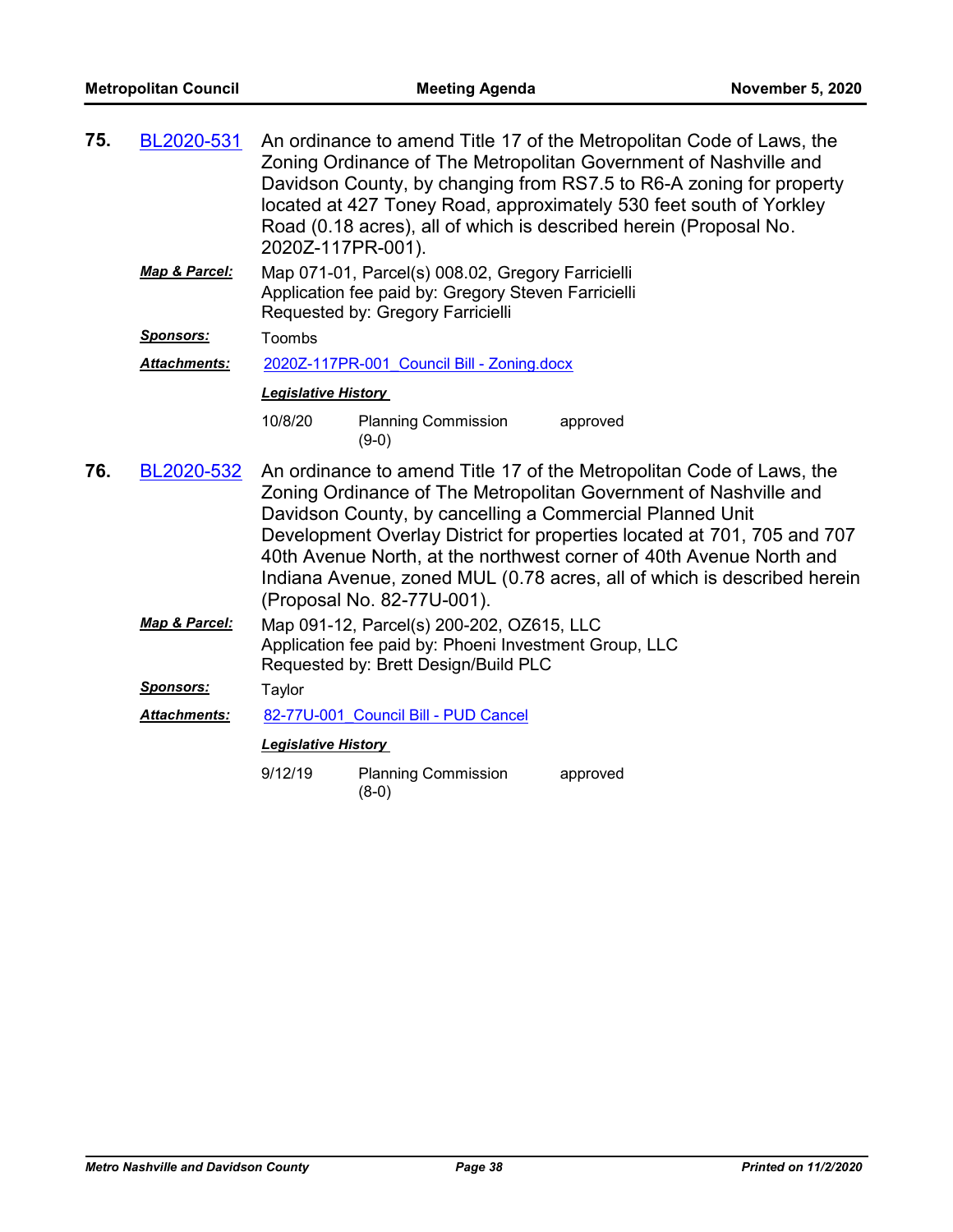**75.** BL2020-531 An ordinance to amend Title 17 of the Metropolitan Code of Laws, the Zoning Ordinance of The Metropolitan Government of Nashville and Davidson County, by changing from RS7.5 to R6-A zoning for property located at 427 Toney Road, approximately 530 feet south of Yorkley Road (0.18 acres), all of which is described herein (Proposal No. 2020Z-117PR-001).

***Map & Parcel:*** Map 071-01, Parcel(s) 008.02, Gregory Farricielli
Application fee paid by: Gregory Steven Farricielli
Requested by: Gregory Farricielli

***Sponsors:*** Toombs

***Attachments:*** 2020Z-117PR-001_Council Bill - Zoning.docx

***Legislative History***

| | | |
|---|---|---|
| 10/8/20 | Planning Commission (9-0) | approved |

**76.** BL2020-532 An ordinance to amend Title 17 of the Metropolitan Code of Laws, the Zoning Ordinance of The Metropolitan Government of Nashville and Davidson County, by cancelling a Commercial Planned Unit Development Overlay District for properties located at 701, 705 and 707 40th Avenue North, at the northwest corner of 40th Avenue North and Indiana Avenue, zoned MUL (0.78 acres, all of which is described herein (Proposal No. 82-77U-001).

***Map & Parcel:*** Map 091-12, Parcel(s) 200-202, OZ615, LLC
Application fee paid by: Phoeni Investment Group, LLC
Requested by: Brett Design/Build PLC

***Sponsors:*** Taylor

***Attachments:*** 82-77U-001_Council Bill - PUD Cancel

***Legislative History***

| | | |
|---|---|---|
| 9/12/19 | Planning Commission (8-0) | approved |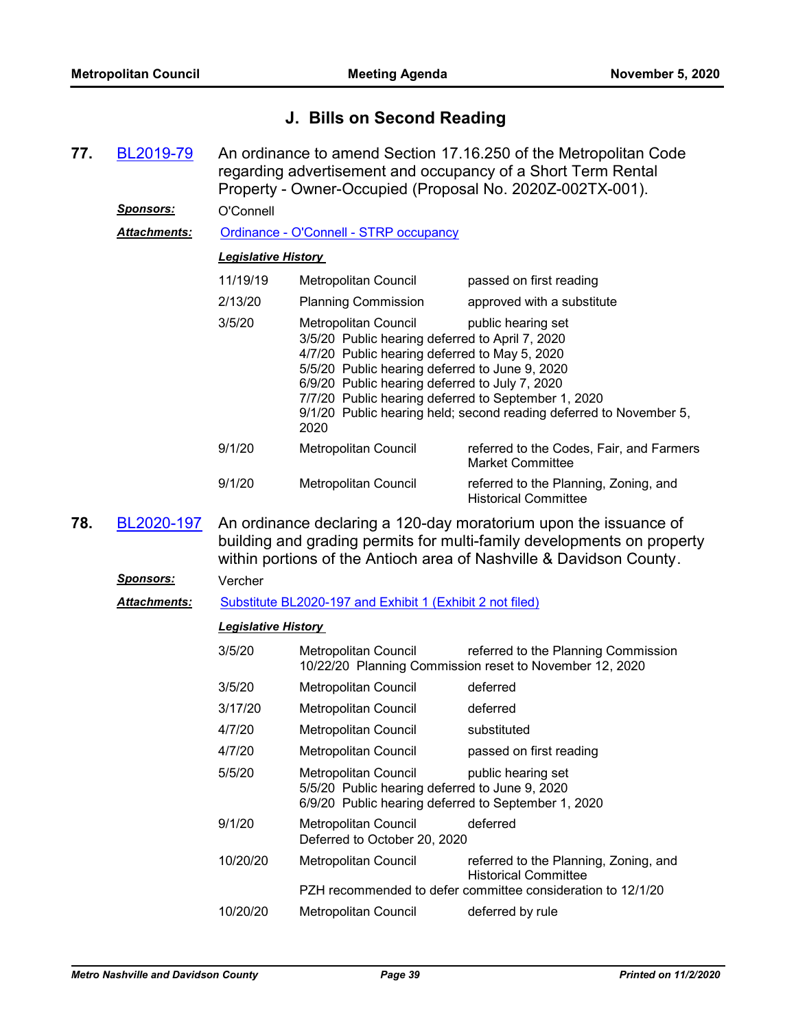## J. Bills on Second Reading

**77.** BL2019-79 An ordinance to amend Section 17.16.250 of the Metropolitan Code regarding advertisement and occupancy of a Short Term Rental Property - Owner-Occupied (Proposal No. 2020Z-002TX-001).

***Sponsors:*** O'Connell

***Attachments:*** Ordinance - O'Connell - STRP occupancy

***Legislative History***

| | | |
|---|---|---|
| 11/19/19 | Metropolitan Council | passed on first reading |
| 2/13/20 | Planning Commission | approved with a substitute |
| 3/5/20 | Metropolitan Council | public hearing set |
| | 3/5/20 Public hearing deferred to April 7, 2020<br>4/7/20 Public hearing deferred to May 5, 2020<br>5/5/20 Public hearing deferred to June 9, 2020<br>6/9/20 Public hearing deferred to July 7, 2020<br>7/7/20 Public hearing deferred to September 1, 2020<br>9/1/20 Public hearing held; second reading deferred to November 5, 2020 | |
| 9/1/20 | Metropolitan Council | referred to the Codes, Fair, and Farmers Market Committee |
| 9/1/20 | Metropolitan Council | referred to the Planning, Zoning, and Historical Committee |

**78.** BL2020-197 An ordinance declaring a 120-day moratorium upon the issuance of building and grading permits for multi-family developments on property within portions of the Antioch area of Nashville & Davidson County.

***Sponsors:*** Vercher

***Attachments:*** Substitute BL2020-197 and Exhibit 1 (Exhibit 2 not filed)

***Legislative History***

| | | |
|---|---|---|
| 3/5/20 | Metropolitan Council | referred to the Planning Commission |
| | 10/22/20 Planning Commission reset to November 12, 2020 | |
| 3/5/20 | Metropolitan Council | deferred |
| 3/17/20 | Metropolitan Council | deferred |
| 4/7/20 | Metropolitan Council | substituted |
| 4/7/20 | Metropolitan Council | passed on first reading |
| 5/5/20 | Metropolitan Council | public hearing set |
| | 5/5/20 Public hearing deferred to June 9, 2020<br>6/9/20 Public hearing deferred to September 1, 2020 | |
| 9/1/20 | Metropolitan Council | deferred |
| | Deferred to October 20, 2020 | |
| 10/20/20 | Metropolitan Council | referred to the Planning, Zoning, and Historical Committee |
| | PZH recommended to defer committee consideration to 12/1/20 | |
| 10/20/20 | Metropolitan Council | deferred by rule |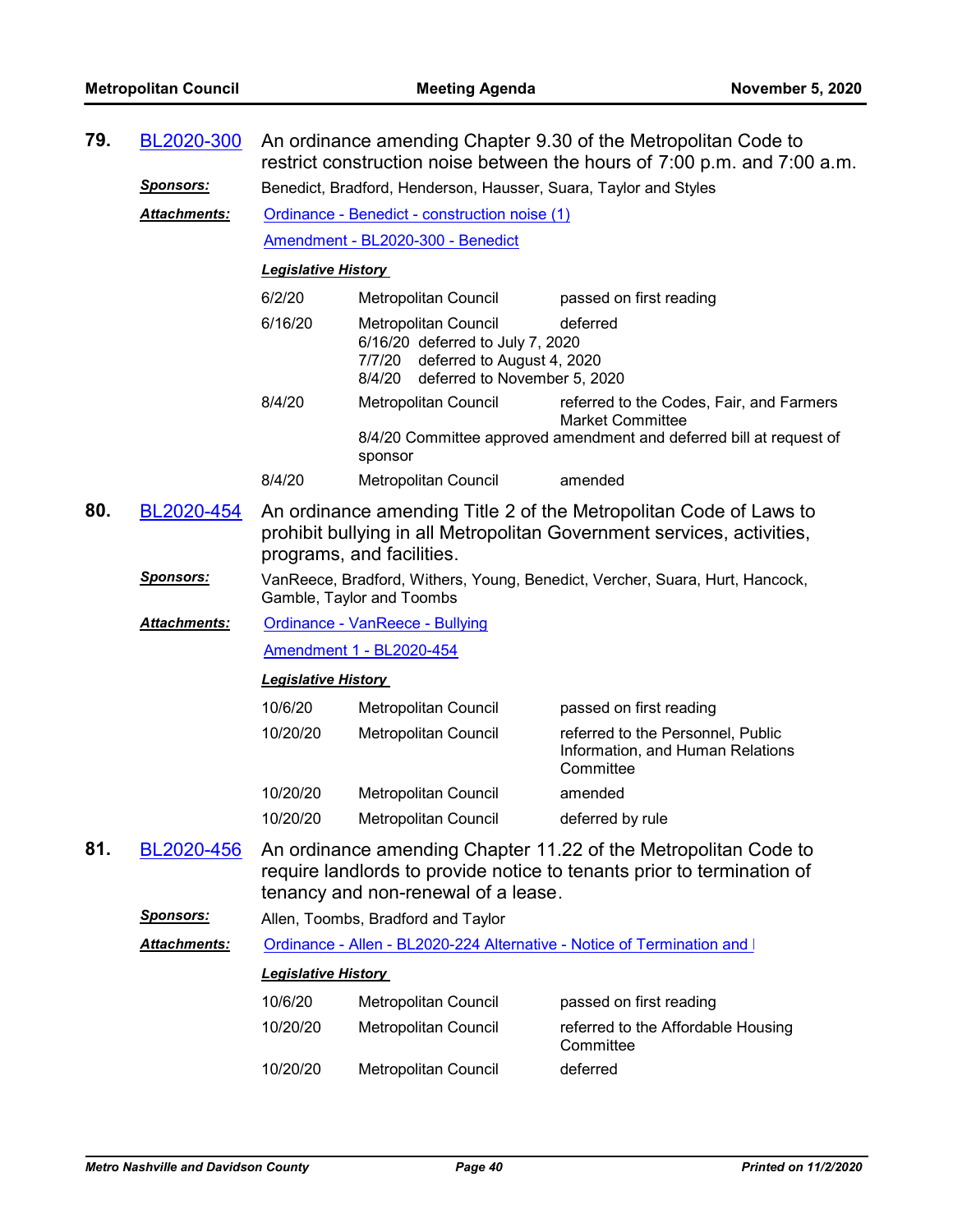**79. BL2020-300** An ordinance amending Chapter 9.30 of the Metropolitan Code to restrict construction noise between the hours of 7:00 p.m. and 7:00 a.m.

***Sponsors:*** Benedict, Bradford, Henderson, Hausser, Suara, Taylor and Styles

***Attachments:*** Ordinance - Benedict - construction noise (1)

Amendment - BL2020-300 - Benedict

***Legislative History***

| | | |
|---|---|---|
| 6/2/20 | Metropolitan Council | passed on first reading |
| 6/16/20 | Metropolitan Council<br>6/16/20 deferred to July 7, 2020<br>7/7/20 deferred to August 4, 2020<br>8/4/20 deferred to November 5, 2020 | deferred |
| 8/4/20 | Metropolitan Council<br>8/4/20 Committee approved amendment and deferred bill at request of sponsor | referred to the Codes, Fair, and Farmers Market Committee |
| 8/4/20 | Metropolitan Council | amended |

**80. BL2020-454** An ordinance amending Title 2 of the Metropolitan Code of Laws to prohibit bullying in all Metropolitan Government services, activities, programs, and facilities.

***Sponsors:*** VanReece, Bradford, Withers, Young, Benedict, Vercher, Suara, Hurt, Hancock, Gamble, Taylor and Toombs

***Attachments:*** Ordinance - VanReece - Bullying

Amendment 1 - BL2020-454

***Legislative History***

| | | |
|---|---|---|
| 10/6/20 | Metropolitan Council | passed on first reading |
| 10/20/20 | Metropolitan Council | referred to the Personnel, Public Information, and Human Relations Committee |
| 10/20/20 | Metropolitan Council | amended |
| 10/20/20 | Metropolitan Council | deferred by rule |

**81. BL2020-456** An ordinance amending Chapter 11.22 of the Metropolitan Code to require landlords to provide notice to tenants prior to termination of tenancy and non-renewal of a lease.

***Sponsors:*** Allen, Toombs, Bradford and Taylor

***Attachments:*** Ordinance - Allen - BL2020-224 Alternative - Notice of Termination and I

***Legislative History***

| | | |
|---|---|---|
| 10/6/20 | Metropolitan Council | passed on first reading |
| 10/20/20 | Metropolitan Council | referred to the Affordable Housing Committee |
| 10/20/20 | Metropolitan Council | deferred |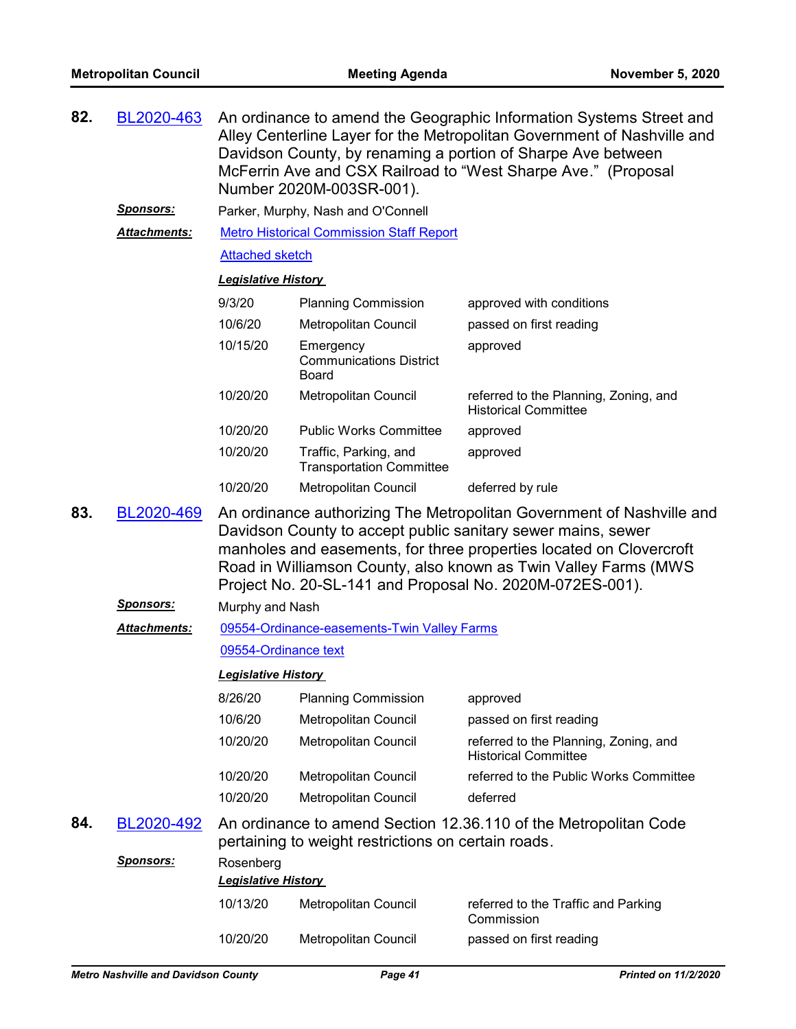**82.** BL2020-463 An ordinance to amend the Geographic Information Systems Street and Alley Centerline Layer for the Metropolitan Government of Nashville and Davidson County, by renaming a portion of Sharpe Ave between McFerrin Ave and CSX Railroad to "West Sharpe Ave." (Proposal Number 2020M-003SR-001).

***Sponsors:*** Parker, Murphy, Nash and O'Connell

***Attachments:*** Metro Historical Commission Staff Report

Attached sketch

***Legislative History***

| | | |
|---|---|---|
| 9/3/20 | Planning Commission | approved with conditions |
| 10/6/20 | Metropolitan Council | passed on first reading |
| 10/15/20 | Emergency Communications District Board | approved |
| 10/20/20 | Metropolitan Council | referred to the Planning, Zoning, and Historical Committee |
| 10/20/20 | Public Works Committee | approved |
| 10/20/20 | Traffic, Parking, and Transportation Committee | approved |
| 10/20/20 | Metropolitan Council | deferred by rule |

**83.** BL2020-469 An ordinance authorizing The Metropolitan Government of Nashville and Davidson County to accept public sanitary sewer mains, sewer manholes and easements, for three properties located on Clovercroft Road in Williamson County, also known as Twin Valley Farms (MWS Project No. 20-SL-141 and Proposal No. 2020M-072ES-001).

***Sponsors:*** Murphy and Nash

***Attachments:*** 09554-Ordinance-easements-Twin Valley Farms

09554-Ordinance text

***Legislative History***

| | | |
|---|---|---|
| 8/26/20 | Planning Commission | approved |
| 10/6/20 | Metropolitan Council | passed on first reading |
| 10/20/20 | Metropolitan Council | referred to the Planning, Zoning, and Historical Committee |
| 10/20/20 | Metropolitan Council | referred to the Public Works Committee |
| 10/20/20 | Metropolitan Council | deferred |

**84.** BL2020-492 An ordinance to amend Section 12.36.110 of the Metropolitan Code pertaining to weight restrictions on certain roads.

***Sponsors:*** Rosenberg

***Legislative History***

| | | |
|---|---|---|
| 10/13/20 | Metropolitan Council | referred to the Traffic and Parking Commission |
| 10/20/20 | Metropolitan Council | passed on first reading |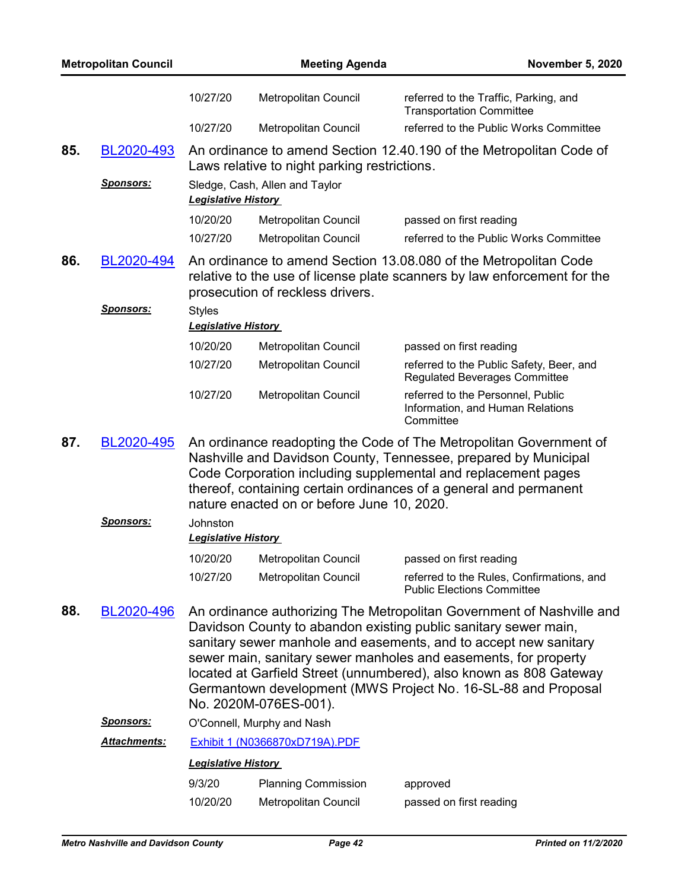| | | | |
|---|---|---|---|
| 10/27/20 | Metropolitan Council | referred to the Traffic, Parking, and Transportation Committee |
| 10/27/20 | Metropolitan Council | referred to the Public Works Committee |

**85.** [BL2020-493](BL2020-493) An ordinance to amend Section 12.40.190 of the Metropolitan Code of Laws relative to night parking restrictions.

***Sponsors:*** Sledge, Cash, Allen and Taylor

***Legislative History***

| | | |
|---|---|---|
| 10/20/20 | Metropolitan Council | passed on first reading |
| 10/27/20 | Metropolitan Council | referred to the Public Works Committee |

**86.** BL2020-494 An ordinance to amend Section 13.08.080 of the Metropolitan Code relative to the use of license plate scanners by law enforcement for the prosecution of reckless drivers.

***Sponsors:*** Styles

***Legislative History***

| | | |
|---|---|---|
| 10/20/20 | Metropolitan Council | passed on first reading |
| 10/27/20 | Metropolitan Council | referred to the Public Safety, Beer, and Regulated Beverages Committee |
| 10/27/20 | Metropolitan Council | referred to the Personnel, Public Information, and Human Relations Committee |

**87.** BL2020-495 An ordinance readopting the Code of The Metropolitan Government of Nashville and Davidson County, Tennessee, prepared by Municipal Code Corporation including supplemental and replacement pages thereof, containing certain ordinances of a general and permanent nature enacted on or before June 10, 2020.

***Sponsors:*** Johnston

***Legislative History***

| | | |
|---|---|---|
| 10/20/20 | Metropolitan Council | passed on first reading |
| 10/27/20 | Metropolitan Council | referred to the Rules, Confirmations, and Public Elections Committee |

**88.** BL2020-496 An ordinance authorizing The Metropolitan Government of Nashville and Davidson County to abandon existing public sanitary sewer main, sanitary sewer manhole and easements, and to accept new sanitary sewer main, sanitary sewer manholes and easements, for property located at Garfield Street (unnumbered), also known as 808 Gateway Germantown development (MWS Project No. 16-SL-88 and Proposal No. 2020M-076ES-001).

***Sponsors:*** O'Connell, Murphy and Nash

***Attachments:*** Exhibit 1 (N0366870xD719A).PDF

***Legislative History***

| | | |
|---|---|---|
| 9/3/20 | Planning Commission | approved |
| 10/20/20 | Metropolitan Council | passed on first reading |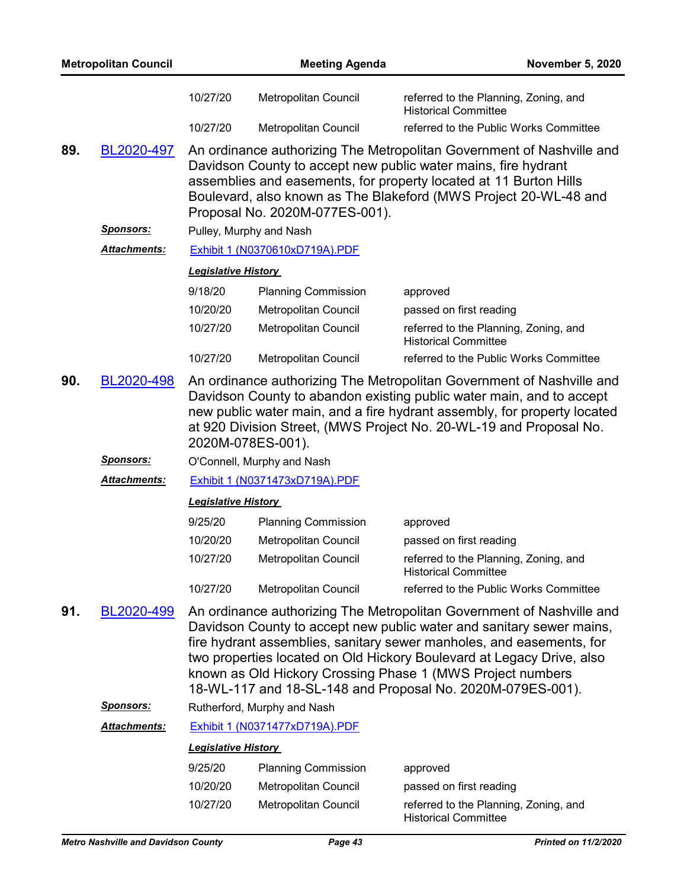| | | |
|---|---|---|
| 10/27/20 | Metropolitan Council | referred to the Planning, Zoning, and Historical Committee |
| 10/27/20 | Metropolitan Council | referred to the Public Works Committee |

**89.** [BL2020-497](BL2020-497) An ordinance authorizing The Metropolitan Government of Nashville and Davidson County to accept new public water mains, fire hydrant assemblies and easements, for property located at 11 Burton Hills Boulevard, also known as The Blakeford (MWS Project 20-WL-48 and Proposal No. 2020M-077ES-001).

***Sponsors:*** Pulley, Murphy and Nash

***Attachments:*** [Exhibit 1 (N0370610xD719A).PDF](Exhibit 1 (N0370610xD719A).PDF)

***Legislative History***

| | | |
|---|---|---|
| 9/18/20 | Planning Commission | approved |
| 10/20/20 | Metropolitan Council | passed on first reading |
| 10/27/20 | Metropolitan Council | referred to the Planning, Zoning, and Historical Committee |
| 10/27/20 | Metropolitan Council | referred to the Public Works Committee |

**90.** [BL2020-498](BL2020-498) An ordinance authorizing The Metropolitan Government of Nashville and Davidson County to abandon existing public water main, and to accept new public water main, and a fire hydrant assembly, for property located at 920 Division Street, (MWS Project No. 20-WL-19 and Proposal No. 2020M-078ES-001).

***Sponsors:*** O'Connell, Murphy and Nash

***Attachments:*** [Exhibit 1 (N0371473xD719A).PDF](Exhibit 1 (N0371473xD719A).PDF)

***Legislative History***

| | | |
|---|---|---|
| 9/25/20 | Planning Commission | approved |
| 10/20/20 | Metropolitan Council | passed on first reading |
| 10/27/20 | Metropolitan Council | referred to the Planning, Zoning, and Historical Committee |
| 10/27/20 | Metropolitan Council | referred to the Public Works Committee |

**91.** [BL2020-499](BL2020-499) An ordinance authorizing The Metropolitan Government of Nashville and Davidson County to accept new public water and sanitary sewer mains, fire hydrant assemblies, sanitary sewer manholes, and easements, for two properties located on Old Hickory Boulevard at Legacy Drive, also known as Old Hickory Crossing Phase 1 (MWS Project numbers 18-WL-117 and 18-SL-148 and Proposal No. 2020M-079ES-001).

***Sponsors:*** Rutherford, Murphy and Nash

***Attachments:*** [Exhibit 1 (N0371477xD719A).PDF](Exhibit 1 (N0371477xD719A).PDF)

***Legislative History***

| | | |
|---|---|---|
| 9/25/20 | Planning Commission | approved |
| 10/20/20 | Metropolitan Council | passed on first reading |
| 10/27/20 | Metropolitan Council | referred to the Planning, Zoning, and Historical Committee |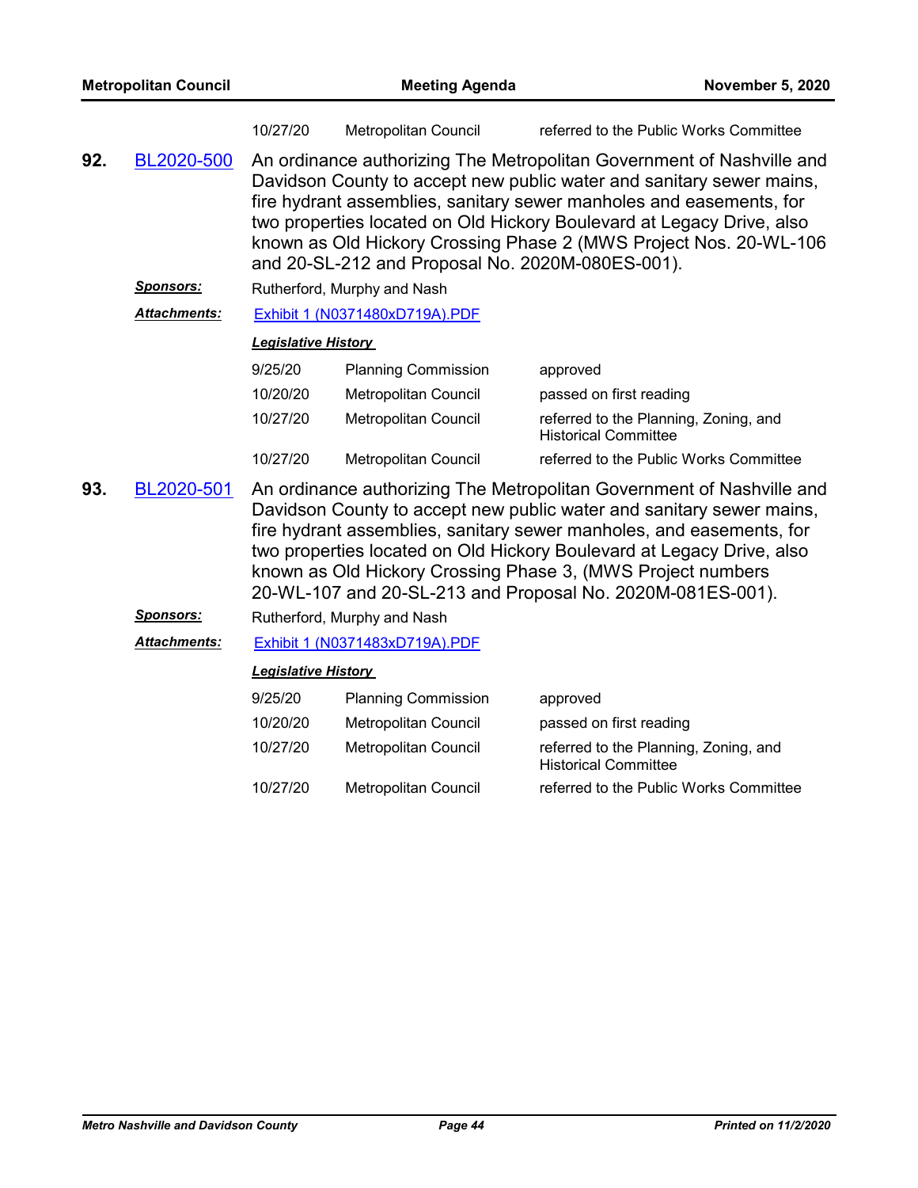| | | |
|---|---|---|
| 10/27/20 | Metropolitan Council | referred to the Public Works Committee |

**92.** BL2020-500 An ordinance authorizing The Metropolitan Government of Nashville and Davidson County to accept new public water and sanitary sewer mains, fire hydrant assemblies, sanitary sewer manholes and easements, for two properties located on Old Hickory Boulevard at Legacy Drive, also known as Old Hickory Crossing Phase 2 (MWS Project Nos. 20-WL-106 and 20-SL-212 and Proposal No. 2020M-080ES-001).

***Sponsors:*** Rutherford, Murphy and Nash

***Attachments:*** Exhibit 1 (N0371480xD719A).PDF

***Legislative History***

| | | |
|---|---|---|
| 9/25/20 | Planning Commission | approved |
| 10/20/20 | Metropolitan Council | passed on first reading |
| 10/27/20 | Metropolitan Council | referred to the Planning, Zoning, and Historical Committee |
| 10/27/20 | Metropolitan Council | referred to the Public Works Committee |

**93.** BL2020-501 An ordinance authorizing The Metropolitan Government of Nashville and Davidson County to accept new public water and sanitary sewer mains, fire hydrant assemblies, sanitary sewer manholes, and easements, for two properties located on Old Hickory Boulevard at Legacy Drive, also known as Old Hickory Crossing Phase 3, (MWS Project numbers 20-WL-107 and 20-SL-213 and Proposal No. 2020M-081ES-001).

***Sponsors:*** Rutherford, Murphy and Nash

***Attachments:*** Exhibit 1 (N0371483xD719A).PDF

***Legislative History***

| | | |
|---|---|---|
| 9/25/20 | Planning Commission | approved |
| 10/20/20 | Metropolitan Council | passed on first reading |
| 10/27/20 | Metropolitan Council | referred to the Planning, Zoning, and Historical Committee |
| 10/27/20 | Metropolitan Council | referred to the Public Works Committee |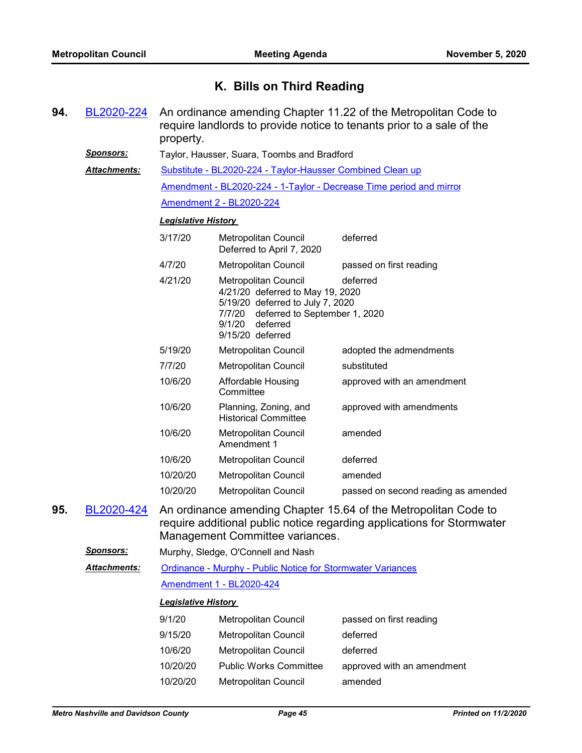## K. Bills on Third Reading

**94.** BL2020-224 An ordinance amending Chapter 11.22 of the Metropolitan Code to require landlords to provide notice to tenants prior to a sale of the property.

***Sponsors:*** Taylor, Hausser, Suara, Toombs and Bradford

***Attachments:*** Substitute - BL2020-224 - Taylor-Hausser Combined Clean up

Amendment - BL2020-224 - 1-Taylor - Decrease Time period and mirror

Amendment 2 - BL2020-224

***Legislative History***

| Date | Body | Action |
|---|---|---|
| 3/17/20 | Metropolitan Council<br>Deferred to April 7, 2020 | deferred |
| 4/7/20 | Metropolitan Council | passed on first reading |
| 4/21/20 | Metropolitan Council<br>4/21/20 deferred to May 19, 2020<br>5/19/20 deferred to July 7, 2020<br>7/7/20 deferred to September 1, 2020<br>9/1/20 deferred<br>9/15/20 deferred | deferred |
| 5/19/20 | Metropolitan Council | adopted the admendments |
| 7/7/20 | Metropolitan Council | substituted |
| 10/6/20 | Affordable Housing Committee | approved with an amendment |
| 10/6/20 | Planning, Zoning, and Historical Committee | approved with amendments |
| 10/6/20 | Metropolitan Council<br>Amendment 1 | amended |
| 10/6/20 | Metropolitan Council | deferred |
| 10/20/20 | Metropolitan Council | amended |
| 10/20/20 | Metropolitan Council | passed on second reading as amended |

**95.** BL2020-424 An ordinance amending Chapter 15.64 of the Metropolitan Code to require additional public notice regarding applications for Stormwater Management Committee variances.

***Sponsors:*** Murphy, Sledge, O'Connell and Nash

***Attachments:*** Ordinance - Murphy - Public Notice for Stormwater Variances

Amendment 1 - BL2020-424

***Legislative History***

| Date | Body | Action |
|---|---|---|
| 9/1/20 | Metropolitan Council | passed on first reading |
| 9/15/20 | Metropolitan Council | deferred |
| 10/6/20 | Metropolitan Council | deferred |
| 10/20/20 | Public Works Committee | approved with an amendment |
| 10/20/20 | Metropolitan Council | amended |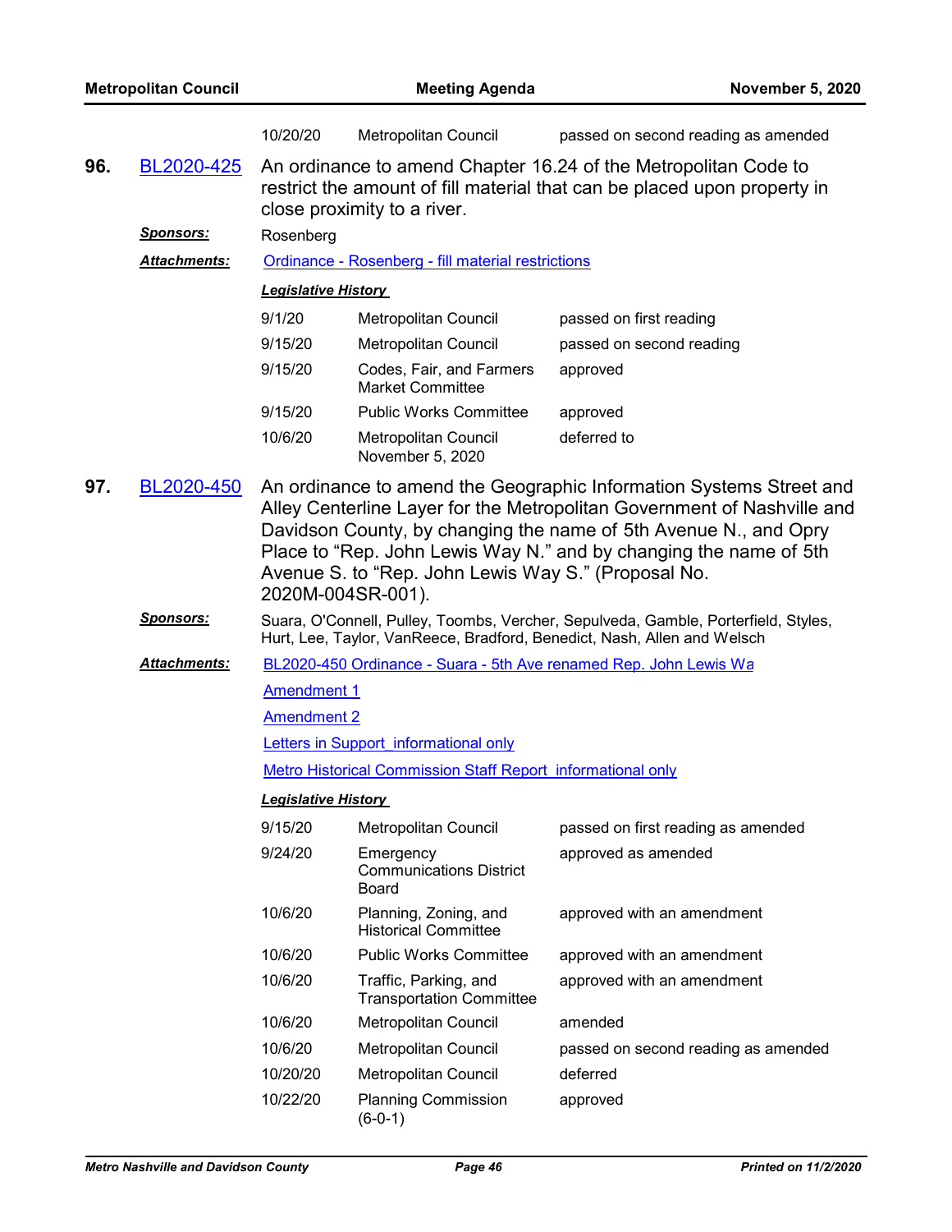| | | |
|---|---|---|
| 10/20/20 | Metropolitan Council | passed on second reading as amended |

**96.** BL2020-425 An ordinance to amend Chapter 16.24 of the Metropolitan Code to restrict the amount of fill material that can be placed upon property in close proximity to a river.

***Sponsors:*** Rosenberg

***Attachments:*** Ordinance - Rosenberg - fill material restrictions

***Legislative History***

| | | |
|---|---|---|
| 9/1/20 | Metropolitan Council | passed on first reading |
| 9/15/20 | Metropolitan Council | passed on second reading |
| 9/15/20 | Codes, Fair, and Farmers Market Committee | approved |
| 9/15/20 | Public Works Committee | approved |
| 10/6/20 | Metropolitan Council November 5, 2020 | deferred to |

**97.** BL2020-450 An ordinance to amend the Geographic Information Systems Street and Alley Centerline Layer for the Metropolitan Government of Nashville and Davidson County, by changing the name of 5th Avenue N., and Opry Place to "Rep. John Lewis Way N." and by changing the name of 5th Avenue S. to "Rep. John Lewis Way S." (Proposal No. 2020M-004SR-001).

***Sponsors:*** Suara, O'Connell, Pulley, Toombs, Vercher, Sepulveda, Gamble, Porterfield, Styles, Hurt, Lee, Taylor, VanReece, Bradford, Benedict, Nash, Allen and Welsch

***Attachments:*** BL2020-450 Ordinance - Suara - 5th Ave renamed Rep. John Lewis Wa

Amendment 1

Amendment 2

Letters in Support_informational only

Metro Historical Commission Staff Report_informational only

***Legislative History***

| | | |
|---|---|---|
| 9/15/20 | Metropolitan Council | passed on first reading as amended |
| 9/24/20 | Emergency Communications District Board | approved as amended |
| 10/6/20 | Planning, Zoning, and Historical Committee | approved with an amendment |
| 10/6/20 | Public Works Committee | approved with an amendment |
| 10/6/20 | Traffic, Parking, and Transportation Committee | approved with an amendment |
| 10/6/20 | Metropolitan Council | amended |
| 10/6/20 | Metropolitan Council | passed on second reading as amended |
| 10/20/20 | Metropolitan Council | deferred |
| 10/22/20 | Planning Commission (6-0-1) | approved |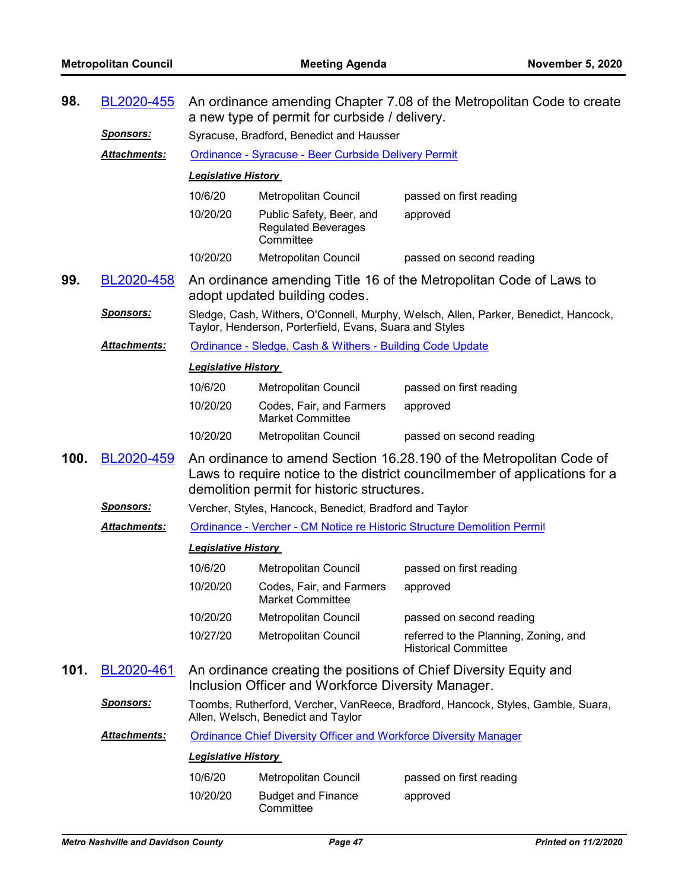**98.** BL2020-455 An ordinance amending Chapter 7.08 of the Metropolitan Code to create a new type of permit for curbside / delivery.

***Sponsors:*** Syracuse, Bradford, Benedict and Hausser

***Attachments:*** Ordinance - Syracuse - Beer Curbside Delivery Permit

***Legislative History***

| | | |
|---|---|---|
| 10/6/20 | Metropolitan Council | passed on first reading |
| 10/20/20 | Public Safety, Beer, and Regulated Beverages Committee | approved |
| 10/20/20 | Metropolitan Council | passed on second reading |

**99.** BL2020-458 An ordinance amending Title 16 of the Metropolitan Code of Laws to adopt updated building codes.

***Sponsors:*** Sledge, Cash, Withers, O'Connell, Murphy, Welsch, Allen, Parker, Benedict, Hancock, Taylor, Henderson, Porterfield, Evans, Suara and Styles

***Attachments:*** Ordinance - Sledge, Cash & Withers - Building Code Update

***Legislative History***

| | | |
|---|---|---|
| 10/6/20 | Metropolitan Council | passed on first reading |
| 10/20/20 | Codes, Fair, and Farmers Market Committee | approved |
| 10/20/20 | Metropolitan Council | passed on second reading |

**100.** BL2020-459 An ordinance to amend Section 16.28.190 of the Metropolitan Code of Laws to require notice to the district councilmember of applications for a demolition permit for historic structures.

***Sponsors:*** Vercher, Styles, Hancock, Benedict, Bradford and Taylor

***Attachments:*** Ordinance - Vercher - CM Notice re Historic Structure Demolition Permit

***Legislative History***

| | | |
|---|---|---|
| 10/6/20 | Metropolitan Council | passed on first reading |
| 10/20/20 | Codes, Fair, and Farmers Market Committee | approved |
| 10/20/20 | Metropolitan Council | passed on second reading |
| 10/27/20 | Metropolitan Council | referred to the Planning, Zoning, and Historical Committee |

**101.** BL2020-461 An ordinance creating the positions of Chief Diversity Equity and Inclusion Officer and Workforce Diversity Manager.

***Sponsors:*** Toombs, Rutherford, Vercher, VanReece, Bradford, Hancock, Styles, Gamble, Suara, Allen, Welsch, Benedict and Taylor

***Attachments:*** Ordinance Chief Diversity Officer and Workforce Diversity Manager

***Legislative History***

| | | |
|---|---|---|
| 10/6/20 | Metropolitan Council | passed on first reading |
| 10/20/20 | Budget and Finance Committee | approved |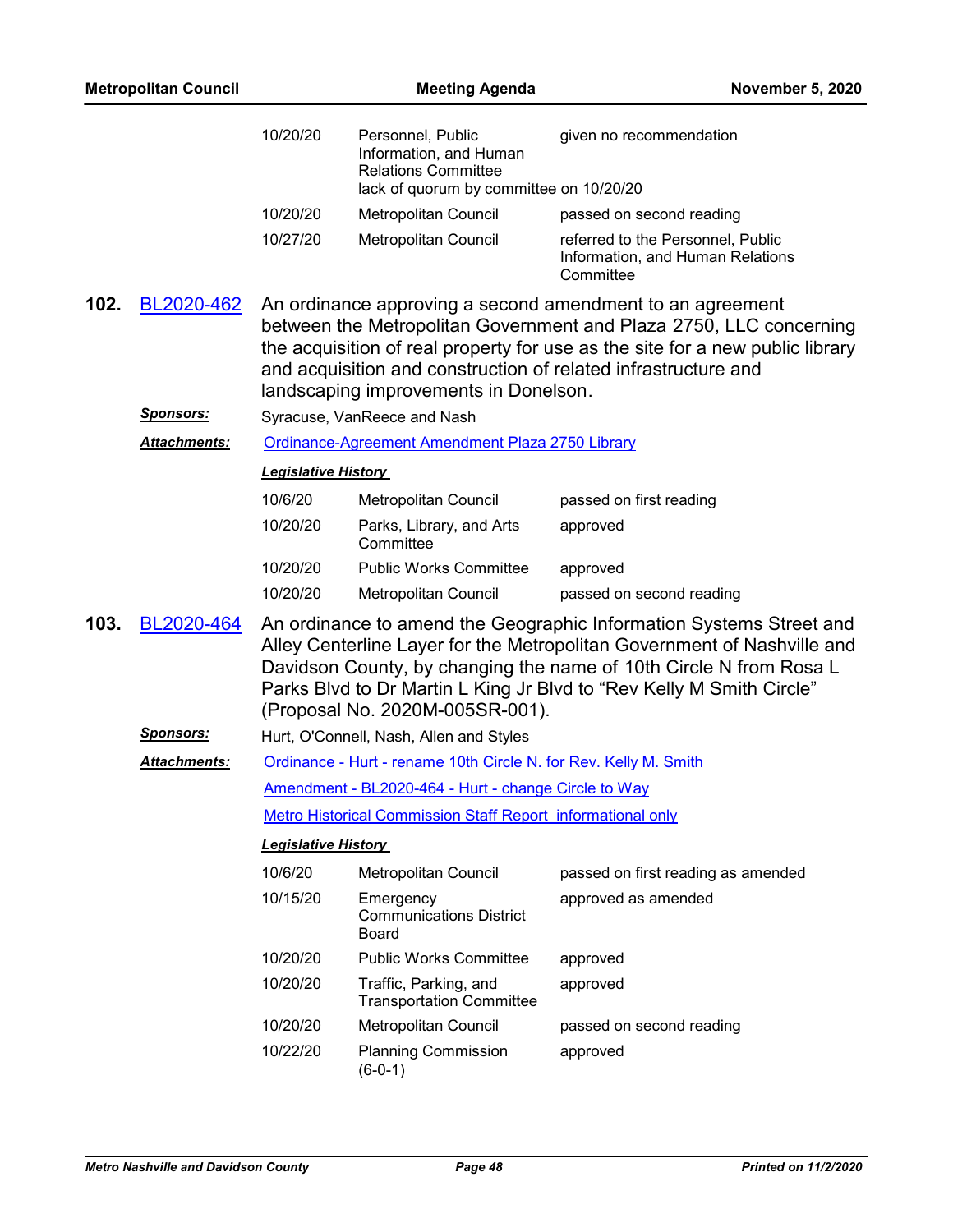| | | |
|---|---|---|
| 10/20/20 | Personnel, Public Information, and Human Relations Committee | given no recommendation |
| | lack of quorum by committee on 10/20/20 | |
| 10/20/20 | Metropolitan Council | passed on second reading |
| 10/27/20 | Metropolitan Council | referred to the Personnel, Public Information, and Human Relations Committee |

**102.** BL2020-462 An ordinance approving a second amendment to an agreement between the Metropolitan Government and Plaza 2750, LLC concerning the acquisition of real property for use as the site for a new public library and acquisition and construction of related infrastructure and landscaping improvements in Donelson.

***Sponsors:*** Syracuse, VanReece and Nash

***Attachments:*** Ordinance-Agreement Amendment Plaza 2750 Library

***Legislative History***

| | | |
|---|---|---|
| 10/6/20 | Metropolitan Council | passed on first reading |
| 10/20/20 | Parks, Library, and Arts Committee | approved |
| 10/20/20 | Public Works Committee | approved |
| 10/20/20 | Metropolitan Council | passed on second reading |

**103.** BL2020-464 An ordinance to amend the Geographic Information Systems Street and Alley Centerline Layer for the Metropolitan Government of Nashville and Davidson County, by changing the name of 10th Circle N from Rosa L Parks Blvd to Dr Martin L King Jr Blvd to "Rev Kelly M Smith Circle" (Proposal No. 2020M-005SR-001).

***Sponsors:*** Hurt, O'Connell, Nash, Allen and Styles

***Attachments:*** Ordinance - Hurt - rename 10th Circle N. for Rev. Kelly M. Smith

Amendment - BL2020-464 - Hurt - change Circle to Way

Metro Historical Commission Staff Report informational only

***Legislative History***

| | | |
|---|---|---|
| 10/6/20 | Metropolitan Council | passed on first reading as amended |
| 10/15/20 | Emergency Communications District Board | approved as amended |
| 10/20/20 | Public Works Committee | approved |
| 10/20/20 | Traffic, Parking, and Transportation Committee | approved |
| 10/20/20 | Metropolitan Council | passed on second reading |
| 10/22/20 | Planning Commission (6-0-1) | approved |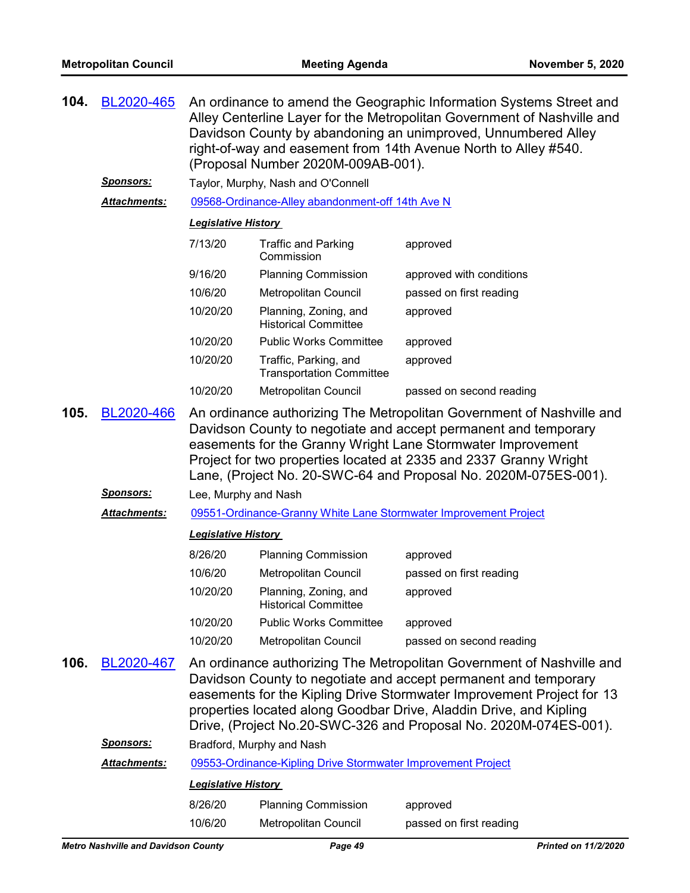**104. BL2020-465** An ordinance to amend the Geographic Information Systems Street and Alley Centerline Layer for the Metropolitan Government of Nashville and Davidson County by abandoning an unimproved, Unnumbered Alley right-of-way and easement from 14th Avenue North to Alley #540. (Proposal Number 2020M-009AB-001).

***Sponsors:*** Taylor, Murphy, Nash and O'Connell

***Attachments:*** 09568-Ordinance-Alley abandonment-off 14th Ave N

***Legislative History***

| | | |
|---|---|---|
| 7/13/20 | Traffic and Parking Commission | approved |
| 9/16/20 | Planning Commission | approved with conditions |
| 10/6/20 | Metropolitan Council | passed on first reading |
| 10/20/20 | Planning, Zoning, and Historical Committee | approved |
| 10/20/20 | Public Works Committee | approved |
| 10/20/20 | Traffic, Parking, and Transportation Committee | approved |
| 10/20/20 | Metropolitan Council | passed on second reading |

**105. BL2020-466** An ordinance authorizing The Metropolitan Government of Nashville and Davidson County to negotiate and accept permanent and temporary easements for the Granny Wright Lane Stormwater Improvement Project for two properties located at 2335 and 2337 Granny Wright Lane, (Project No. 20-SWC-64 and Proposal No. 2020M-075ES-001).

***Sponsors:*** Lee, Murphy and Nash

***Attachments:*** 09551-Ordinance-Granny White Lane Stormwater Improvement Project

***Legislative History***

| | | |
|---|---|---|
| 8/26/20 | Planning Commission | approved |
| 10/6/20 | Metropolitan Council | passed on first reading |
| 10/20/20 | Planning, Zoning, and Historical Committee | approved |
| 10/20/20 | Public Works Committee | approved |
| 10/20/20 | Metropolitan Council | passed on second reading |

**106. BL2020-467** An ordinance authorizing The Metropolitan Government of Nashville and Davidson County to negotiate and accept permanent and temporary easements for the Kipling Drive Stormwater Improvement Project for 13 properties located along Goodbar Drive, Aladdin Drive, and Kipling Drive, (Project No.20-SWC-326 and Proposal No. 2020M-074ES-001).

***Sponsors:*** Bradford, Murphy and Nash

***Attachments:*** 09553-Ordinance-Kipling Drive Stormwater Improvement Project

***Legislative History***

| | | |
|---|---|---|
| 8/26/20 | Planning Commission | approved |
| 10/6/20 | Metropolitan Council | passed on first reading |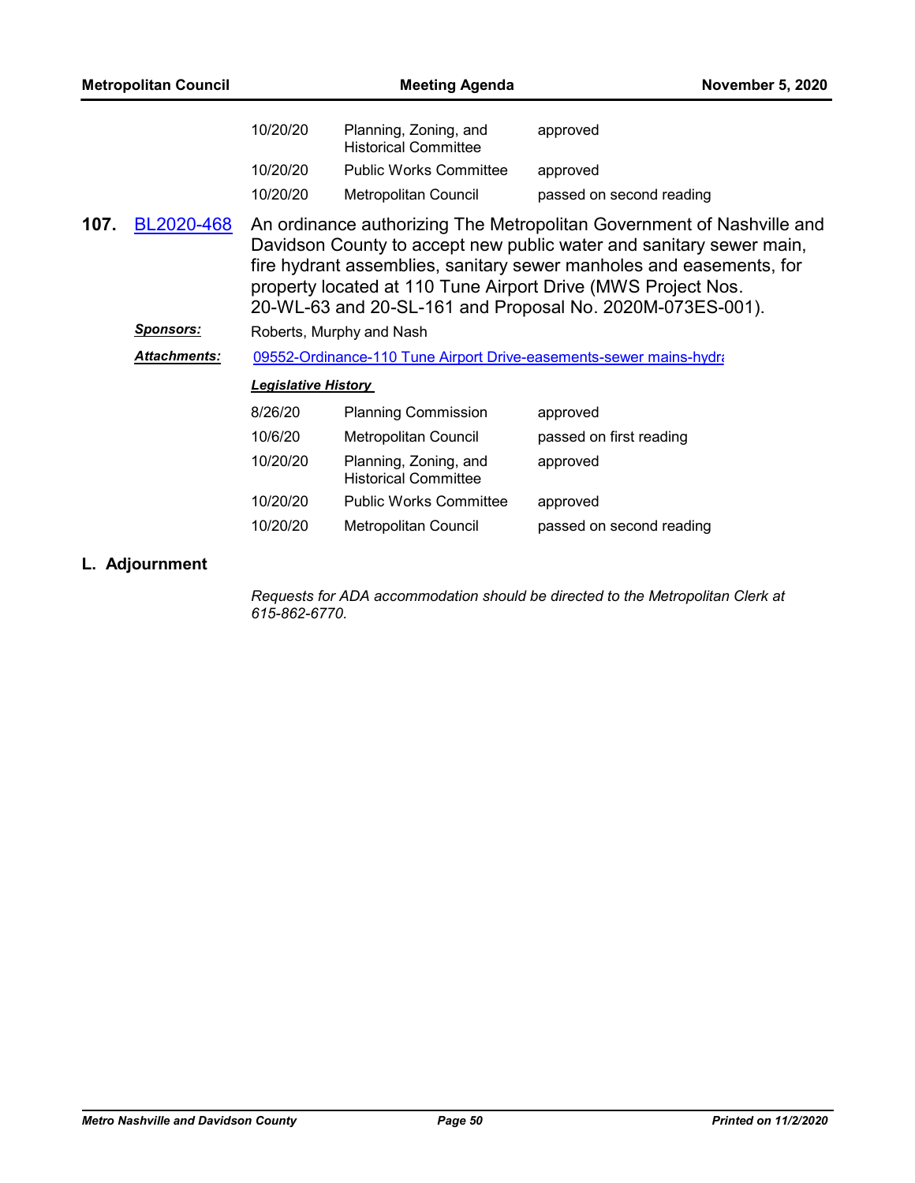| | | |
|---|---|---|
| 10/20/20 | Planning, Zoning, and Historical Committee | approved |
| 10/20/20 | Public Works Committee | approved |
| 10/20/20 | Metropolitan Council | passed on second reading |

**107.** BL2020-468 An ordinance authorizing The Metropolitan Government of Nashville and Davidson County to accept new public water and sanitary sewer main, fire hydrant assemblies, sanitary sewer manholes and easements, for property located at 110 Tune Airport Drive (MWS Project Nos. 20-WL-63 and 20-SL-161 and Proposal No. 2020M-073ES-001).

***Sponsors:*** Roberts, Murphy and Nash

***Attachments:*** 09552-Ordinance-110 Tune Airport Drive-easements-sewer mains-hydra

***Legislative History***

| | | |
|---|---|---|
| 8/26/20 | Planning Commission | approved |
| 10/6/20 | Metropolitan Council | passed on first reading |
| 10/20/20 | Planning, Zoning, and Historical Committee | approved |
| 10/20/20 | Public Works Committee | approved |
| 10/20/20 | Metropolitan Council | passed on second reading |

## L. Adjournment

*Requests for ADA accommodation should be directed to the Metropolitan Clerk at 615-862-6770.*